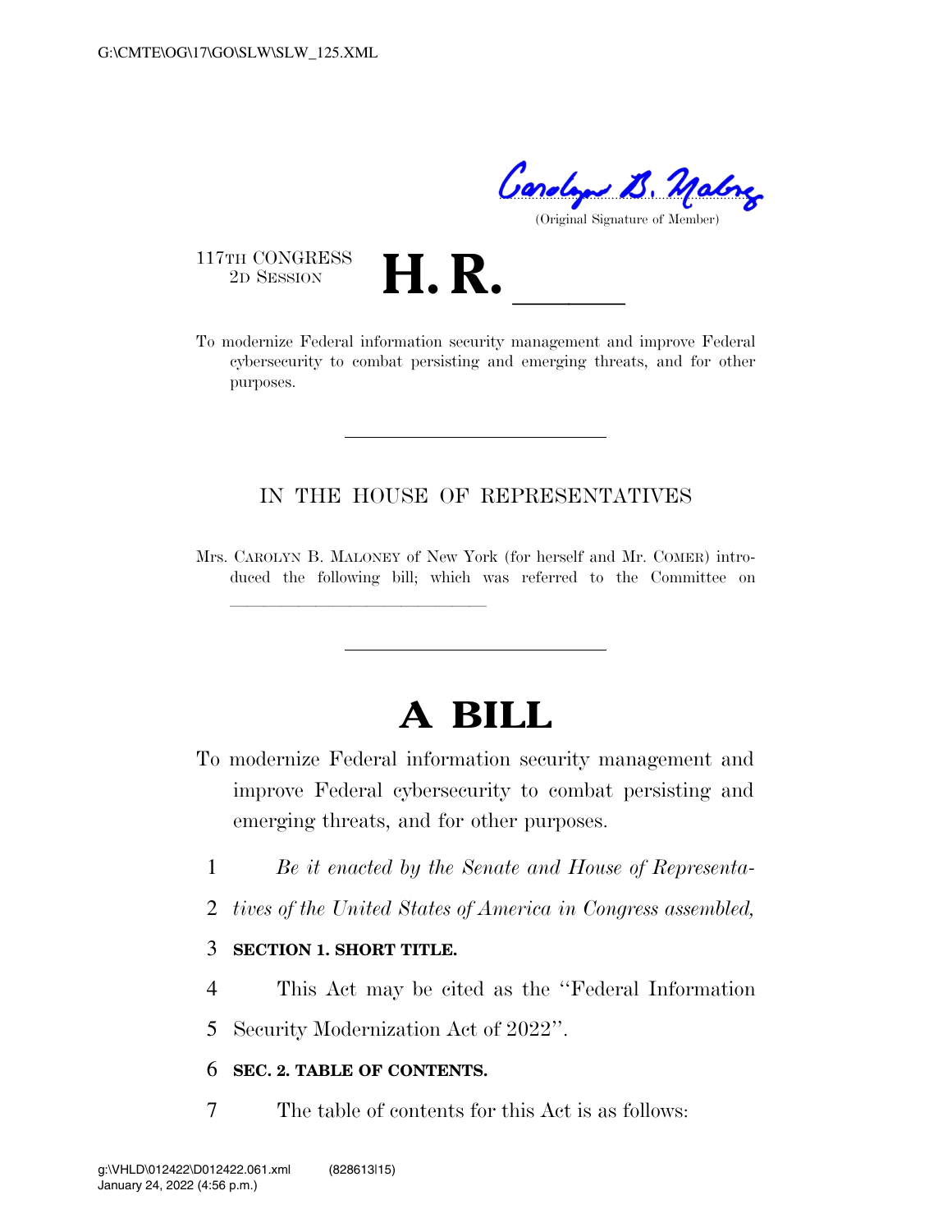(Original Signature of Member)

117TH CONGRESS
2D SESSION

# H. R. \_\_\_\_\_

To modernize Federal information security management and improve Federal cybersecurity to combat persisting and emerging threats, and for other purposes.

---

## IN THE HOUSE OF REPRESENTATIVES

Mrs. CAROLYN B. MALONEY of New York (for herself and Mr. COMER) introduced the following bill; which was referred to the Committee on \_\_\_\_\_\_\_\_\_\_\_\_\_\_\_\_\_\_\_\_\_\_\_\_\_\_\_\_\_\_

---

# A BILL

To modernize Federal information security management and improve Federal cybersecurity to combat persisting and emerging threats, and for other purposes.

*Be it enacted by the Senate and House of Representatives of the United States of America in Congress assembled,*

**SECTION 1. SHORT TITLE.**

This Act may be cited as the ''Federal Information Security Modernization Act of 2022''.

**SEC. 2. TABLE OF CONTENTS.**

The table of contents for this Act is as follows: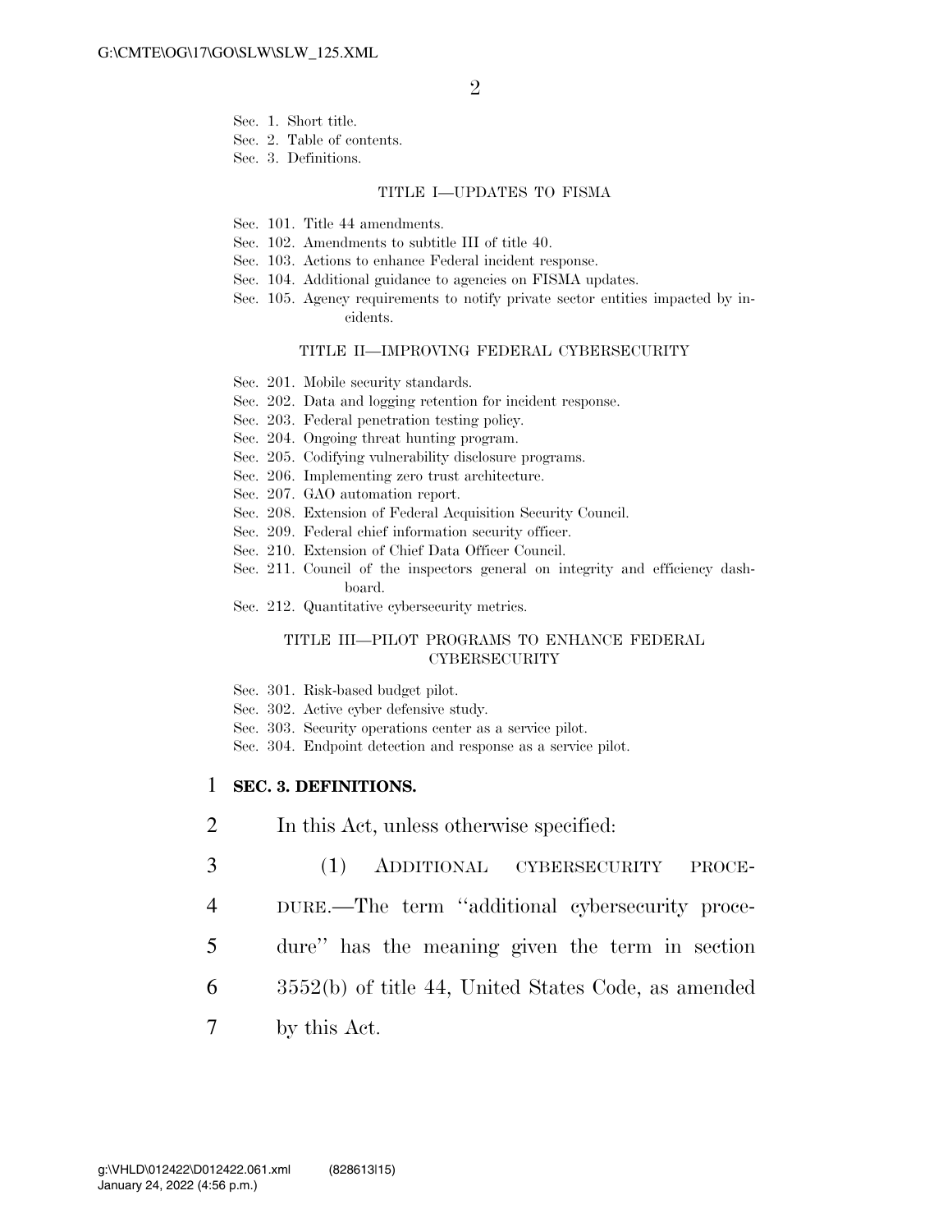Sec. 1. Short title.
Sec. 2. Table of contents.
Sec. 3. Definitions.

TITLE I—UPDATES TO FISMA

Sec. 101. Title 44 amendments.
Sec. 102. Amendments to subtitle III of title 40.
Sec. 103. Actions to enhance Federal incident response.
Sec. 104. Additional guidance to agencies on FISMA updates.
Sec. 105. Agency requirements to notify private sector entities impacted by incidents.

TITLE II—IMPROVING FEDERAL CYBERSECURITY

Sec. 201. Mobile security standards.
Sec. 202. Data and logging retention for incident response.
Sec. 203. Federal penetration testing policy.
Sec. 204. Ongoing threat hunting program.
Sec. 205. Codifying vulnerability disclosure programs.
Sec. 206. Implementing zero trust architecture.
Sec. 207. GAO automation report.
Sec. 208. Extension of Federal Acquisition Security Council.
Sec. 209. Federal chief information security officer.
Sec. 210. Extension of Chief Data Officer Council.
Sec. 211. Council of the inspectors general on integrity and efficiency dashboard.
Sec. 212. Quantitative cybersecurity metrics.

TITLE III—PILOT PROGRAMS TO ENHANCE FEDERAL CYBERSECURITY

Sec. 301. Risk-based budget pilot.
Sec. 302. Active cyber defensive study.
Sec. 303. Security operations center as a service pilot.
Sec. 304. Endpoint detection and response as a service pilot.

**SEC. 3. DEFINITIONS.**

In this Act, unless otherwise specified:

(1) ADDITIONAL CYBERSECURITY PROCEDURE.—The term ''additional cybersecurity procedure'' has the meaning given the term in section 3552(b) of title 44, United States Code, as amended by this Act.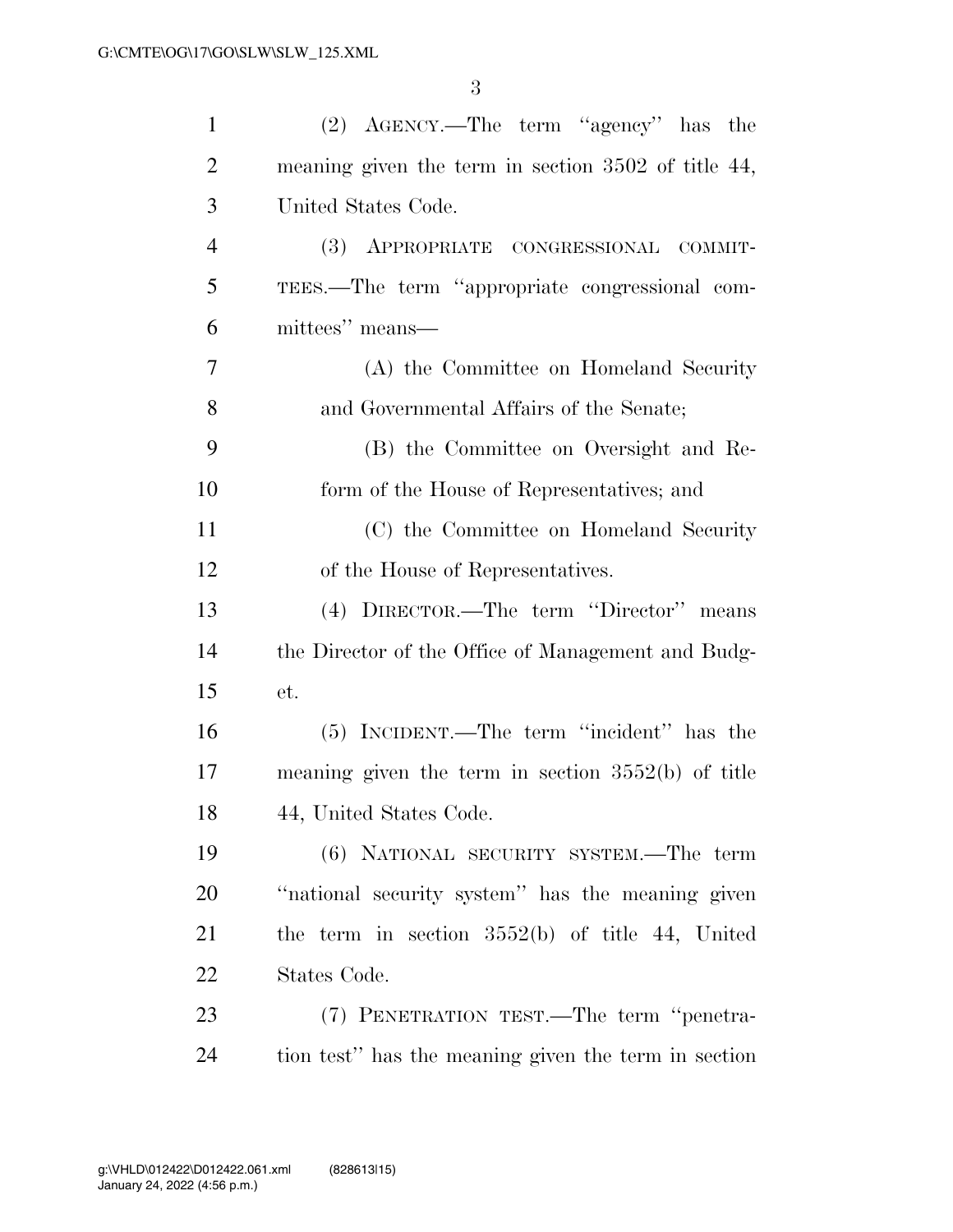(2) AGENCY.—The term "agency" has the meaning given the term in section 3502 of title 44, United States Code.

(3) APPROPRIATE CONGRESSIONAL COMMITTEES.—The term "appropriate congressional committees" means—

(A) the Committee on Homeland Security and Governmental Affairs of the Senate;

(B) the Committee on Oversight and Reform of the House of Representatives; and

(C) the Committee on Homeland Security of the House of Representatives.

(4) DIRECTOR.—The term "Director" means the Director of the Office of Management and Budget.

(5) INCIDENT.—The term "incident" has the meaning given the term in section 3552(b) of title 44, United States Code.

(6) NATIONAL SECURITY SYSTEM.—The term "national security system" has the meaning given the term in section 3552(b) of title 44, United States Code.

(7) PENETRATION TEST.—The term "penetration test" has the meaning given the term in section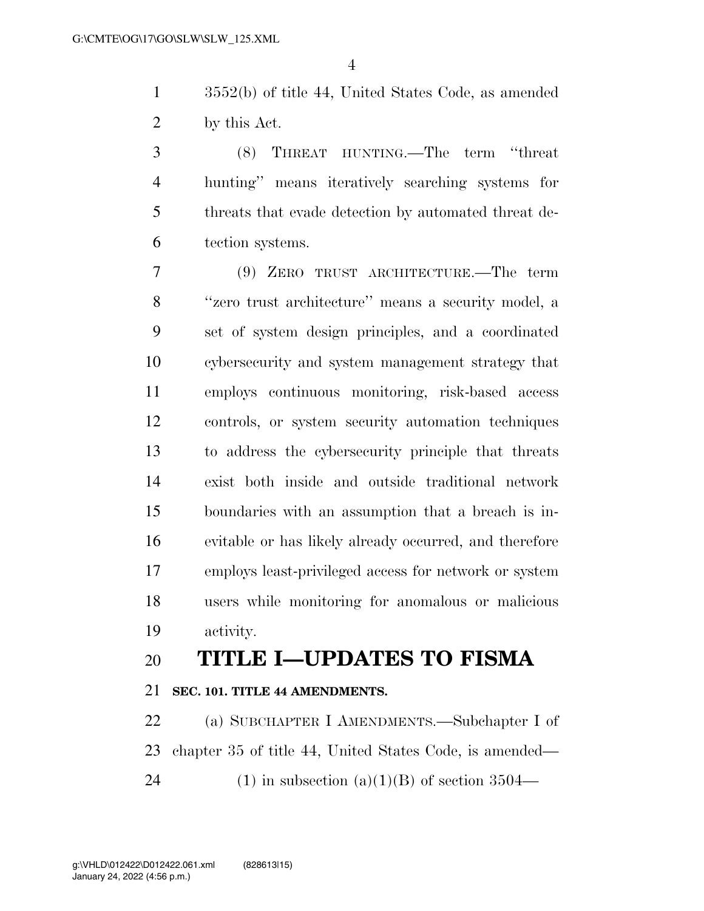3552(b) of title 44, United States Code, as amended by this Act.

(8) THREAT HUNTING.—The term ''threat hunting'' means iteratively searching systems for threats that evade detection by automated threat detection systems.

(9) ZERO TRUST ARCHITECTURE.—The term ''zero trust architecture'' means a security model, a set of system design principles, and a coordinated cybersecurity and system management strategy that employs continuous monitoring, risk-based access controls, or system security automation techniques to address the cybersecurity principle that threats exist both inside and outside traditional network boundaries with an assumption that a breach is inevitable or has likely already occurred, and therefore employs least-privileged access for network or system users while monitoring for anomalous or malicious activity.

# TITLE I—UPDATES TO FISMA

## SEC. 101. TITLE 44 AMENDMENTS.

(a) SUBCHAPTER I AMENDMENTS.—Subchapter I of chapter 35 of title 44, United States Code, is amended—

(1) in subsection (a)(1)(B) of section 3504—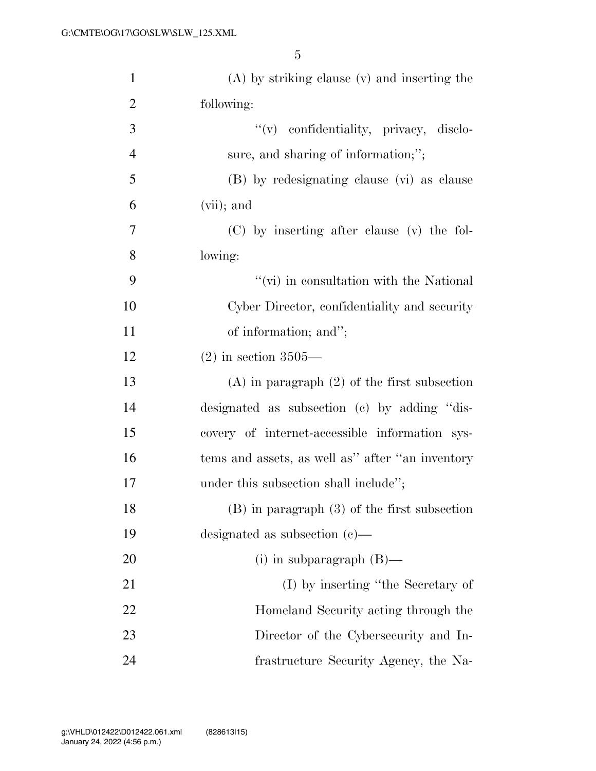(A) by striking clause (v) and inserting the following:

"(v) confidentiality, privacy, disclosure, and sharing of information;";

(B) by redesignating clause (vi) as clause (vii); and

(C) by inserting after clause (v) the following:

"(vi) in consultation with the National Cyber Director, confidentiality and security of information; and";

(2) in section 3505—

(A) in paragraph (2) of the first subsection designated as subsection (c) by adding "discovery of internet-accessible information systems and assets, as well as" after "an inventory under this subsection shall include";

(B) in paragraph (3) of the first subsection designated as subsection (c)—

(i) in subparagraph (B)—

(I) by inserting "the Secretary of Homeland Security acting through the Director of the Cybersecurity and Infrastructure Security Agency, the Na-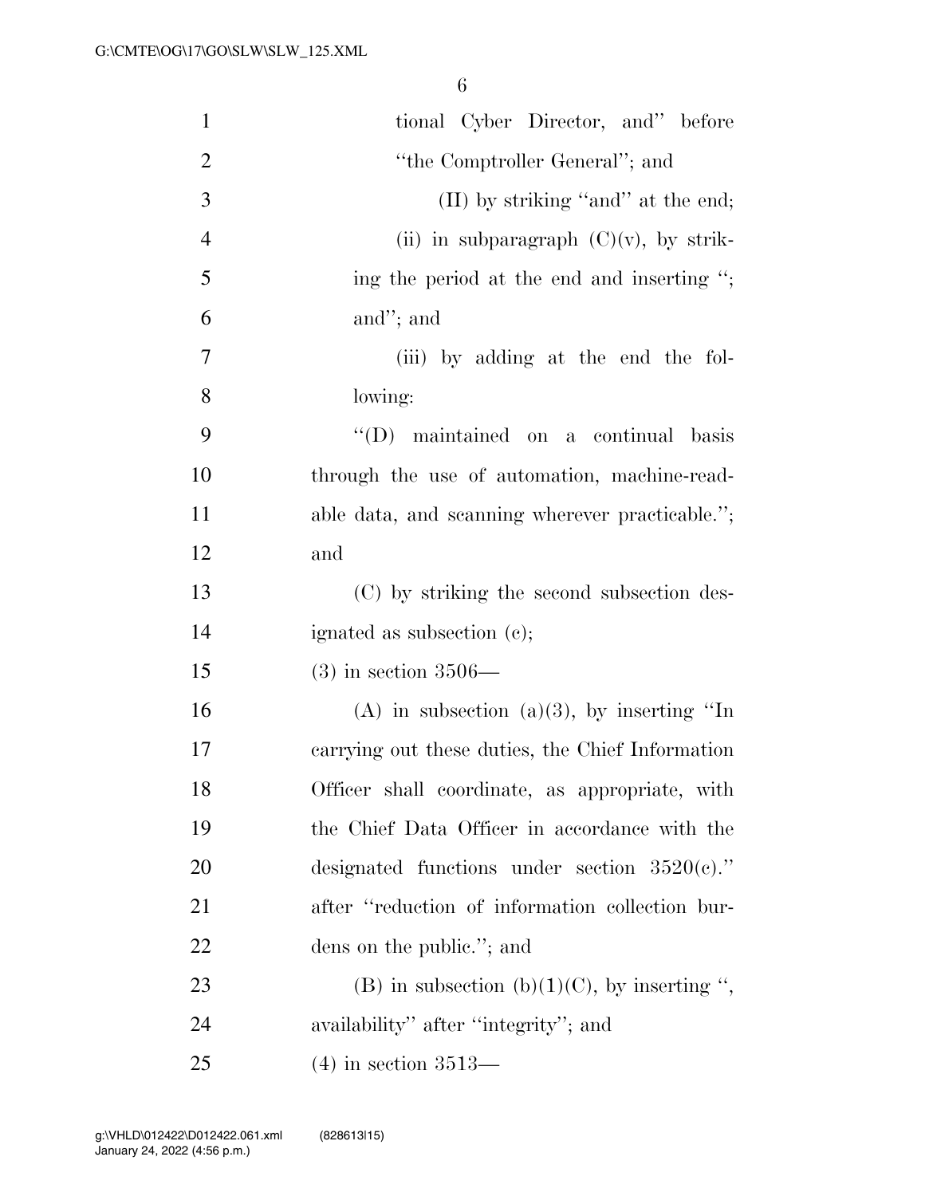tional Cyber Director, and'' before ''the Comptroller General''; and

(II) by striking ''and'' at the end;

(ii) in subparagraph (C)(v), by striking the period at the end and inserting ''; and''; and

(iii) by adding at the end the following:

''(D) maintained on a continual basis through the use of automation, machine-readable data, and scanning wherever practicable.''; and

(C) by striking the second subsection designated as subsection (c);

(3) in section 3506—

(A) in subsection (a)(3), by inserting ''In carrying out these duties, the Chief Information Officer shall coordinate, as appropriate, with the Chief Data Officer in accordance with the designated functions under section 3520(c).'' after ''reduction of information collection burdens on the public.''; and

(B) in subsection (b)(1)(C), by inserting '', availability'' after ''integrity''; and

(4) in section 3513—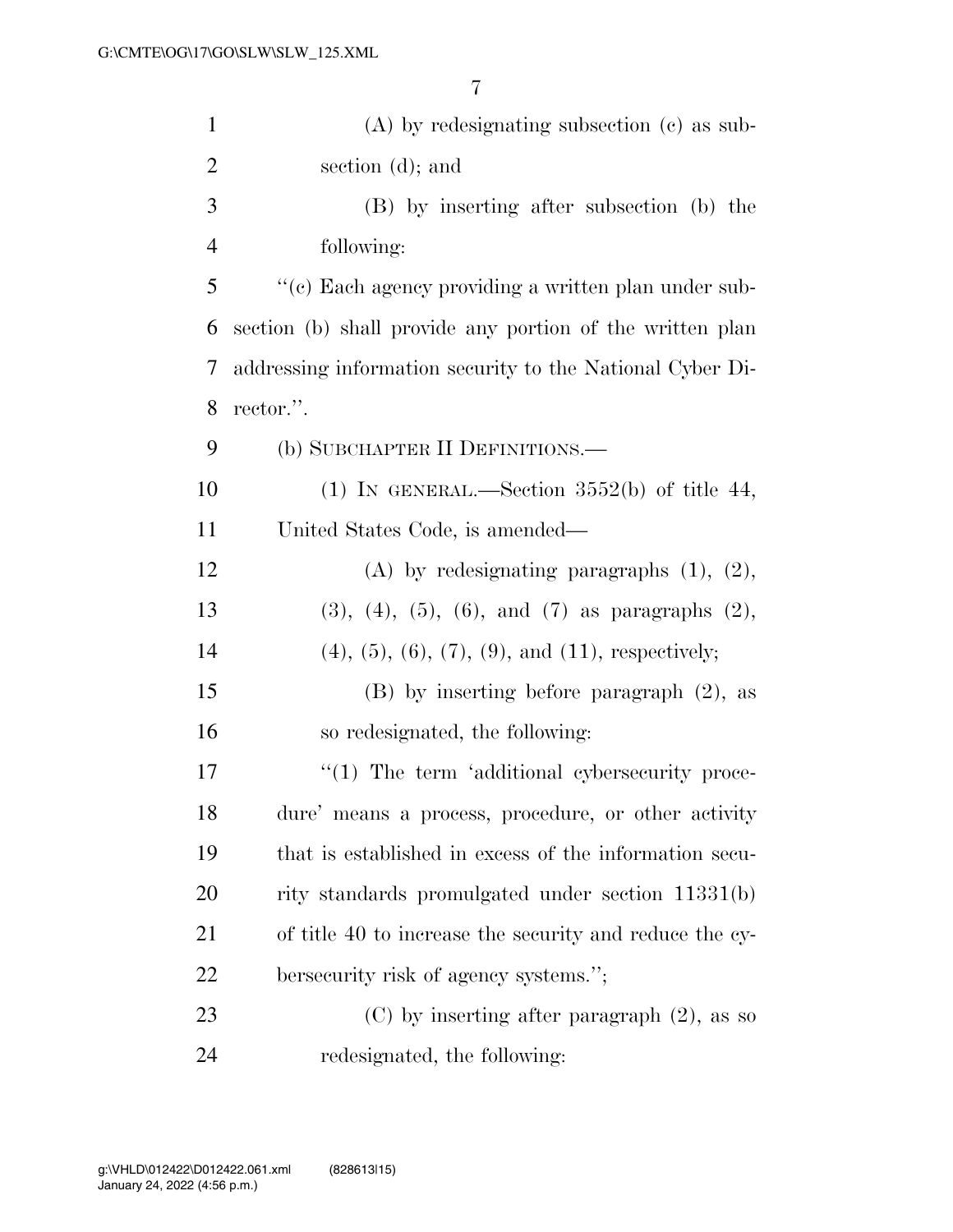(A) by redesignating subsection (c) as subsection (d); and

(B) by inserting after subsection (b) the following:

"(c) Each agency providing a written plan under subsection (b) shall provide any portion of the written plan addressing information security to the National Cyber Director.".

(b) SUBCHAPTER II DEFINITIONS.—

(1) IN GENERAL.—Section 3552(b) of title 44, United States Code, is amended—

(A) by redesignating paragraphs (1), (2), (3), (4), (5), (6), and (7) as paragraphs (2), (4), (5), (6), (7), (9), and (11), respectively;

(B) by inserting before paragraph (2), as so redesignated, the following:

"(1) The term 'additional cybersecurity procedure' means a process, procedure, or other activity that is established in excess of the information security standards promulgated under section 11331(b) of title 40 to increase the security and reduce the cybersecurity risk of agency systems.";

(C) by inserting after paragraph (2), as so redesignated, the following: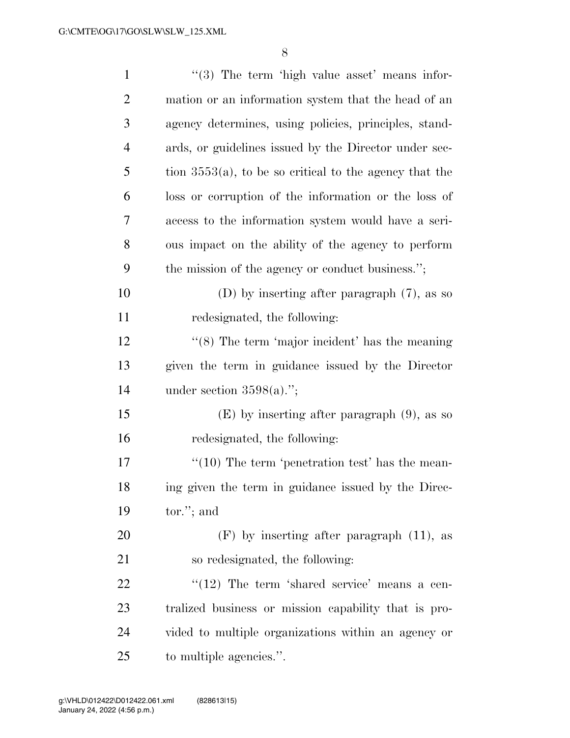''(3) The term 'high value asset' means information or an information system that the head of an agency determines, using policies, principles, standards, or guidelines issued by the Director under section 3553(a), to be so critical to the agency that the loss or corruption of the information or the loss of access to the information system would have a serious impact on the ability of the agency to perform the mission of the agency or conduct business.'';

(D) by inserting after paragraph (7), as so redesignated, the following:

''(8) The term 'major incident' has the meaning given the term in guidance issued by the Director under section 3598(a).'';

(E) by inserting after paragraph (9), as so redesignated, the following:

''(10) The term 'penetration test' has the meaning given the term in guidance issued by the Director.''; and

(F) by inserting after paragraph (11), as so redesignated, the following:

''(12) The term 'shared service' means a centralized business or mission capability that is provided to multiple organizations within an agency or to multiple agencies.''.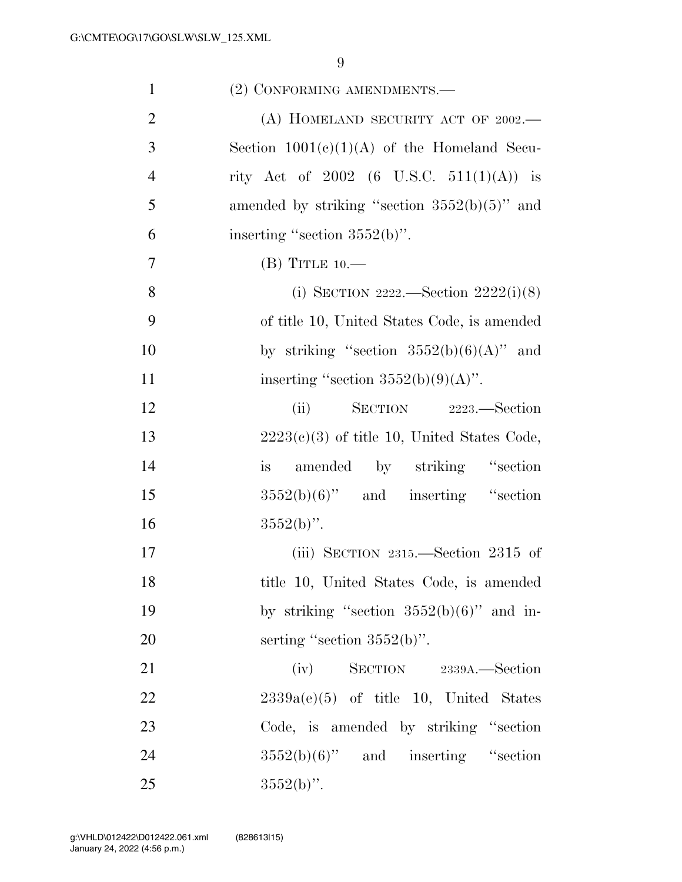(2) CONFORMING AMENDMENTS.—

(A) HOMELAND SECURITY ACT OF 2002.— Section 1001(c)(1)(A) of the Homeland Security Act of 2002 (6 U.S.C. 511(1)(A)) is amended by striking "section 3552(b)(5)" and inserting "section 3552(b)".

(B) TITLE 10.—

(i) SECTION 2222.—Section 2222(i)(8) of title 10, United States Code, is amended by striking "section 3552(b)(6)(A)" and inserting "section 3552(b)(9)(A)".

(ii) SECTION 2223.—Section 2223(c)(3) of title 10, United States Code, is amended by striking "section 3552(b)(6)" and inserting "section 3552(b)".

(iii) SECTION 2315.—Section 2315 of title 10, United States Code, is amended by striking "section 3552(b)(6)" and inserting "section 3552(b)".

(iv) SECTION 2339A.—Section 2339a(e)(5) of title 10, United States Code, is amended by striking "section 3552(b)(6)" and inserting "section 3552(b)".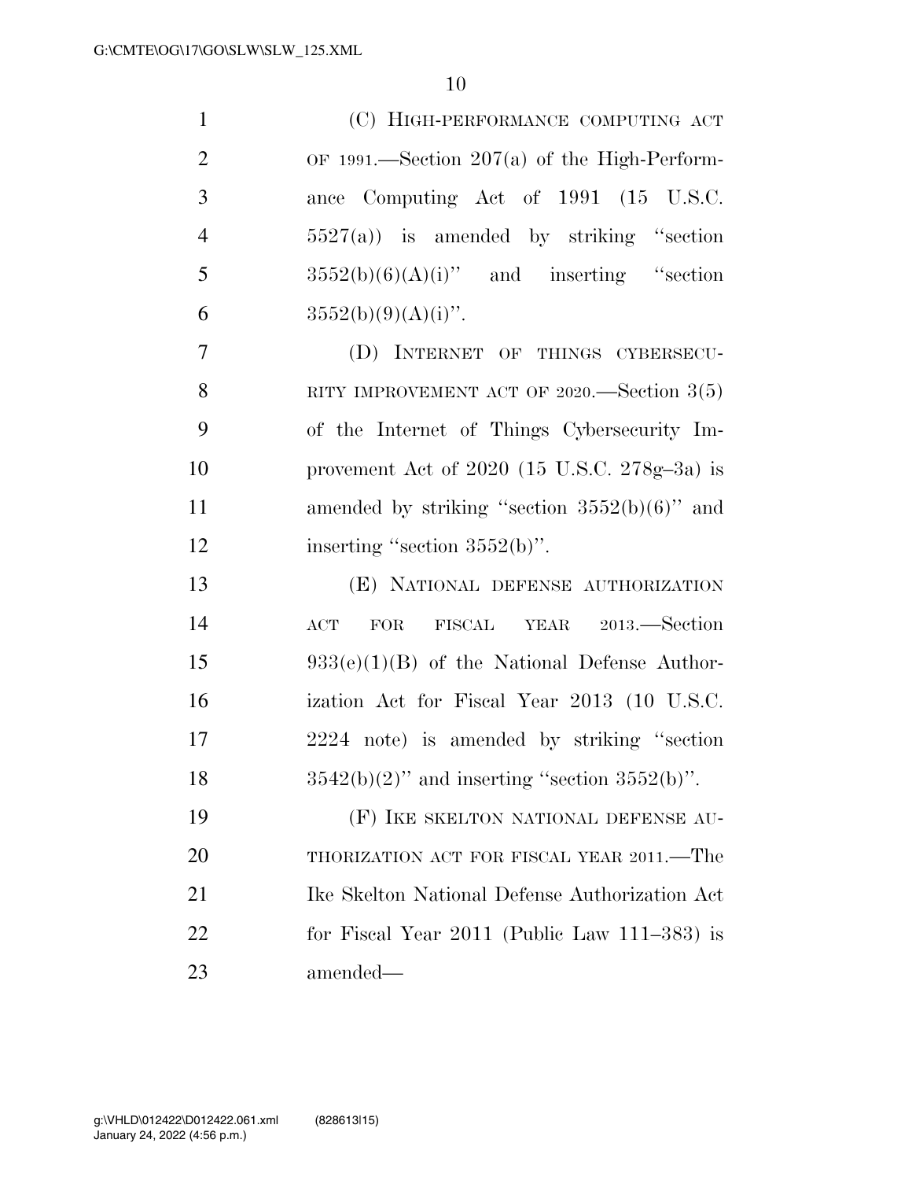(C) HIGH-PERFORMANCE COMPUTING ACT OF 1991.—Section 207(a) of the High-Performance Computing Act of 1991 (15 U.S.C. 5527(a)) is amended by striking "section 3552(b)(6)(A)(i)" and inserting "section 3552(b)(9)(A)(i)".

(D) INTERNET OF THINGS CYBERSECURITY IMPROVEMENT ACT OF 2020.—Section 3(5) of the Internet of Things Cybersecurity Improvement Act of 2020 (15 U.S.C. 278g–3a) is amended by striking "section 3552(b)(6)" and inserting "section 3552(b)".

(E) NATIONAL DEFENSE AUTHORIZATION ACT FOR FISCAL YEAR 2013.—Section 933(e)(1)(B) of the National Defense Authorization Act for Fiscal Year 2013 (10 U.S.C. 2224 note) is amended by striking "section 3542(b)(2)" and inserting "section 3552(b)".

(F) IKE SKELTON NATIONAL DEFENSE AUTHORIZATION ACT FOR FISCAL YEAR 2011.—The Ike Skelton National Defense Authorization Act for Fiscal Year 2011 (Public Law 111–383) is amended—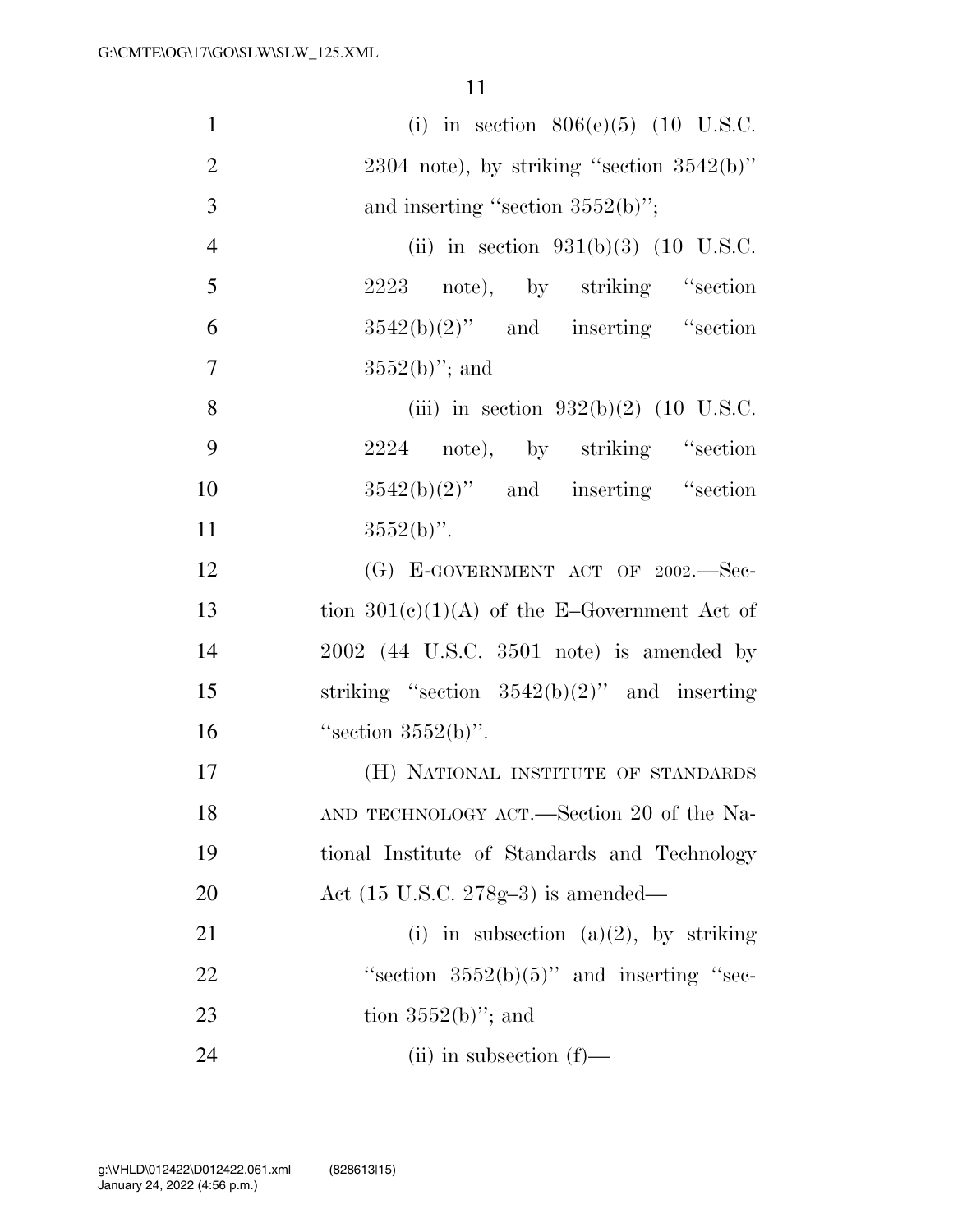(i) in section 806(e)(5) (10 U.S.C. 2304 note), by striking "section 3542(b)" and inserting "section 3552(b)";

(ii) in section 931(b)(3) (10 U.S.C. 2223 note), by striking "section 3542(b)(2)" and inserting "section 3552(b)"; and

(iii) in section 932(b)(2) (10 U.S.C. 2224 note), by striking "section 3542(b)(2)" and inserting "section 3552(b)".

(G) E-GOVERNMENT ACT OF 2002.—Section 301(c)(1)(A) of the E–Government Act of 2002 (44 U.S.C. 3501 note) is amended by striking "section 3542(b)(2)" and inserting "section 3552(b)".

(H) NATIONAL INSTITUTE OF STANDARDS AND TECHNOLOGY ACT.—Section 20 of the National Institute of Standards and Technology Act (15 U.S.C. 278g–3) is amended—

(i) in subsection (a)(2), by striking "section 3552(b)(5)" and inserting "section 3552(b)"; and

(ii) in subsection (f)—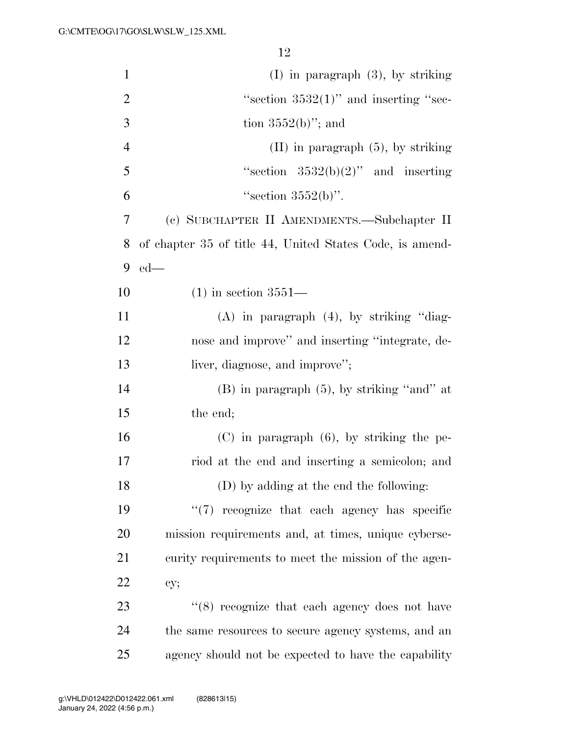(I) in paragraph (3), by striking "section 3532(1)" and inserting "section 3552(b)"; and

(II) in paragraph (5), by striking "section 3532(b)(2)" and inserting "section 3552(b)".

(c) SUBCHAPTER II AMENDMENTS.—Subchapter II of chapter 35 of title 44, United States Code, is amended—

(1) in section 3551—

(A) in paragraph (4), by striking "diagnose and improve" and inserting "integrate, deliver, diagnose, and improve";

(B) in paragraph (5), by striking "and" at the end;

(C) in paragraph (6), by striking the period at the end and inserting a semicolon; and

(D) by adding at the end the following:

"(7) recognize that each agency has specific mission requirements and, at times, unique cybersecurity requirements to meet the mission of the agency;

"(8) recognize that each agency does not have the same resources to secure agency systems, and an agency should not be expected to have the capability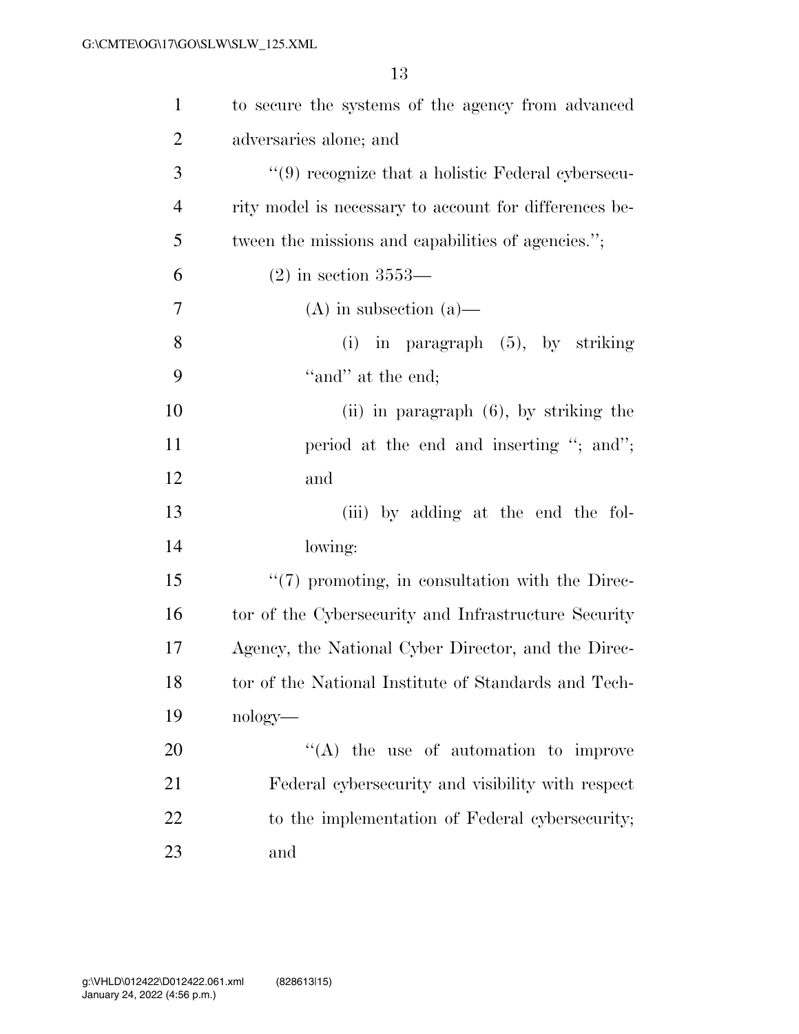to secure the systems of the agency from advanced adversaries alone; and

"(9) recognize that a holistic Federal cybersecurity model is necessary to account for differences between the missions and capabilities of agencies.";

(2) in section 3553—

(A) in subsection (a)—

(i) in paragraph (5), by striking "and" at the end;

(ii) in paragraph (6), by striking the period at the end and inserting "; and"; and

(iii) by adding at the end the following:

"(7) promoting, in consultation with the Director of the Cybersecurity and Infrastructure Security Agency, the National Cyber Director, and the Director of the National Institute of Standards and Technology—

"(A) the use of automation to improve Federal cybersecurity and visibility with respect to the implementation of Federal cybersecurity; and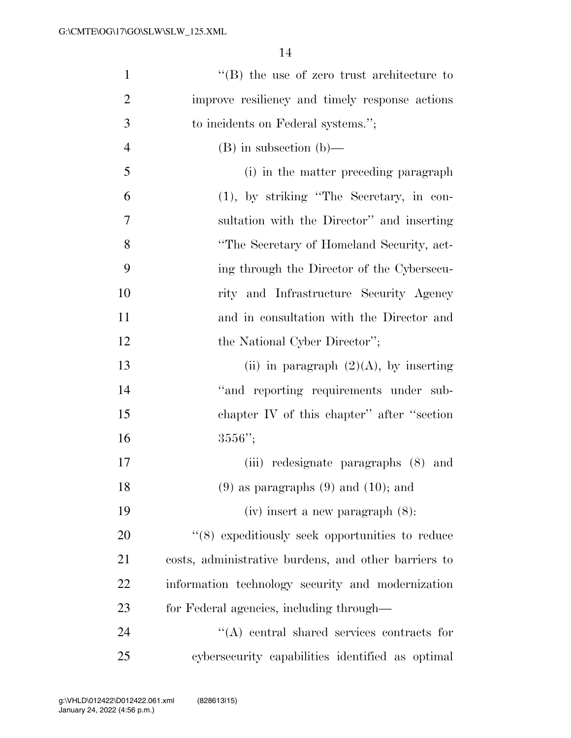''(B) the use of zero trust architecture to improve resiliency and timely response actions to incidents on Federal systems.'';

(B) in subsection (b)—

(i) in the matter preceding paragraph (1), by striking ''The Secretary, in consultation with the Director'' and inserting ''The Secretary of Homeland Security, acting through the Director of the Cybersecurity and Infrastructure Security Agency and in consultation with the Director and the National Cyber Director'';

(ii) in paragraph (2)(A), by inserting ''and reporting requirements under subchapter IV of this chapter'' after ''section 3556'';

(iii) redesignate paragraphs (8) and (9) as paragraphs (9) and (10); and

(iv) insert a new paragraph (8):

''(8) expeditiously seek opportunities to reduce costs, administrative burdens, and other barriers to information technology security and modernization for Federal agencies, including through—

''(A) central shared services contracts for cybersecurity capabilities identified as optimal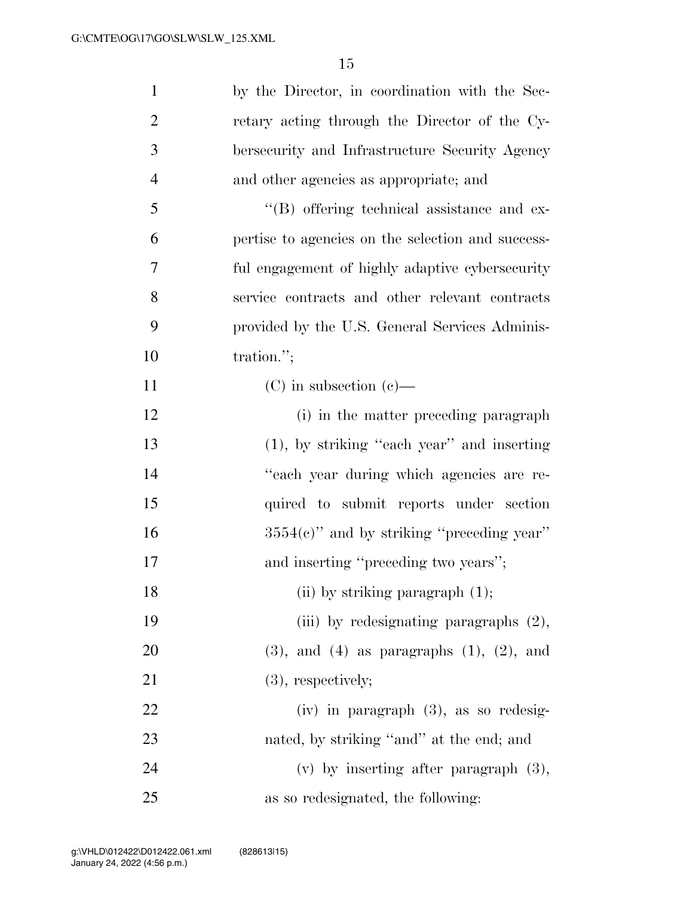by the Director, in coordination with the Secretary acting through the Director of the Cybersecurity and Infrastructure Security Agency and other agencies as appropriate; and

"(B) offering technical assistance and expertise to agencies on the selection and successful engagement of highly adaptive cybersecurity service contracts and other relevant contracts provided by the U.S. General Services Administration.";

(C) in subsection (c)—

(i) in the matter preceding paragraph (1), by striking "each year" and inserting "each year during which agencies are required to submit reports under section 3554(c)" and by striking "preceding year" and inserting "preceding two years";

(ii) by striking paragraph (1);

(iii) by redesignating paragraphs (2), (3), and (4) as paragraphs (1), (2), and (3), respectively;

(iv) in paragraph (3), as so redesignated, by striking "and" at the end; and

(v) by inserting after paragraph (3), as so redesignated, the following: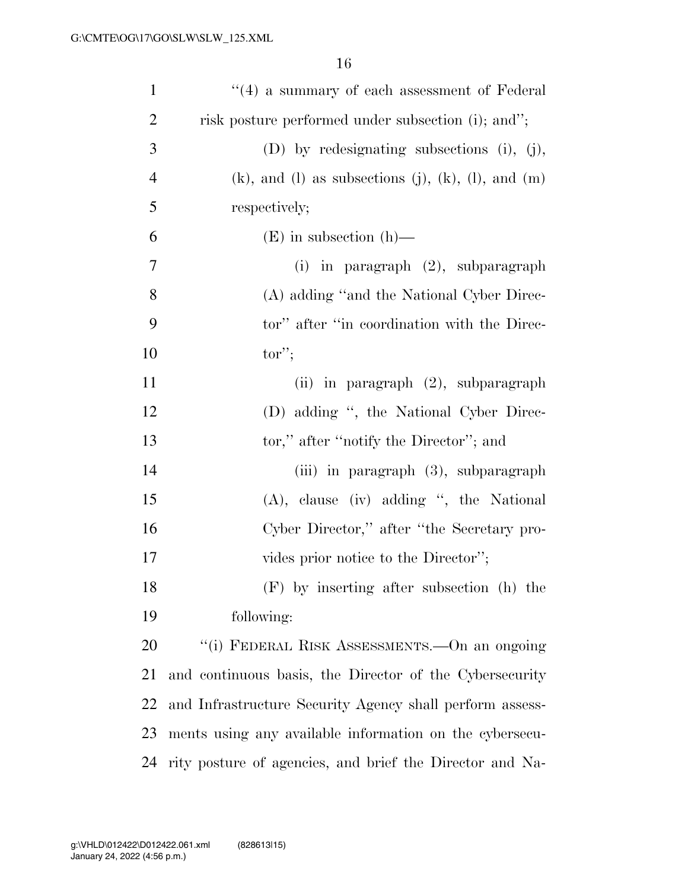"(4) a summary of each assessment of Federal risk posture performed under subsection (i); and";

(D) by redesignating subsections (i), (j), (k), and (l) as subsections (j), (k), (l), and (m) respectively;

(E) in subsection (h)—

(i) in paragraph (2), subparagraph (A) adding "and the National Cyber Director" after "in coordination with the Director";

(ii) in paragraph (2), subparagraph (D) adding ", the National Cyber Director," after "notify the Director"; and

(iii) in paragraph (3), subparagraph (A), clause (iv) adding ", the National Cyber Director," after "the Secretary provides prior notice to the Director";

(F) by inserting after subsection (h) the following:

"(i) FEDERAL RISK ASSESSMENTS.—On an ongoing and continuous basis, the Director of the Cybersecurity and Infrastructure Security Agency shall perform assessments using any available information on the cybersecurity posture of agencies, and brief the Director and Na-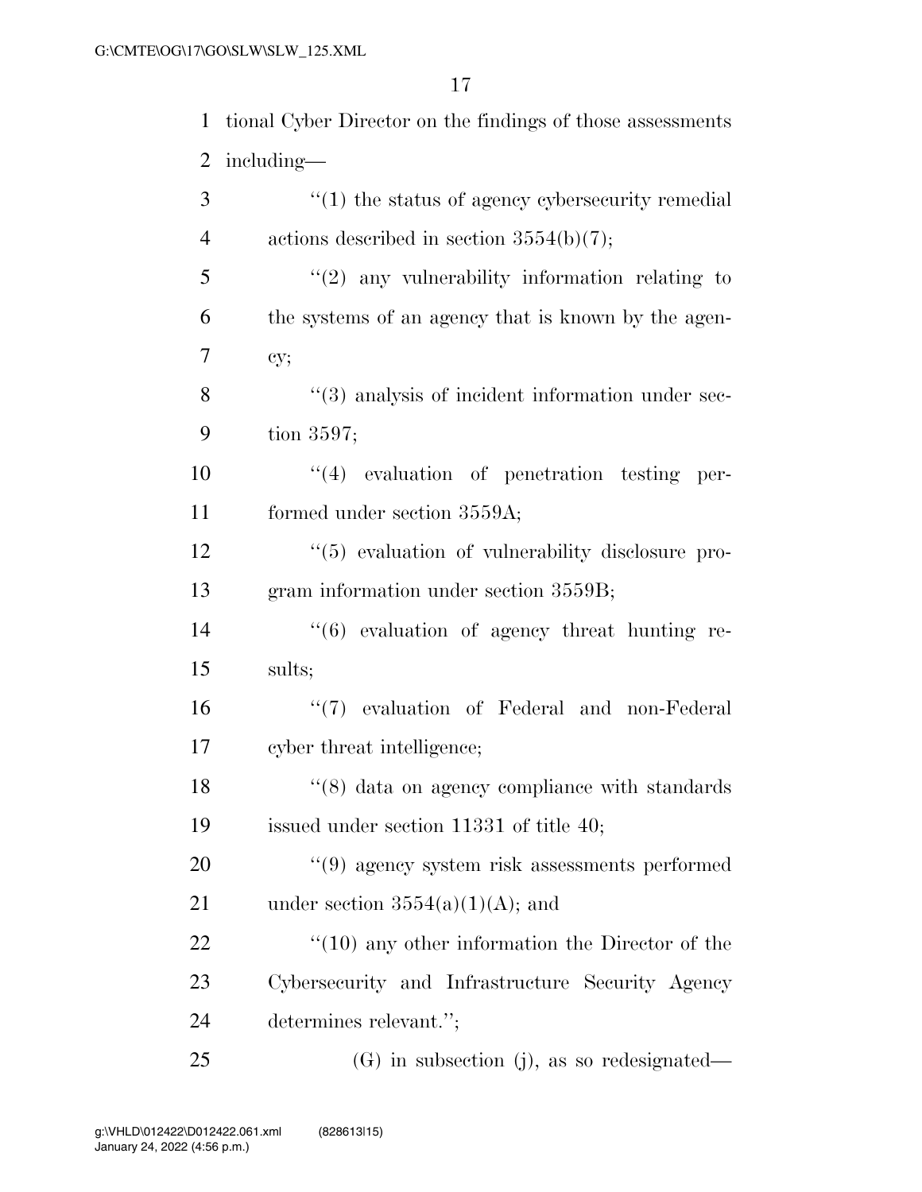tional Cyber Director on the findings of those assessments including—

"(1) the status of agency cybersecurity remedial actions described in section 3554(b)(7);

"(2) any vulnerability information relating to the systems of an agency that is known by the agency;

"(3) analysis of incident information under section 3597;

"(4) evaluation of penetration testing performed under section 3559A;

"(5) evaluation of vulnerability disclosure program information under section 3559B;

"(6) evaluation of agency threat hunting results;

"(7) evaluation of Federal and non-Federal cyber threat intelligence;

"(8) data on agency compliance with standards issued under section 11331 of title 40;

"(9) agency system risk assessments performed under section 3554(a)(1)(A); and

"(10) any other information the Director of the Cybersecurity and Infrastructure Security Agency determines relevant.";

(G) in subsection (j), as so redesignated—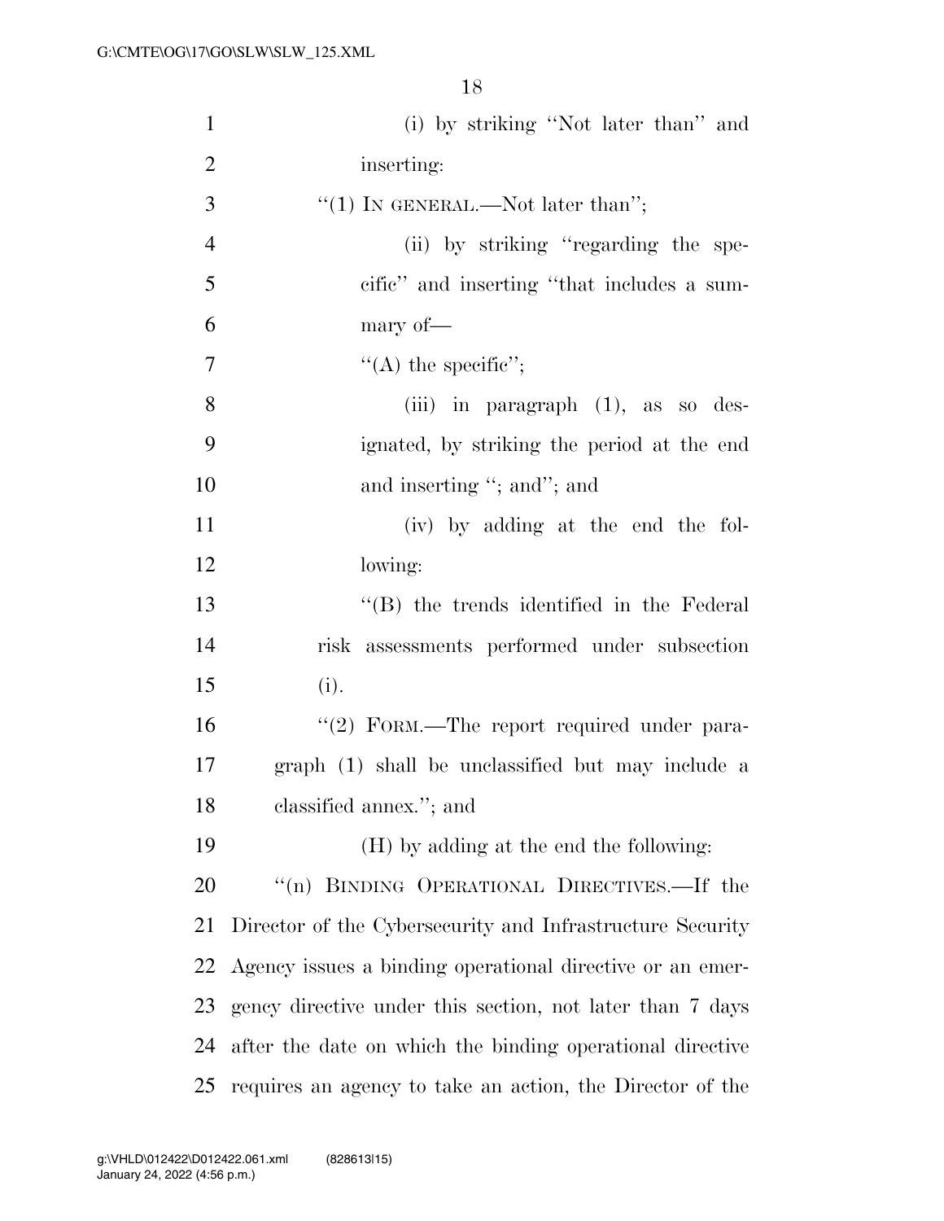(i) by striking "Not later than" and inserting:

"(1) IN GENERAL.—Not later than";

(ii) by striking "regarding the specific" and inserting "that includes a summary of—

"(A) the specific";

(iii) in paragraph (1), as so designated, by striking the period at the end and inserting "; and"; and

(iv) by adding at the end the following:

"(B) the trends identified in the Federal risk assessments performed under subsection (i).

"(2) FORM.—The report required under paragraph (1) shall be unclassified but may include a classified annex."; and

(H) by adding at the end the following:

"(n) BINDING OPERATIONAL DIRECTIVES.—If the Director of the Cybersecurity and Infrastructure Security Agency issues a binding operational directive or an emergency directive under this section, not later than 7 days after the date on which the binding operational directive requires an agency to take an action, the Director of the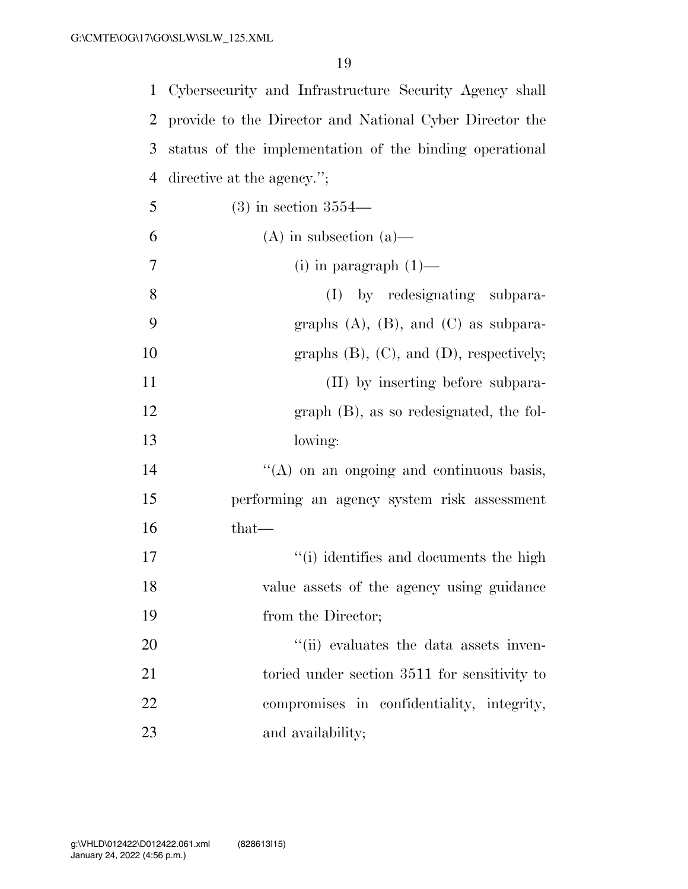Cybersecurity and Infrastructure Security Agency shall provide to the Director and National Cyber Director the status of the implementation of the binding operational directive at the agency.'';

(3) in section 3554—

(A) in subsection (a)—

(i) in paragraph (1)—

(I) by redesignating subparagraphs (A), (B), and (C) as subparagraphs (B), (C), and (D), respectively;

(II) by inserting before subparagraph (B), as so redesignated, the following:

''(A) on an ongoing and continuous basis, performing an agency system risk assessment that—

''(i) identifies and documents the high value assets of the agency using guidance from the Director;

''(ii) evaluates the data assets inventoried under section 3511 for sensitivity to compromises in confidentiality, integrity, and availability;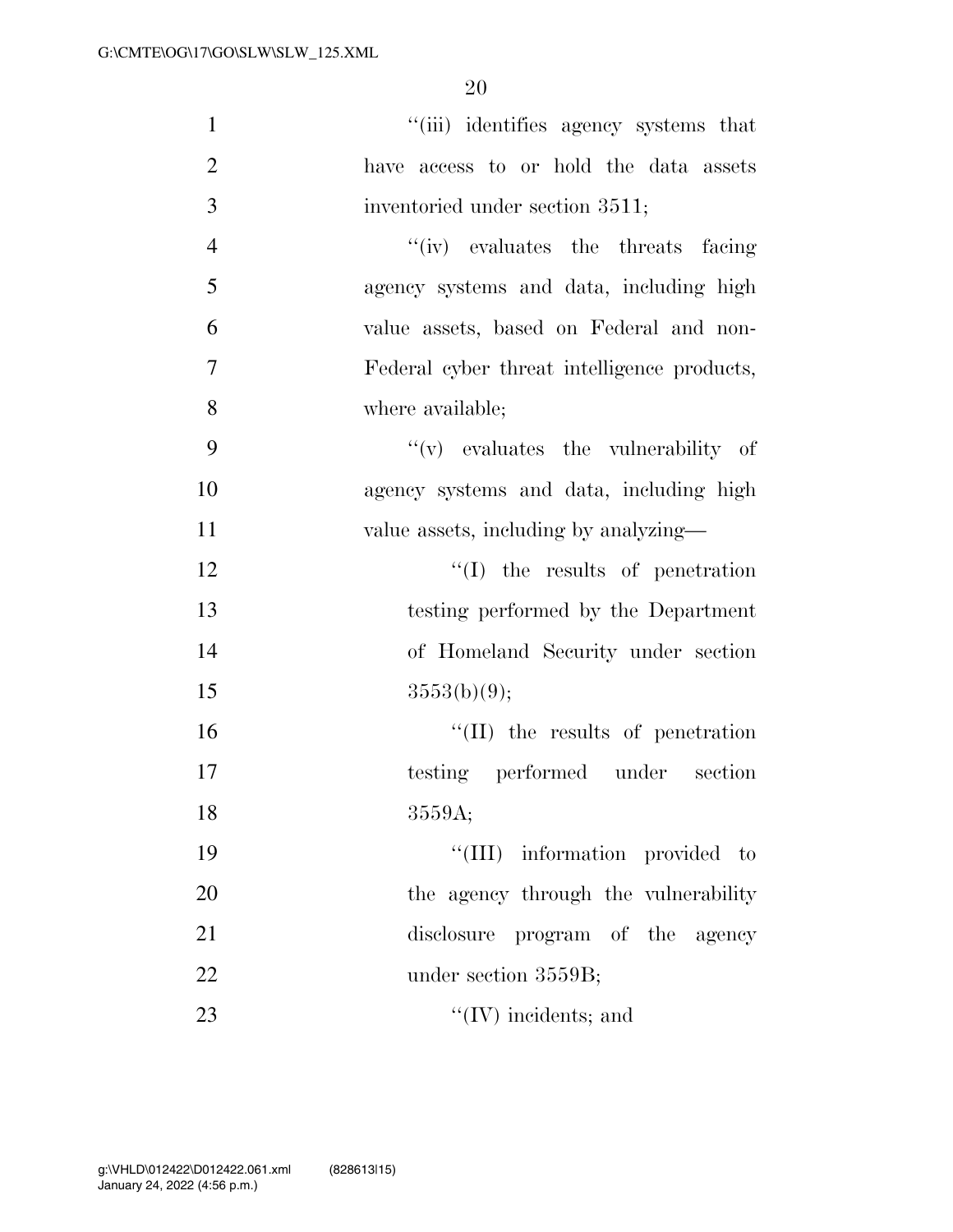"(iii) identifies agency systems that have access to or hold the data assets inventoried under section 3511;

"(iv) evaluates the threats facing agency systems and data, including high value assets, based on Federal and non-Federal cyber threat intelligence products, where available;

"(v) evaluates the vulnerability of agency systems and data, including high value assets, including by analyzing—

"(I) the results of penetration testing performed by the Department of Homeland Security under section 3553(b)(9);

"(II) the results of penetration testing performed under section 3559A;

"(III) information provided to the agency through the vulnerability disclosure program of the agency under section 3559B;

"(IV) incidents; and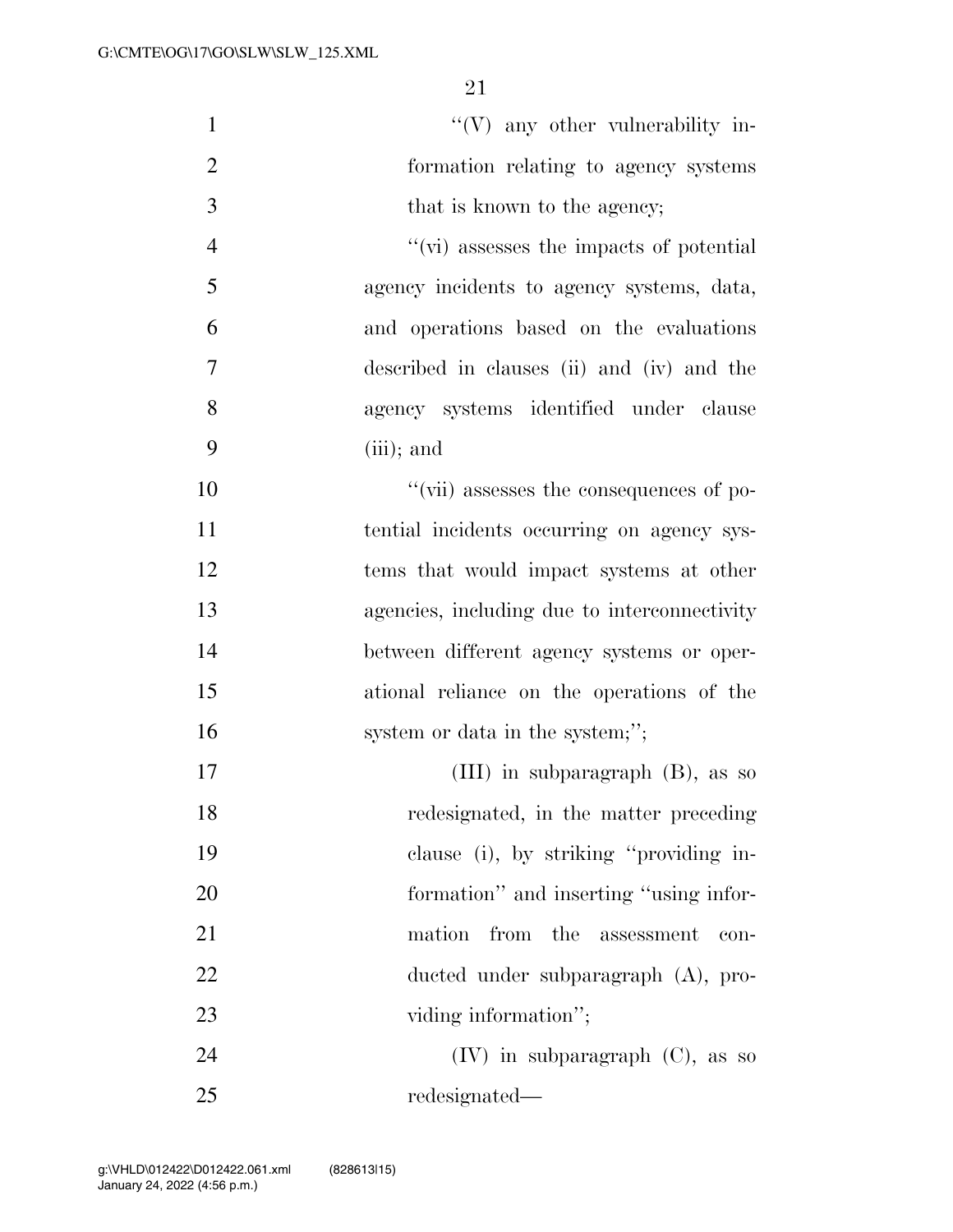''(V) any other vulnerability information relating to agency systems that is known to the agency;

''(vi) assesses the impacts of potential agency incidents to agency systems, data, and operations based on the evaluations described in clauses (ii) and (iv) and the agency systems identified under clause (iii); and

''(vii) assesses the consequences of potential incidents occurring on agency systems that would impact systems at other agencies, including due to interconnectivity between different agency systems or operational reliance on the operations of the system or data in the system;'';

(III) in subparagraph (B), as so redesignated, in the matter preceding clause (i), by striking ''providing information'' and inserting ''using information from the assessment conducted under subparagraph (A), providing information'';

(IV) in subparagraph (C), as so redesignated—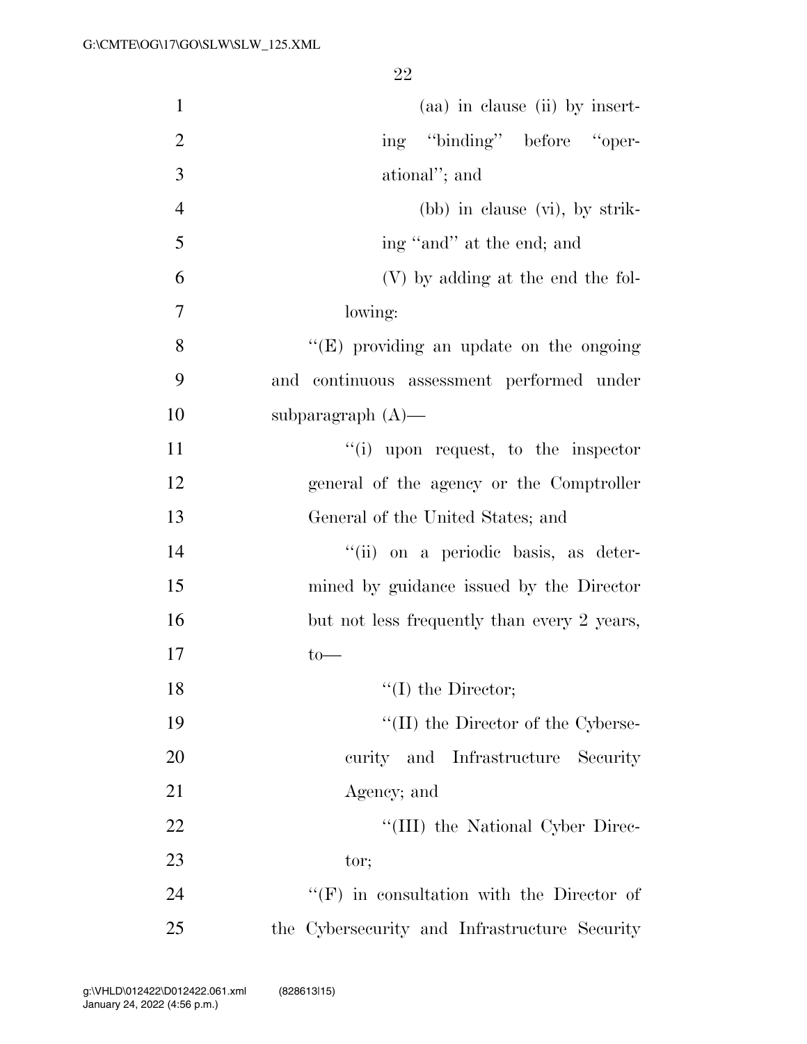(aa) in clause (ii) by inserting ''binding'' before ''operational''; and

(bb) in clause (vi), by striking ''and'' at the end; and

(V) by adding at the end the following:

''(E) providing an update on the ongoing and continuous assessment performed under subparagraph (A)—

''(i) upon request, to the inspector general of the agency or the Comptroller General of the United States; and

''(ii) on a periodic basis, as determined by guidance issued by the Director but not less frequently than every 2 years, to—

''(I) the Director;

''(II) the Director of the Cybersecurity and Infrastructure Security Agency; and

''(III) the National Cyber Director;

''(F) in consultation with the Director of the Cybersecurity and Infrastructure Security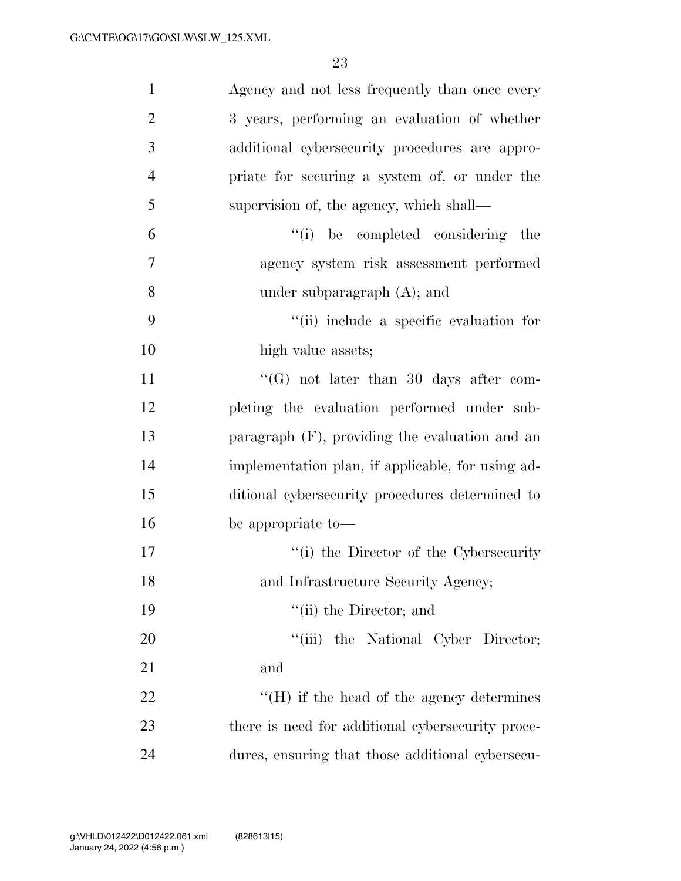Agency and not less frequently than once every 3 years, performing an evaluation of whether additional cybersecurity procedures are appropriate for securing a system of, or under the supervision of, the agency, which shall—

> ''(i) be completed considering the agency system risk assessment performed under subparagraph (A); and
>
> ''(ii) include a specific evaluation for high value assets;

''(G) not later than 30 days after completing the evaluation performed under subparagraph (F), providing the evaluation and an implementation plan, if applicable, for using additional cybersecurity procedures determined to be appropriate to—

> ''(i) the Director of the Cybersecurity and Infrastructure Security Agency;
>
> ''(ii) the Director; and
>
> ''(iii) the National Cyber Director; and

''(H) if the head of the agency determines there is need for additional cybersecurity procedures, ensuring that those additional cybersecu-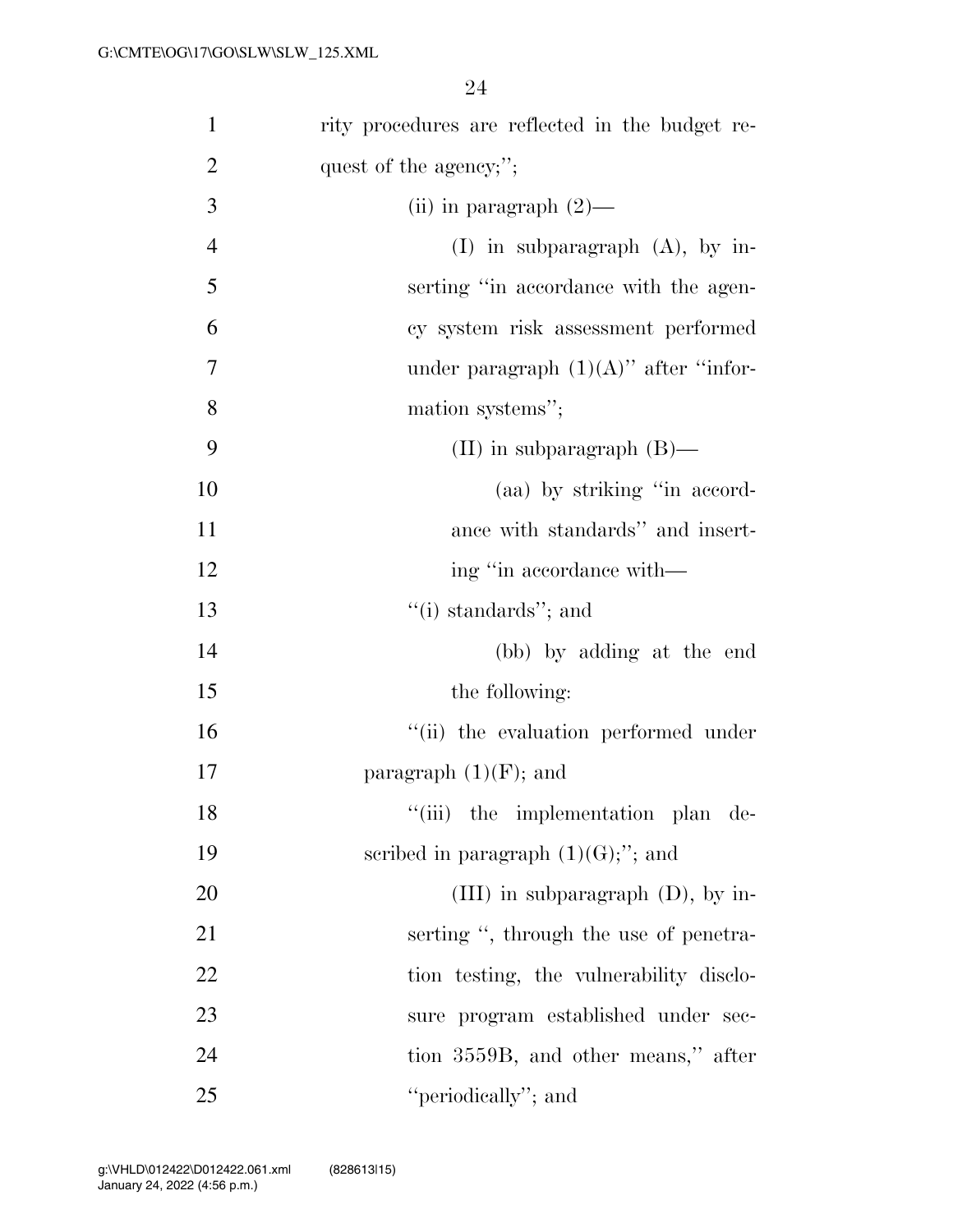rity procedures are reflected in the budget request of the agency;'';

(ii) in paragraph (2)—

(I) in subparagraph (A), by inserting ''in accordance with the agency system risk assessment performed under paragraph (1)(A)'' after ''information systems'';

(II) in subparagraph (B)—

(aa) by striking ''in accordance with standards'' and inserting ''in accordance with—

''(i) standards''; and

(bb) by adding at the end the following:

''(ii) the evaluation performed under paragraph (1)(F); and

''(iii) the implementation plan described in paragraph (1)(G);''; and

(III) in subparagraph (D), by inserting '', through the use of penetration testing, the vulnerability disclosure program established under section 3559B, and other means,'' after ''periodically''; and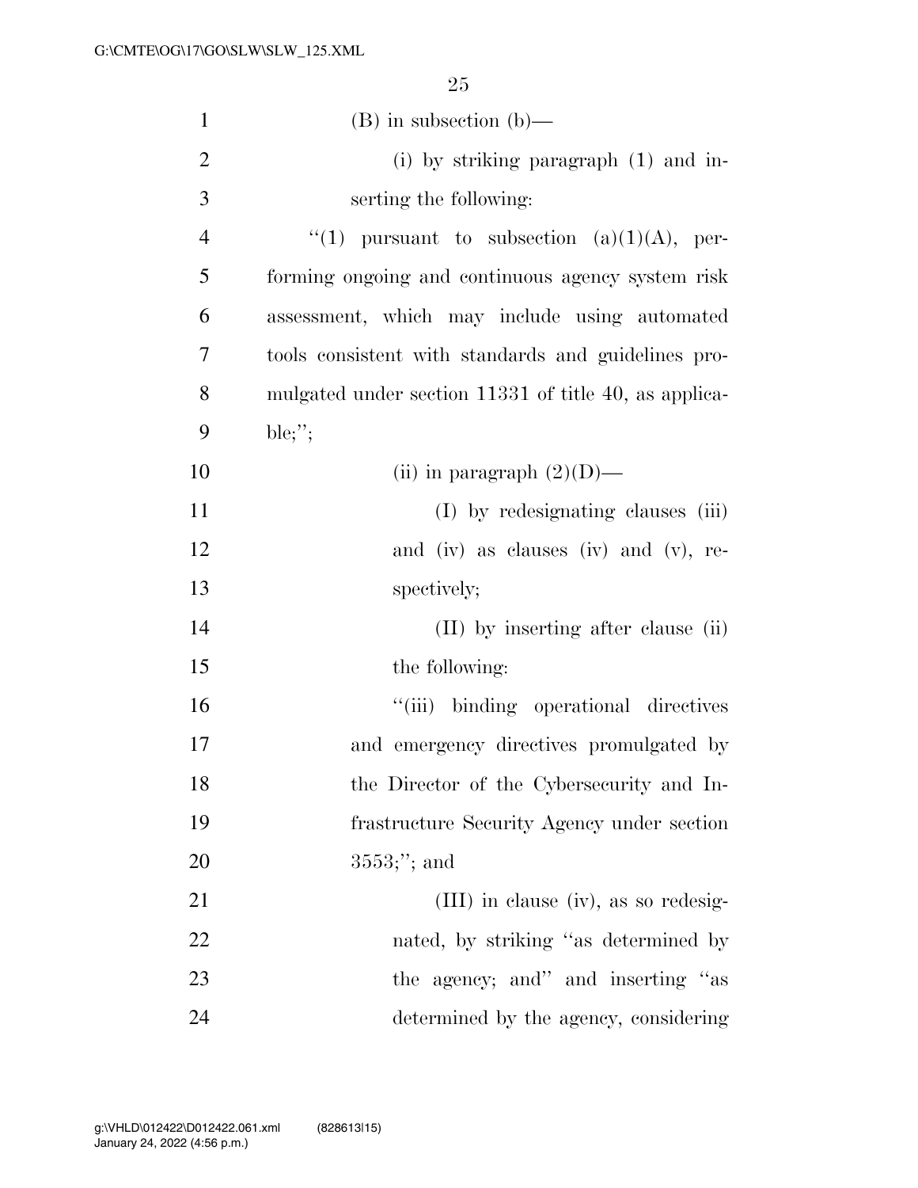(B) in subsection (b)—

(i) by striking paragraph (1) and inserting the following:

"(1) pursuant to subsection (a)(1)(A), performing ongoing and continuous agency system risk assessment, which may include using automated tools consistent with standards and guidelines promulgated under section 11331 of title 40, as applicable;";

(ii) in paragraph (2)(D)—

(I) by redesignating clauses (iii) and (iv) as clauses (iv) and (v), respectively;

(II) by inserting after clause (ii) the following:

"(iii) binding operational directives and emergency directives promulgated by the Director of the Cybersecurity and Infrastructure Security Agency under section 3553;"; and

(III) in clause (iv), as so redesignated, by striking "as determined by the agency; and" and inserting "as determined by the agency, considering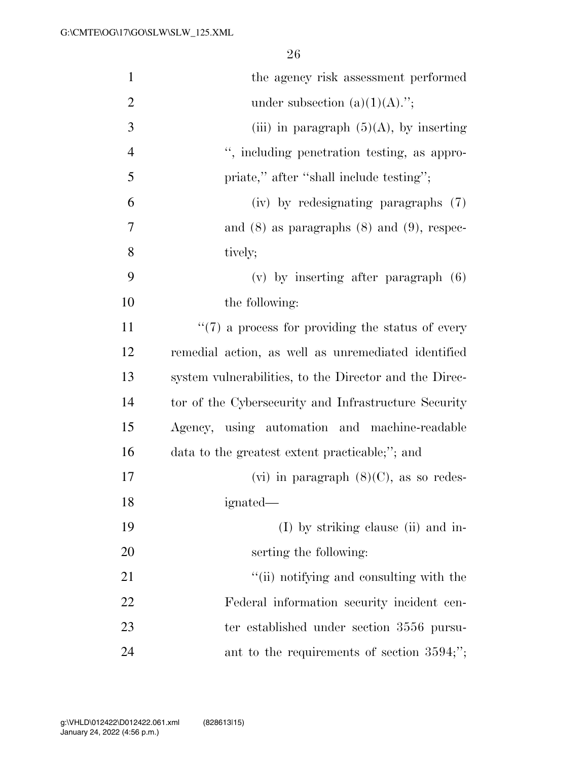the agency risk assessment performed under subsection (a)(1)(A).'';

(iii) in paragraph (5)(A), by inserting '', including penetration testing, as appropriate,'' after ''shall include testing'';

(iv) by redesignating paragraphs (7) and (8) as paragraphs (8) and (9), respectively;

(v) by inserting after paragraph (6) the following:

''(7) a process for providing the status of every remedial action, as well as unremediated identified system vulnerabilities, to the Director and the Director of the Cybersecurity and Infrastructure Security Agency, using automation and machine-readable data to the greatest extent practicable;''; and

(vi) in paragraph (8)(C), as so redesignated—

(I) by striking clause (ii) and inserting the following:

''(ii) notifying and consulting with the Federal information security incident center established under section 3556 pursuant to the requirements of section 3594;'';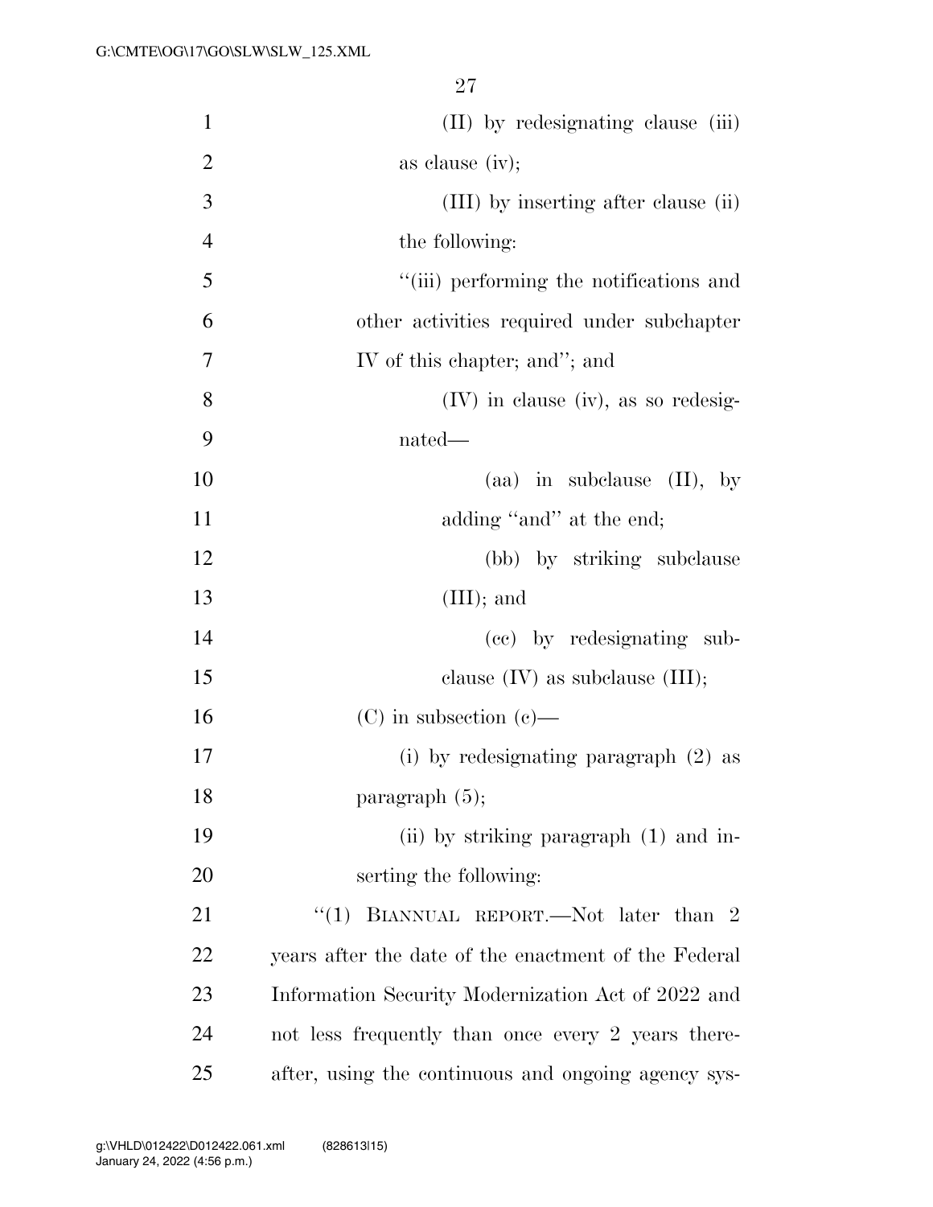(II) by redesignating clause (iii) as clause (iv);

(III) by inserting after clause (ii) the following:

''(iii) performing the notifications and other activities required under subchapter IV of this chapter; and''; and

(IV) in clause (iv), as so redesignated—

(aa) in subclause (II), by adding ''and'' at the end;

(bb) by striking subclause (III); and

(cc) by redesignating subclause (IV) as subclause (III);

(C) in subsection (c)—

(i) by redesignating paragraph (2) as paragraph (5);

(ii) by striking paragraph (1) and inserting the following:

''(1) BIANNUAL REPORT.—Not later than 2 years after the date of the enactment of the Federal Information Security Modernization Act of 2022 and not less frequently than once every 2 years thereafter, using the continuous and ongoing agency sys-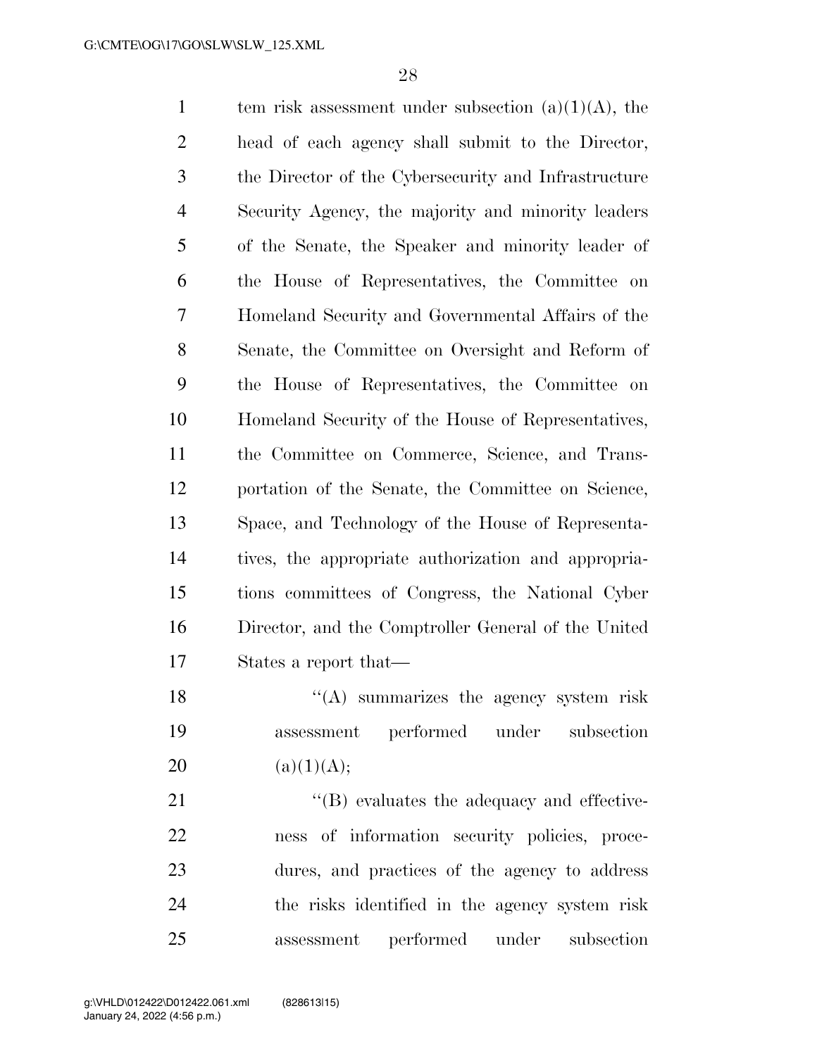tem risk assessment under subsection (a)(1)(A), the head of each agency shall submit to the Director, the Director of the Cybersecurity and Infrastructure Security Agency, the majority and minority leaders of the Senate, the Speaker and minority leader of the House of Representatives, the Committee on Homeland Security and Governmental Affairs of the Senate, the Committee on Oversight and Reform of the House of Representatives, the Committee on Homeland Security of the House of Representatives, the Committee on Commerce, Science, and Transportation of the Senate, the Committee on Science, Space, and Technology of the House of Representatives, the appropriate authorization and appropriations committees of Congress, the National Cyber Director, and the Comptroller General of the United States a report that—

"(A) summarizes the agency system risk assessment performed under subsection (a)(1)(A);

"(B) evaluates the adequacy and effectiveness of information security policies, procedures, and practices of the agency to address the risks identified in the agency system risk assessment performed under subsection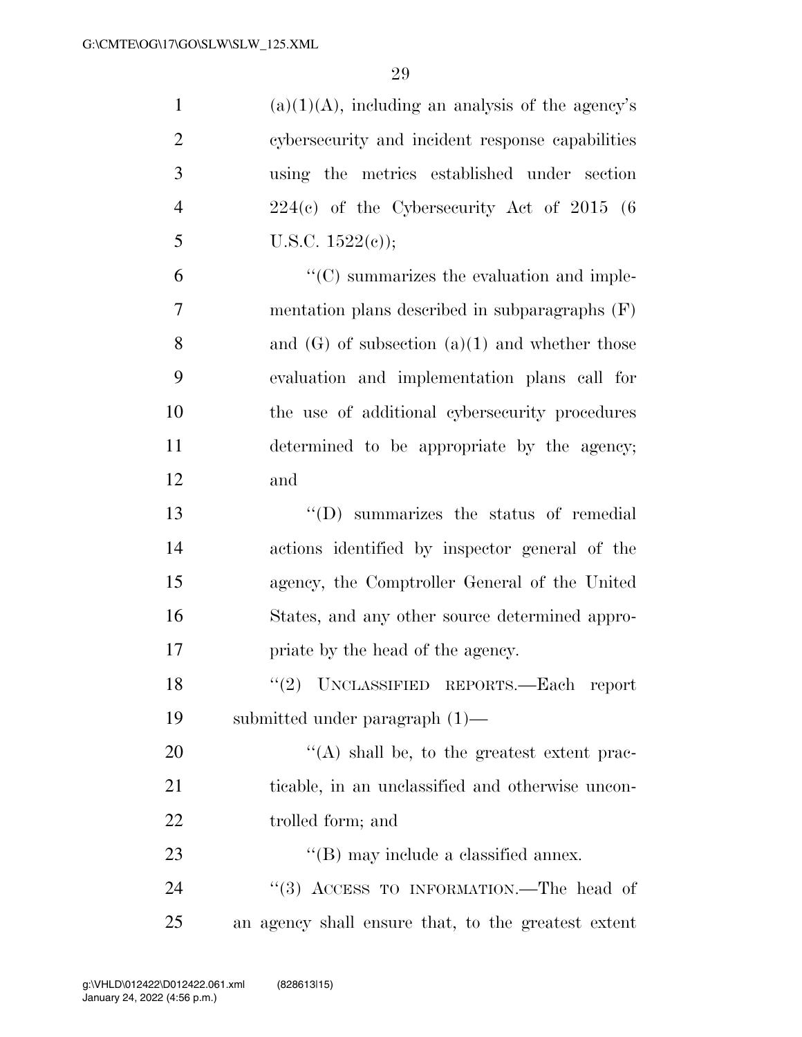(a)(1)(A), including an analysis of the agency's cybersecurity and incident response capabilities using the metrics established under section 224(c) of the Cybersecurity Act of 2015 (6 U.S.C. 1522(c));

''(C) summarizes the evaluation and implementation plans described in subparagraphs (F) and (G) of subsection (a)(1) and whether those evaluation and implementation plans call for the use of additional cybersecurity procedures determined to be appropriate by the agency; and

''(D) summarizes the status of remedial actions identified by inspector general of the agency, the Comptroller General of the United States, and any other source determined appropriate by the head of the agency.

''(2) UNCLASSIFIED REPORTS.—Each report submitted under paragraph (1)—

''(A) shall be, to the greatest extent practicable, in an unclassified and otherwise uncontrolled form; and

''(B) may include a classified annex.

''(3) ACCESS TO INFORMATION.—The head of an agency shall ensure that, to the greatest extent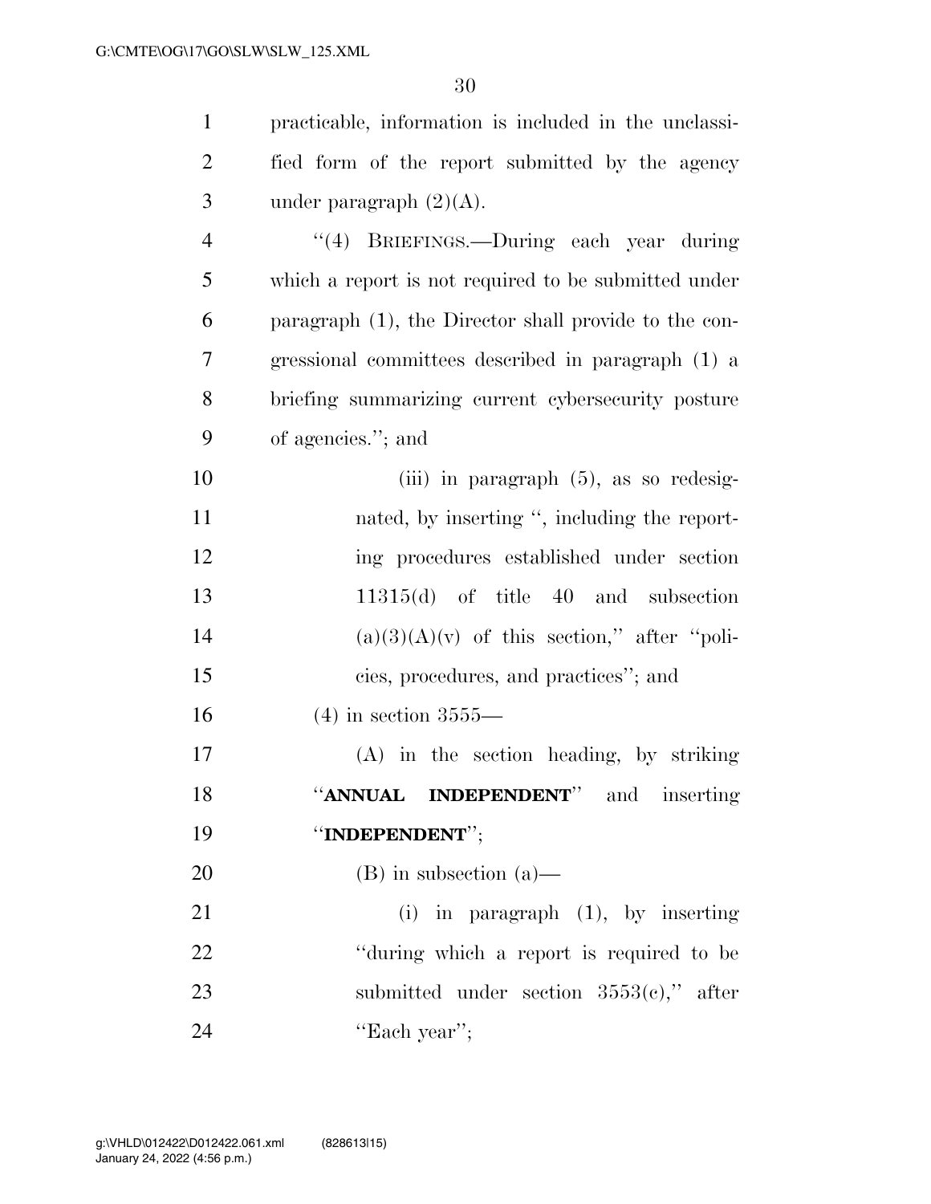practicable, information is included in the unclassified form of the report submitted by the agency under paragraph (2)(A).

"(4) BRIEFINGS.—During each year during which a report is not required to be submitted under paragraph (1), the Director shall provide to the congressional committees described in paragraph (1) a briefing summarizing current cybersecurity posture of agencies."; and

(iii) in paragraph (5), as so redesignated, by inserting ", including the reporting procedures established under section 11315(d) of title 40 and subsection (a)(3)(A)(v) of this section," after "policies, procedures, and practices"; and

(4) in section 3555—

(A) in the section heading, by striking "**ANNUAL INDEPENDENT**" and inserting "**INDEPENDENT**";

(B) in subsection (a)—

(i) in paragraph (1), by inserting "during which a report is required to be submitted under section 3553(c)," after "Each year";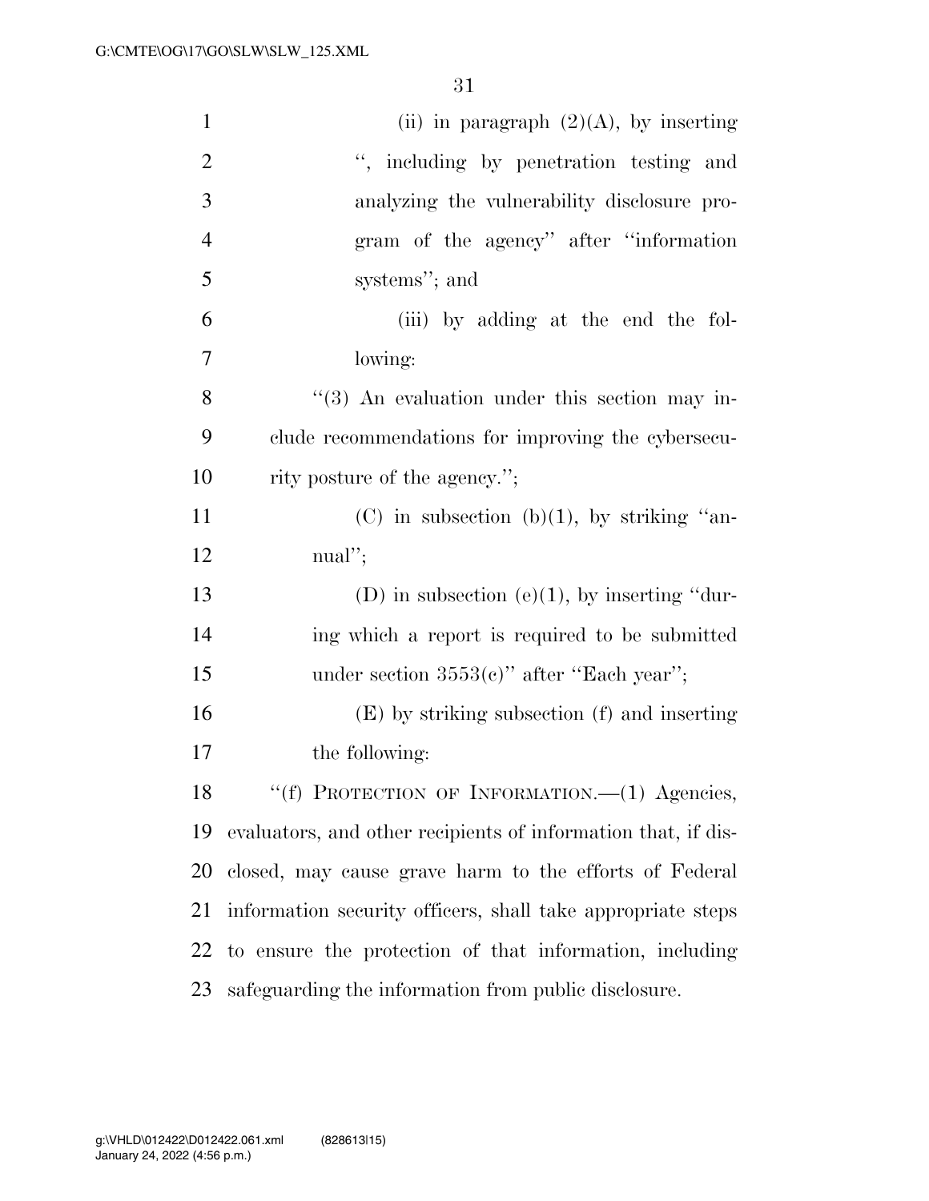(ii) in paragraph (2)(A), by inserting ", including by penetration testing and analyzing the vulnerability disclosure program of the agency" after "information systems"; and

(iii) by adding at the end the following:

"(3) An evaluation under this section may include recommendations for improving the cybersecurity posture of the agency.";

(C) in subsection (b)(1), by striking "annual";

(D) in subsection (e)(1), by inserting "during which a report is required to be submitted under section 3553(c)" after "Each year";

(E) by striking subsection (f) and inserting the following:

"(f) PROTECTION OF INFORMATION.—(1) Agencies, evaluators, and other recipients of information that, if disclosed, may cause grave harm to the efforts of Federal information security officers, shall take appropriate steps to ensure the protection of that information, including safeguarding the information from public disclosure.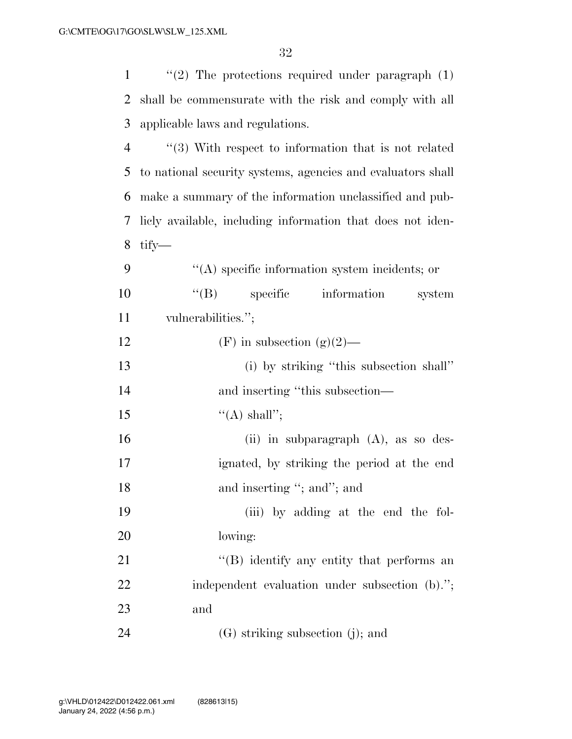"(2) The protections required under paragraph (1) shall be commensurate with the risk and comply with all applicable laws and regulations.

"(3) With respect to information that is not related to national security systems, agencies and evaluators shall make a summary of the information unclassified and publicly available, including information that does not identify—

"(A) specific information system incidents; or

"(B) specific information system vulnerabilities.";

(F) in subsection (g)(2)—

(i) by striking "this subsection shall" and inserting "this subsection—

"(A) shall";

(ii) in subparagraph (A), as so designated, by striking the period at the end and inserting "; and"; and

(iii) by adding at the end the following:

"(B) identify any entity that performs an independent evaluation under subsection (b)."; and

(G) striking subsection (j); and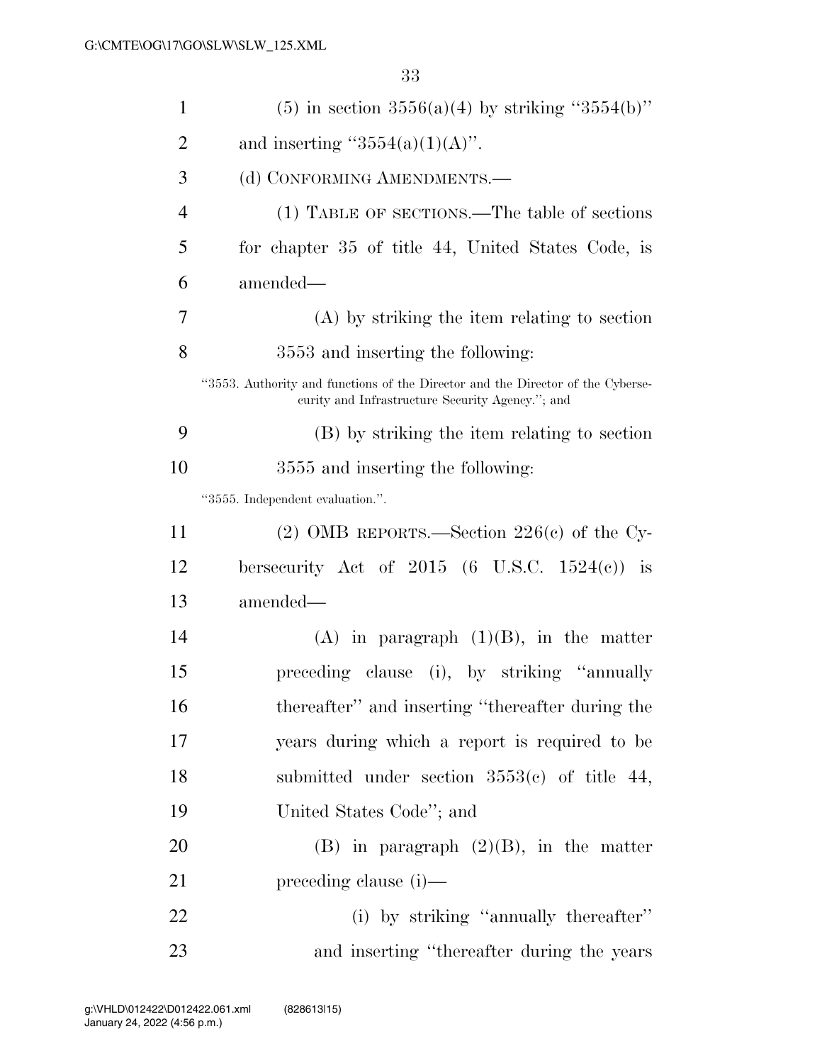(5) in section 3556(a)(4) by striking "3554(b)" and inserting "3554(a)(1)(A)".

(d) CONFORMING AMENDMENTS.—

(1) TABLE OF SECTIONS.—The table of sections for chapter 35 of title 44, United States Code, is amended—

(A) by striking the item relating to section 3553 and inserting the following:

"3553. Authority and functions of the Director and the Director of the Cybersecurity and Infrastructure Security Agency."; and

(B) by striking the item relating to section 3555 and inserting the following:

"3555. Independent evaluation.".

(2) OMB REPORTS.—Section 226(c) of the Cybersecurity Act of 2015 (6 U.S.C. 1524(c)) is amended—

(A) in paragraph (1)(B), in the matter preceding clause (i), by striking "annually thereafter" and inserting "thereafter during the years during which a report is required to be submitted under section 3553(c) of title 44, United States Code"; and

(B) in paragraph (2)(B), in the matter preceding clause (i)—

(i) by striking "annually thereafter" and inserting "thereafter during the years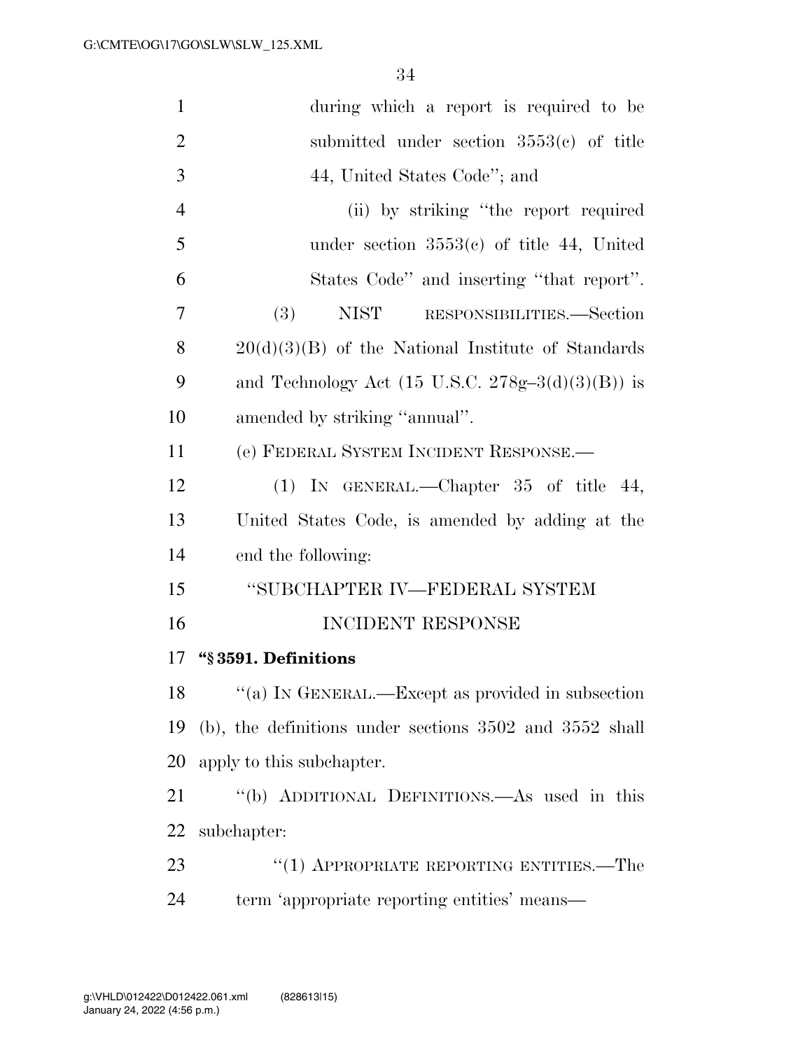during which a report is required to be submitted under section 3553(c) of title 44, United States Code''; and

(ii) by striking ''the report required under section 3553(c) of title 44, United States Code'' and inserting ''that report''.

(3) NIST RESPONSIBILITIES.—Section 20(d)(3)(B) of the National Institute of Standards and Technology Act (15 U.S.C. 278g–3(d)(3)(B)) is amended by striking ''annual''.

(e) FEDERAL SYSTEM INCIDENT RESPONSE.—

(1) IN GENERAL.—Chapter 35 of title 44, United States Code, is amended by adding at the end the following:

''SUBCHAPTER IV—FEDERAL SYSTEM INCIDENT RESPONSE

**''§ 3591. Definitions**

''(a) IN GENERAL.—Except as provided in subsection (b), the definitions under sections 3502 and 3552 shall apply to this subchapter.

''(b) ADDITIONAL DEFINITIONS.—As used in this subchapter:

''(1) APPROPRIATE REPORTING ENTITIES.—The term 'appropriate reporting entities' means—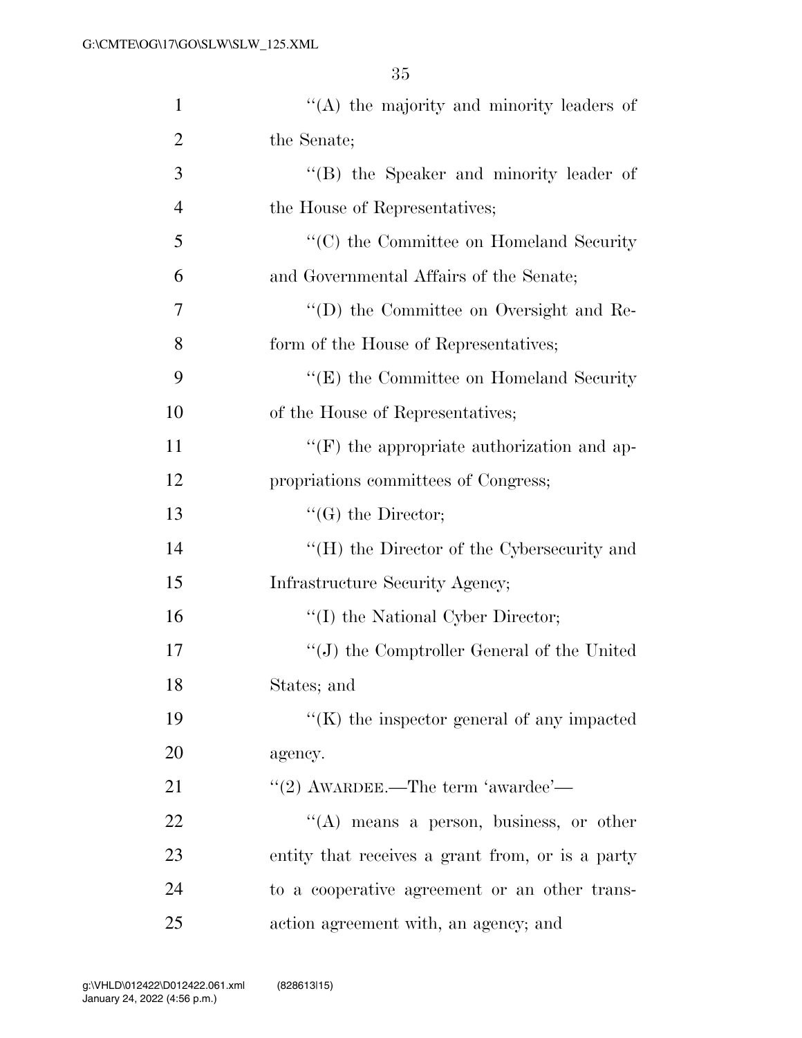''(A) the majority and minority leaders of the Senate;

''(B) the Speaker and minority leader of the House of Representatives;

''(C) the Committee on Homeland Security and Governmental Affairs of the Senate;

''(D) the Committee on Oversight and Reform of the House of Representatives;

''(E) the Committee on Homeland Security of the House of Representatives;

''(F) the appropriate authorization and appropriations committees of Congress;

''(G) the Director;

''(H) the Director of the Cybersecurity and Infrastructure Security Agency;

''(I) the National Cyber Director;

''(J) the Comptroller General of the United States; and

''(K) the inspector general of any impacted agency.

''(2) AWARDEE.—The term 'awardee'—

''(A) means a person, business, or other entity that receives a grant from, or is a party to a cooperative agreement or an other transaction agreement with, an agency; and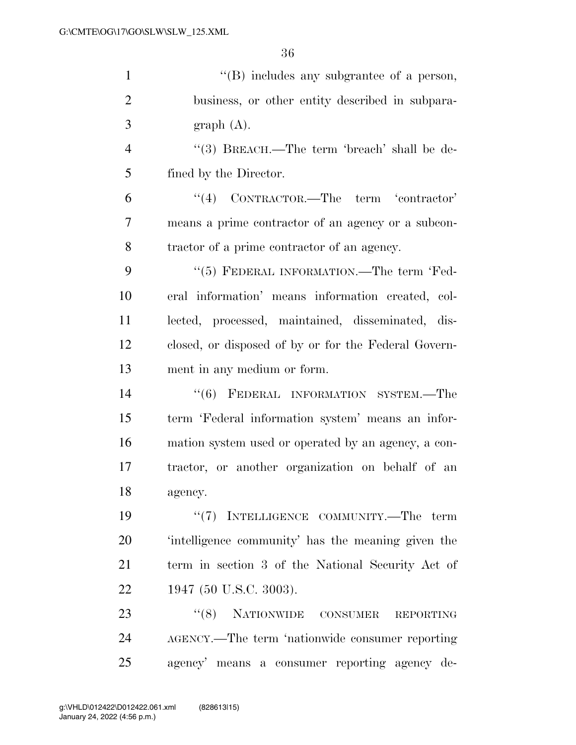''(B) includes any subgrantee of a person, business, or other entity described in subparagraph (A).

''(3) BREACH.—The term 'breach' shall be defined by the Director.

''(4) CONTRACTOR.—The term 'contractor' means a prime contractor of an agency or a subcontractor of a prime contractor of an agency.

''(5) FEDERAL INFORMATION.—The term 'Federal information' means information created, collected, processed, maintained, disseminated, disclosed, or disposed of by or for the Federal Government in any medium or form.

''(6) FEDERAL INFORMATION SYSTEM.—The term 'Federal information system' means an information system used or operated by an agency, a contractor, or another organization on behalf of an agency.

''(7) INTELLIGENCE COMMUNITY.—The term 'intelligence community' has the meaning given the term in section 3 of the National Security Act of 1947 (50 U.S.C. 3003).

''(8) NATIONWIDE CONSUMER REPORTING AGENCY.—The term 'nationwide consumer reporting agency' means a consumer reporting agency de-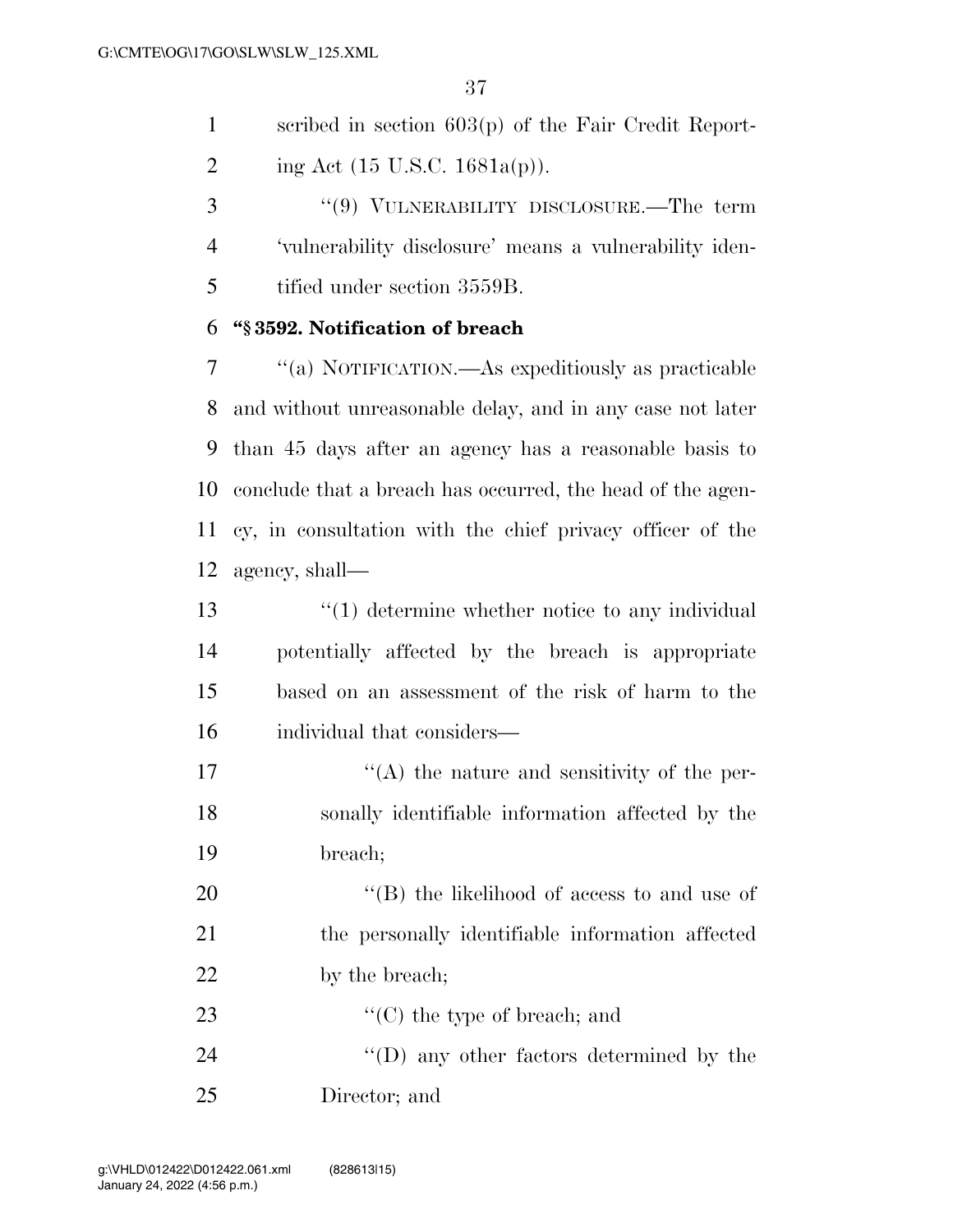scribed in section 603(p) of the Fair Credit Reporting Act (15 U.S.C. 1681a(p)).

''(9) VULNERABILITY DISCLOSURE.—The term 'vulnerability disclosure' means a vulnerability identified under section 3559B.

**''§ 3592. Notification of breach**

''(a) NOTIFICATION.—As expeditiously as practicable and without unreasonable delay, and in any case not later than 45 days after an agency has a reasonable basis to conclude that a breach has occurred, the head of the agency, in consultation with the chief privacy officer of the agency, shall—

''(1) determine whether notice to any individual potentially affected by the breach is appropriate based on an assessment of the risk of harm to the individual that considers—

''(A) the nature and sensitivity of the personally identifiable information affected by the breach;

''(B) the likelihood of access to and use of the personally identifiable information affected by the breach;

''(C) the type of breach; and

''(D) any other factors determined by the Director; and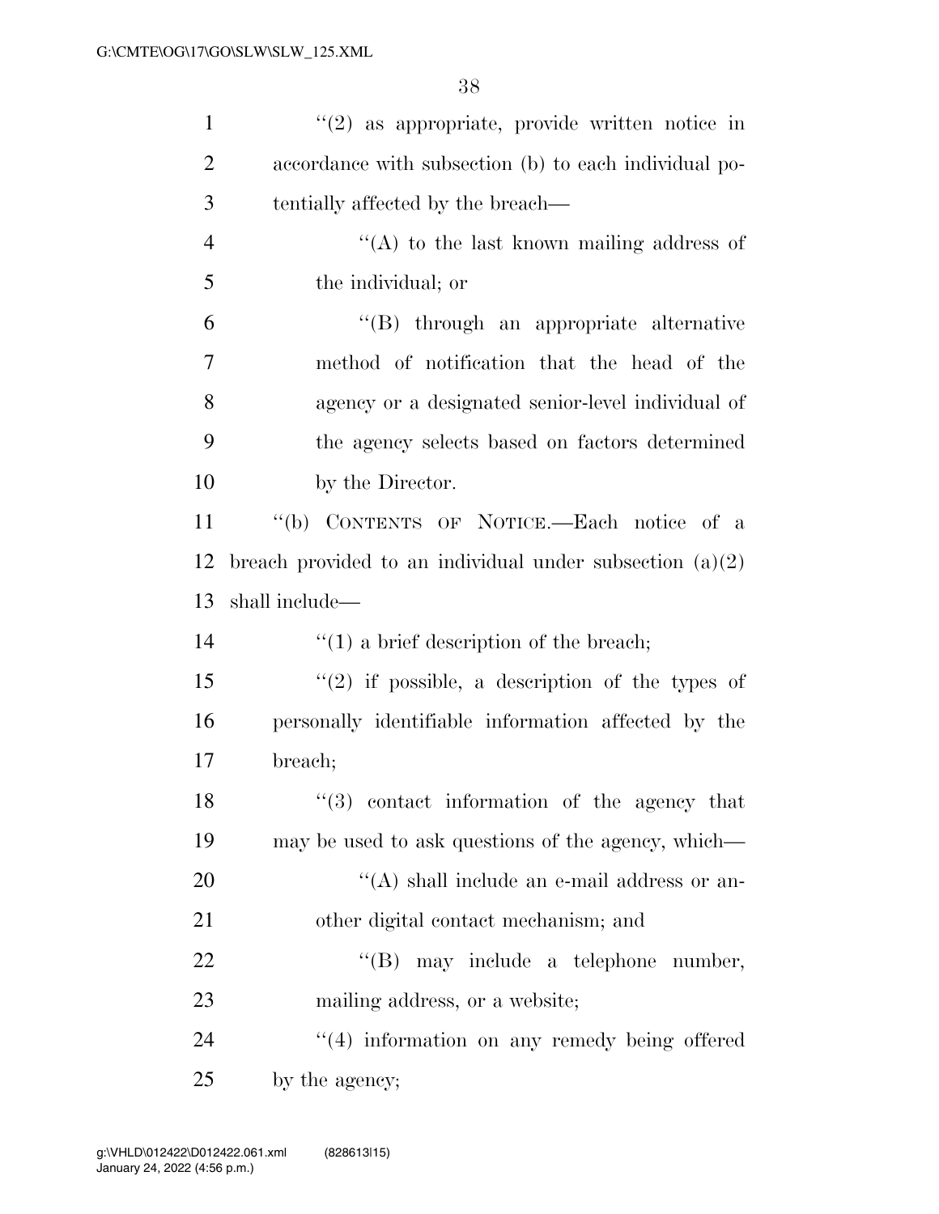"(2) as appropriate, provide written notice in accordance with subsection (b) to each individual potentially affected by the breach—

"(A) to the last known mailing address of the individual; or

"(B) through an appropriate alternative method of notification that the head of the agency or a designated senior-level individual of the agency selects based on factors determined by the Director.

"(b) CONTENTS OF NOTICE.—Each notice of a breach provided to an individual under subsection (a)(2) shall include—

"(1) a brief description of the breach;

"(2) if possible, a description of the types of personally identifiable information affected by the breach;

"(3) contact information of the agency that may be used to ask questions of the agency, which—

"(A) shall include an e-mail address or another digital contact mechanism; and

"(B) may include a telephone number, mailing address, or a website;

"(4) information on any remedy being offered by the agency;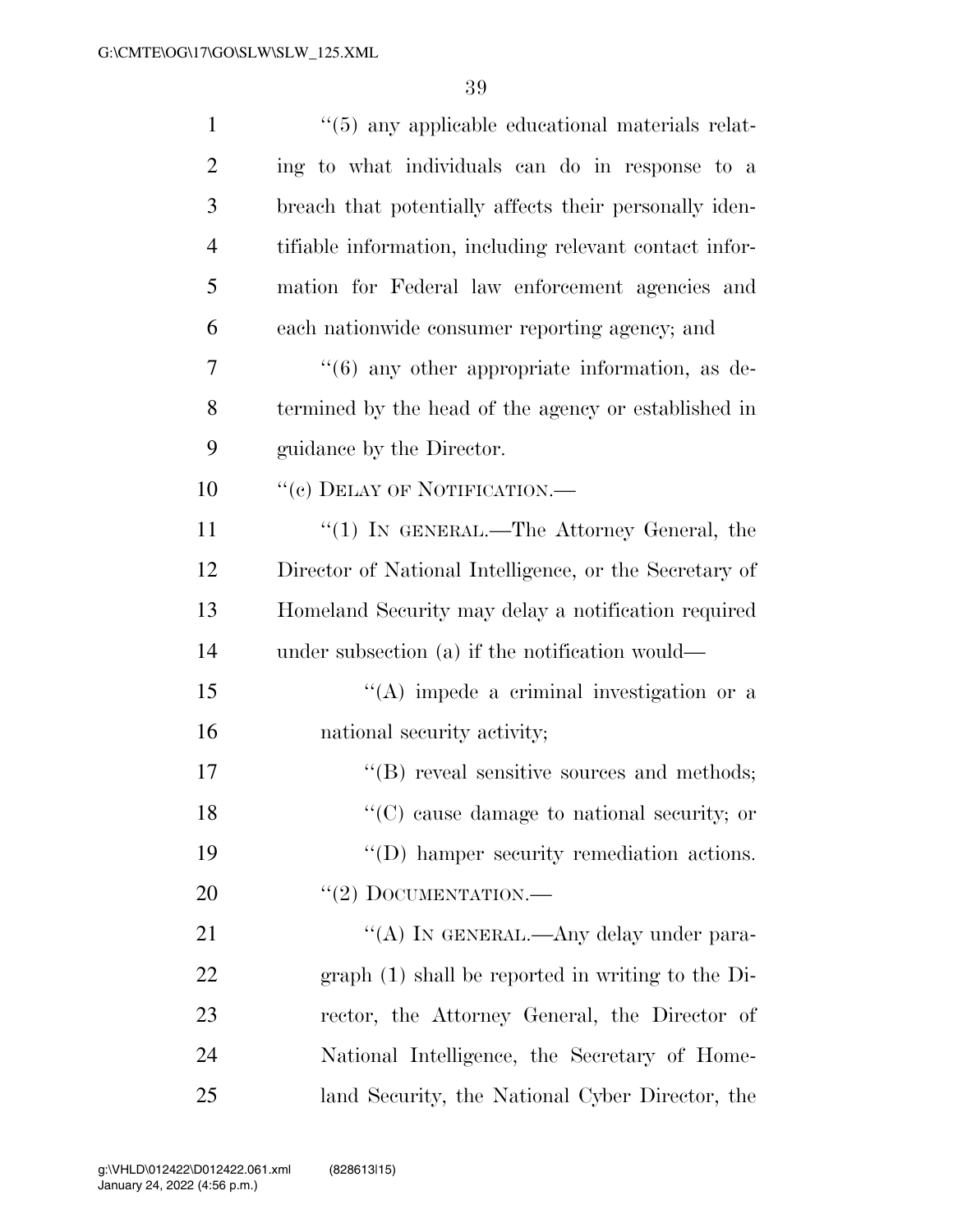''(5) any applicable educational materials relating to what individuals can do in response to a breach that potentially affects their personally identifiable information, including relevant contact information for Federal law enforcement agencies and each nationwide consumer reporting agency; and

''(6) any other appropriate information, as determined by the head of the agency or established in guidance by the Director.

''(c) DELAY OF NOTIFICATION.—

''(1) IN GENERAL.—The Attorney General, the Director of National Intelligence, or the Secretary of Homeland Security may delay a notification required under subsection (a) if the notification would—

''(A) impede a criminal investigation or a national security activity;

''(B) reveal sensitive sources and methods;

''(C) cause damage to national security; or

''(D) hamper security remediation actions.

''(2) DOCUMENTATION.—

''(A) IN GENERAL.—Any delay under paragraph (1) shall be reported in writing to the Director, the Attorney General, the Director of National Intelligence, the Secretary of Homeland Security, the National Cyber Director, the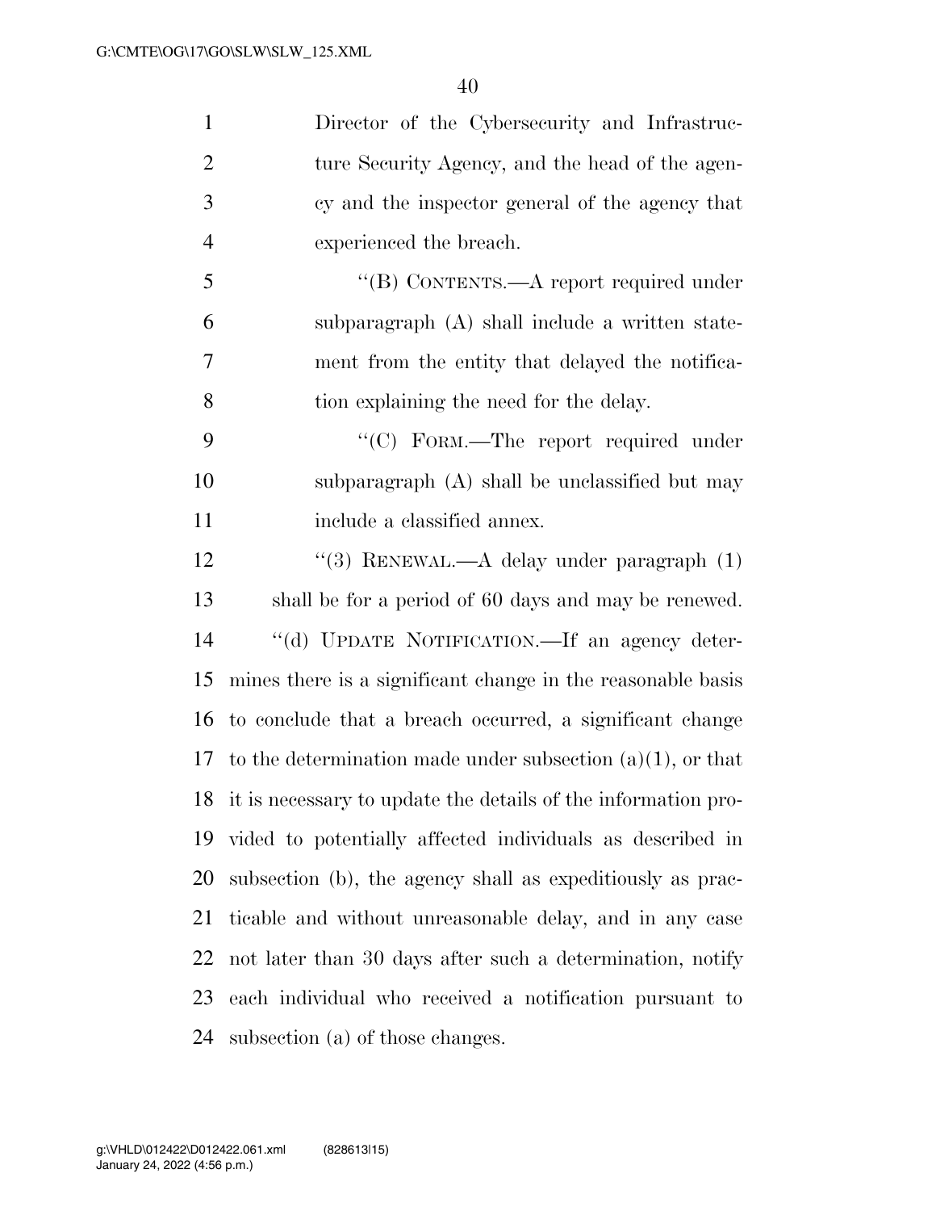Director of the Cybersecurity and Infrastructure Security Agency, and the head of the agency and the inspector general of the agency that experienced the breach.

"(B) CONTENTS.—A report required under subparagraph (A) shall include a written statement from the entity that delayed the notification explaining the need for the delay.

"(C) FORM.—The report required under subparagraph (A) shall be unclassified but may include a classified annex.

"(3) RENEWAL.—A delay under paragraph (1) shall be for a period of 60 days and may be renewed.

"(d) UPDATE NOTIFICATION.—If an agency determines there is a significant change in the reasonable basis to conclude that a breach occurred, a significant change to the determination made under subsection (a)(1), or that it is necessary to update the details of the information provided to potentially affected individuals as described in subsection (b), the agency shall as expeditiously as practicable and without unreasonable delay, and in any case not later than 30 days after such a determination, notify each individual who received a notification pursuant to subsection (a) of those changes.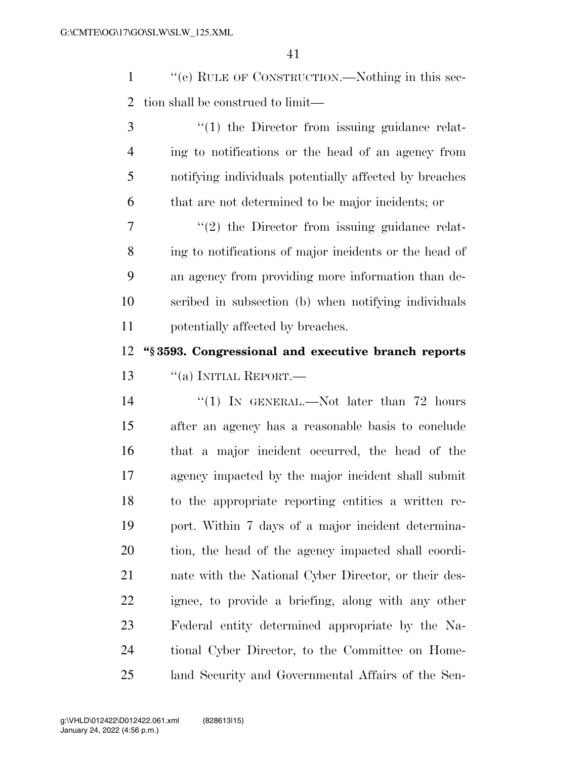''(e) RULE OF CONSTRUCTION.—Nothing in this section shall be construed to limit—

''(1) the Director from issuing guidance relating to notifications or the head of an agency from notifying individuals potentially affected by breaches that are not determined to be major incidents; or

''(2) the Director from issuing guidance relating to notifications of major incidents or the head of an agency from providing more information than described in subsection (b) when notifying individuals potentially affected by breaches.

**''§ 3593. Congressional and executive branch reports**

''(a) INITIAL REPORT.—

''(1) IN GENERAL.—Not later than 72 hours after an agency has a reasonable basis to conclude that a major incident occurred, the head of the agency impacted by the major incident shall submit to the appropriate reporting entities a written report. Within 7 days of a major incident determination, the head of the agency impacted shall coordinate with the National Cyber Director, or their designee, to provide a briefing, along with any other Federal entity determined appropriate by the National Cyber Director, to the Committee on Homeland Security and Governmental Affairs of the Sen-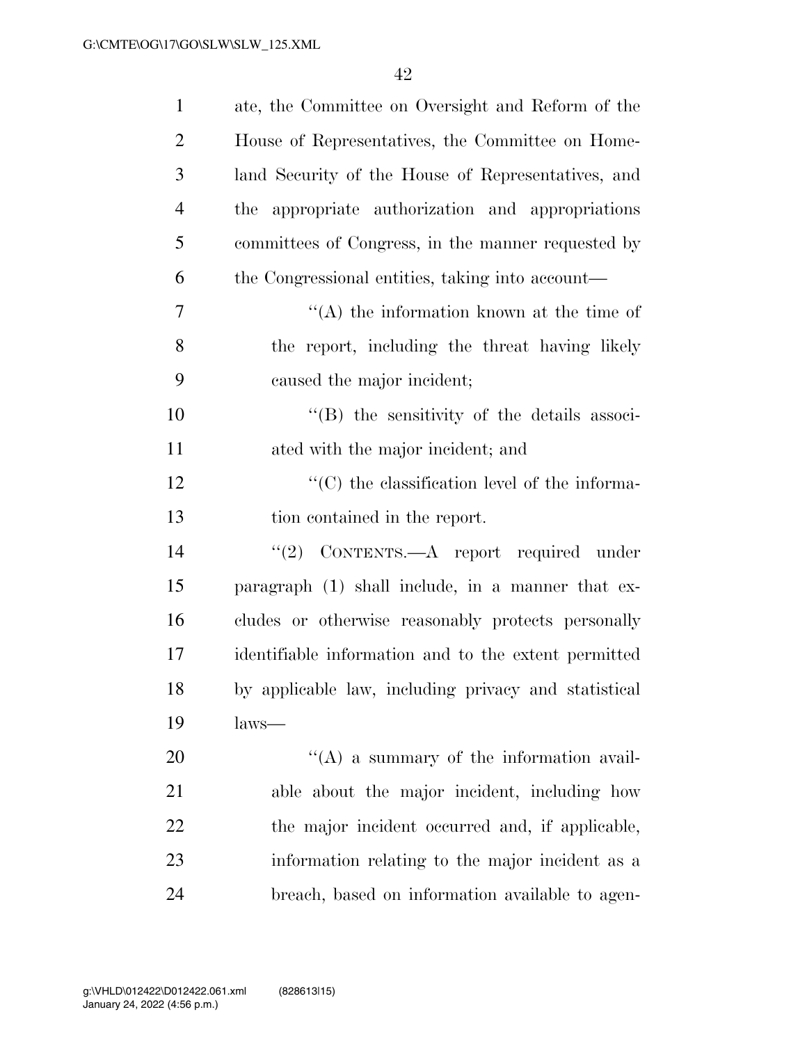ate, the Committee on Oversight and Reform of the House of Representatives, the Committee on Homeland Security of the House of Representatives, and the appropriate authorization and appropriations committees of Congress, in the manner requested by the Congressional entities, taking into account—

"(A) the information known at the time of the report, including the threat having likely caused the major incident;

"(B) the sensitivity of the details associated with the major incident; and

"(C) the classification level of the information contained in the report.

"(2) CONTENTS.—A report required under paragraph (1) shall include, in a manner that excludes or otherwise reasonably protects personally identifiable information and to the extent permitted by applicable law, including privacy and statistical laws—

"(A) a summary of the information available about the major incident, including how the major incident occurred and, if applicable, information relating to the major incident as a breach, based on information available to agen-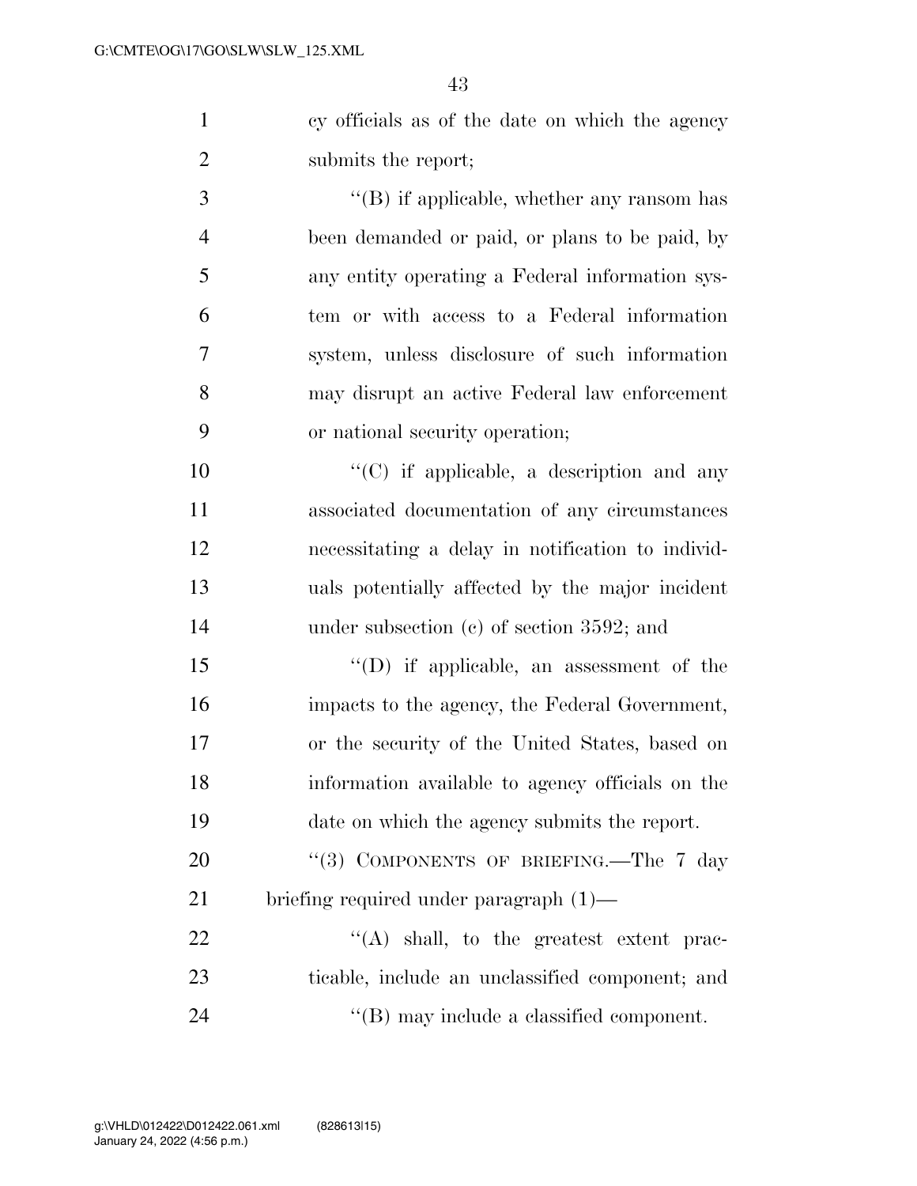cy officials as of the date on which the agency submits the report;

"(B) if applicable, whether any ransom has been demanded or paid, or plans to be paid, by any entity operating a Federal information system or with access to a Federal information system, unless disclosure of such information may disrupt an active Federal law enforcement or national security operation;

"(C) if applicable, a description and any associated documentation of any circumstances necessitating a delay in notification to individuals potentially affected by the major incident under subsection (c) of section 3592; and

"(D) if applicable, an assessment of the impacts to the agency, the Federal Government, or the security of the United States, based on information available to agency officials on the date on which the agency submits the report.

"(3) COMPONENTS OF BRIEFING.—The 7 day briefing required under paragraph (1)—

"(A) shall, to the greatest extent practicable, include an unclassified component; and

"(B) may include a classified component.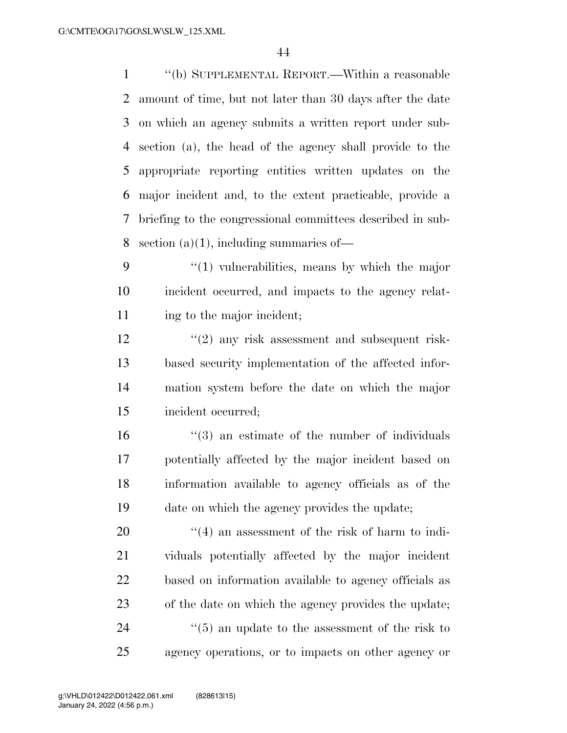"(b) SUPPLEMENTAL REPORT.—Within a reasonable amount of time, but not later than 30 days after the date on which an agency submits a written report under subsection (a), the head of the agency shall provide to the appropriate reporting entities written updates on the major incident and, to the extent practicable, provide a briefing to the congressional committees described in subsection (a)(1), including summaries of—

"(1) vulnerabilities, means by which the major incident occurred, and impacts to the agency relating to the major incident;

"(2) any risk assessment and subsequent risk-based security implementation of the affected information system before the date on which the major incident occurred;

"(3) an estimate of the number of individuals potentially affected by the major incident based on information available to agency officials as of the date on which the agency provides the update;

"(4) an assessment of the risk of harm to individuals potentially affected by the major incident based on information available to agency officials as of the date on which the agency provides the update;

"(5) an update to the assessment of the risk to agency operations, or to impacts on other agency or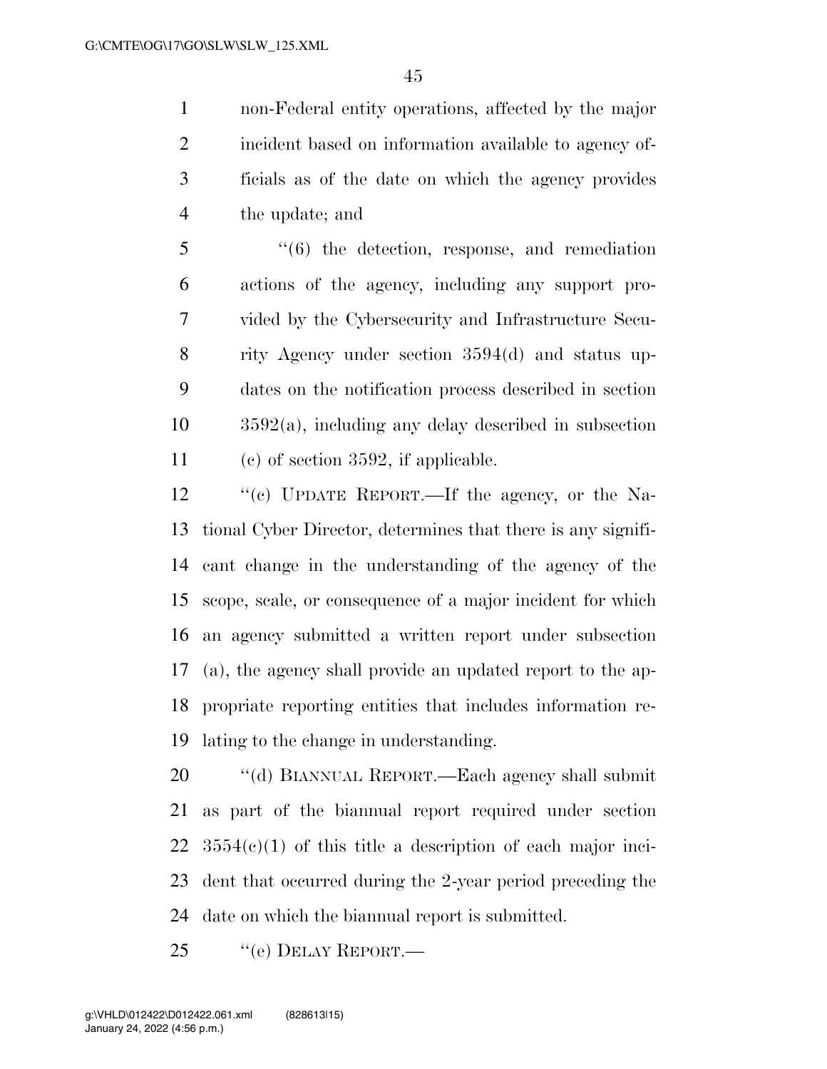non-Federal entity operations, affected by the major incident based on information available to agency officials as of the date on which the agency provides the update; and

"(6) the detection, response, and remediation actions of the agency, including any support provided by the Cybersecurity and Infrastructure Security Agency under section 3594(d) and status updates on the notification process described in section 3592(a), including any delay described in subsection (c) of section 3592, if applicable.

"(c) UPDATE REPORT.—If the agency, or the National Cyber Director, determines that there is any significant change in the understanding of the agency of the scope, scale, or consequence of a major incident for which an agency submitted a written report under subsection (a), the agency shall provide an updated report to the appropriate reporting entities that includes information relating to the change in understanding.

"(d) BIANNUAL REPORT.—Each agency shall submit as part of the biannual report required under section 3554(c)(1) of this title a description of each major incident that occurred during the 2-year period preceding the date on which the biannual report is submitted.

"(e) DELAY REPORT.—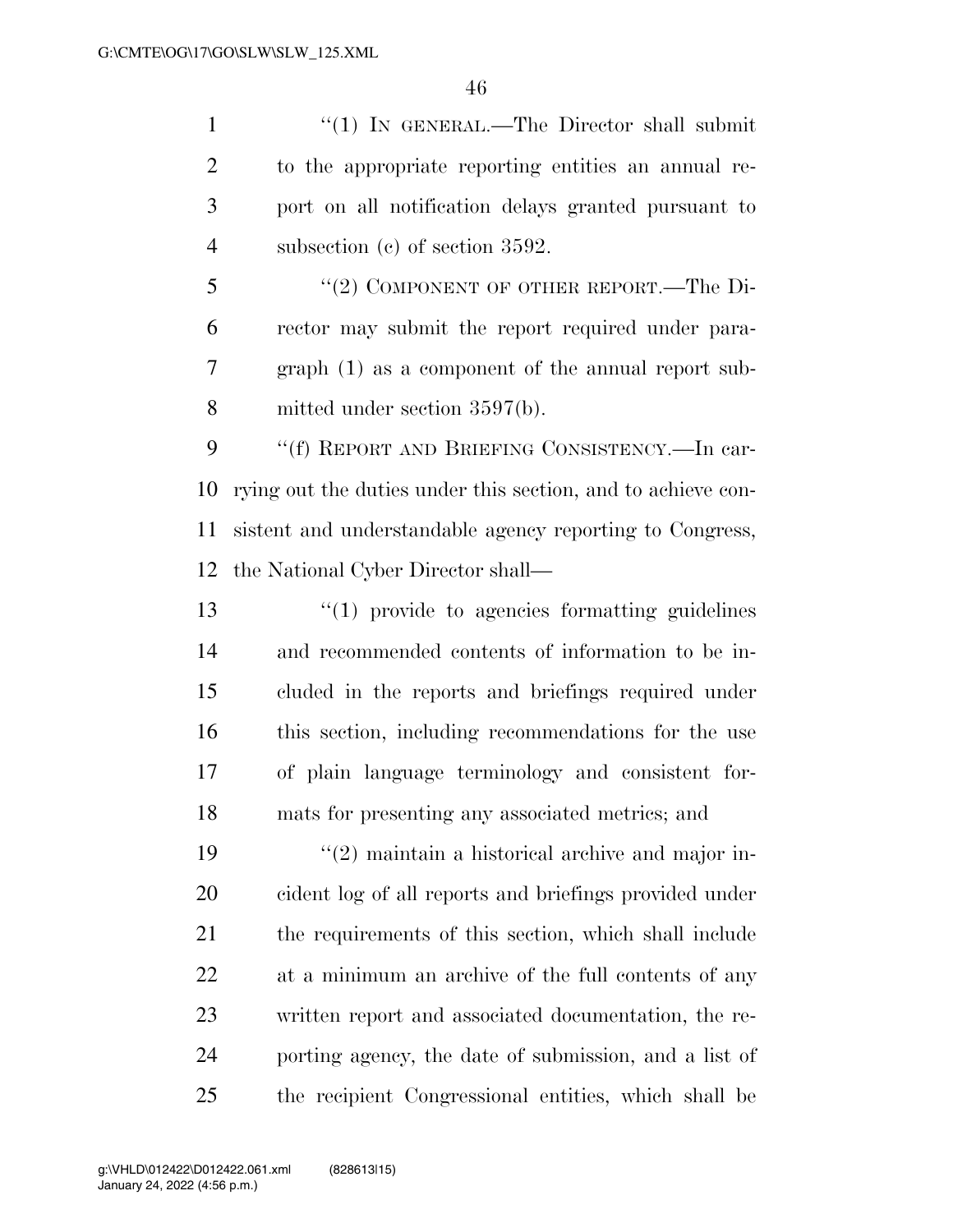"(1) IN GENERAL.—The Director shall submit to the appropriate reporting entities an annual report on all notification delays granted pursuant to subsection (c) of section 3592.

"(2) COMPONENT OF OTHER REPORT.—The Director may submit the report required under paragraph (1) as a component of the annual report submitted under section 3597(b).

"(f) REPORT AND BRIEFING CONSISTENCY.—In carrying out the duties under this section, and to achieve consistent and understandable agency reporting to Congress, the National Cyber Director shall—

"(1) provide to agencies formatting guidelines and recommended contents of information to be included in the reports and briefings required under this section, including recommendations for the use of plain language terminology and consistent formats for presenting any associated metrics; and

"(2) maintain a historical archive and major incident log of all reports and briefings provided under the requirements of this section, which shall include at a minimum an archive of the full contents of any written report and associated documentation, the reporting agency, the date of submission, and a list of the recipient Congressional entities, which shall be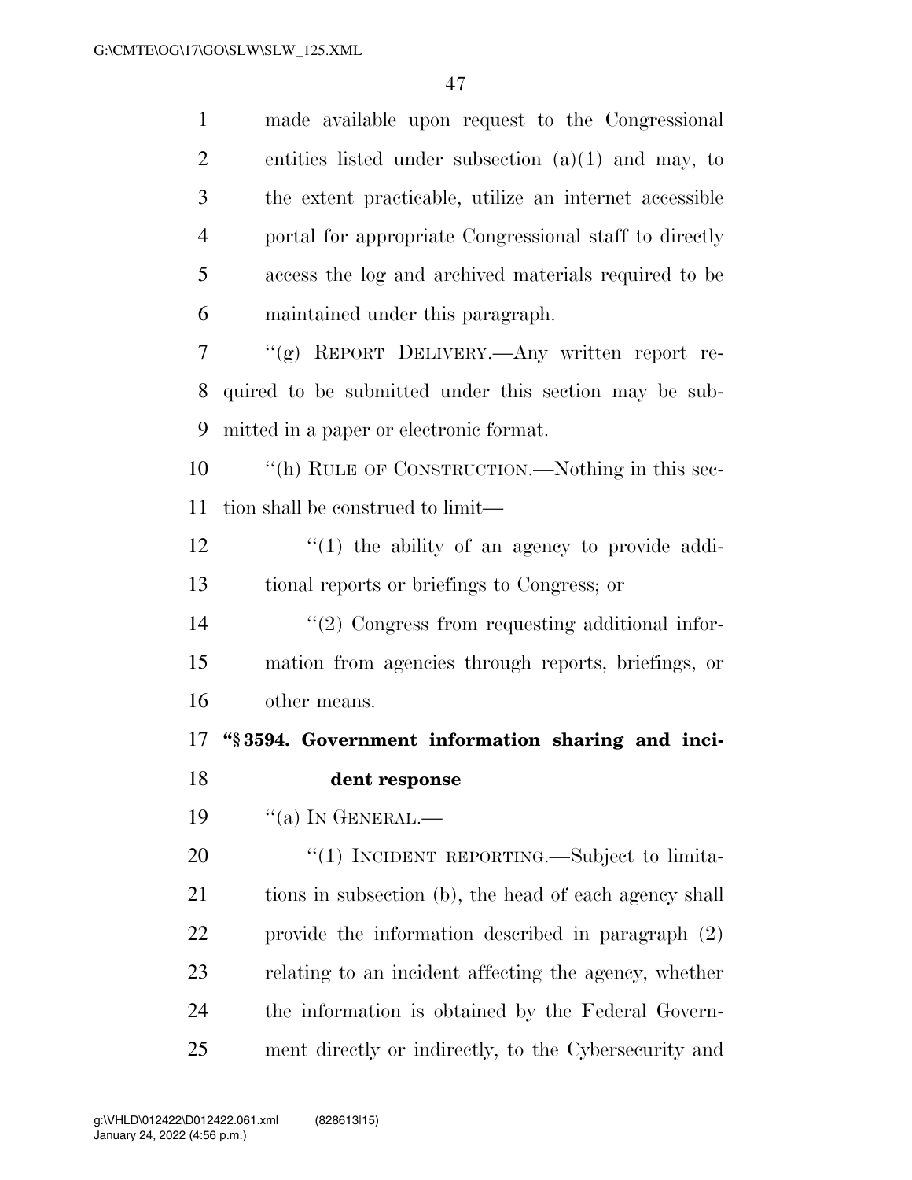made available upon request to the Congressional entities listed under subsection (a)(1) and may, to the extent practicable, utilize an internet accessible portal for appropriate Congressional staff to directly access the log and archived materials required to be maintained under this paragraph.

''(g) REPORT DELIVERY.—Any written report required to be submitted under this section may be submitted in a paper or electronic format.

''(h) RULE OF CONSTRUCTION.—Nothing in this section shall be construed to limit—

''(1) the ability of an agency to provide additional reports or briefings to Congress; or

''(2) Congress from requesting additional information from agencies through reports, briefings, or other means.

**''§ 3594. Government information sharing and incident response**

''(a) IN GENERAL.—

''(1) INCIDENT REPORTING.—Subject to limitations in subsection (b), the head of each agency shall provide the information described in paragraph (2) relating to an incident affecting the agency, whether the information is obtained by the Federal Government directly or indirectly, to the Cybersecurity and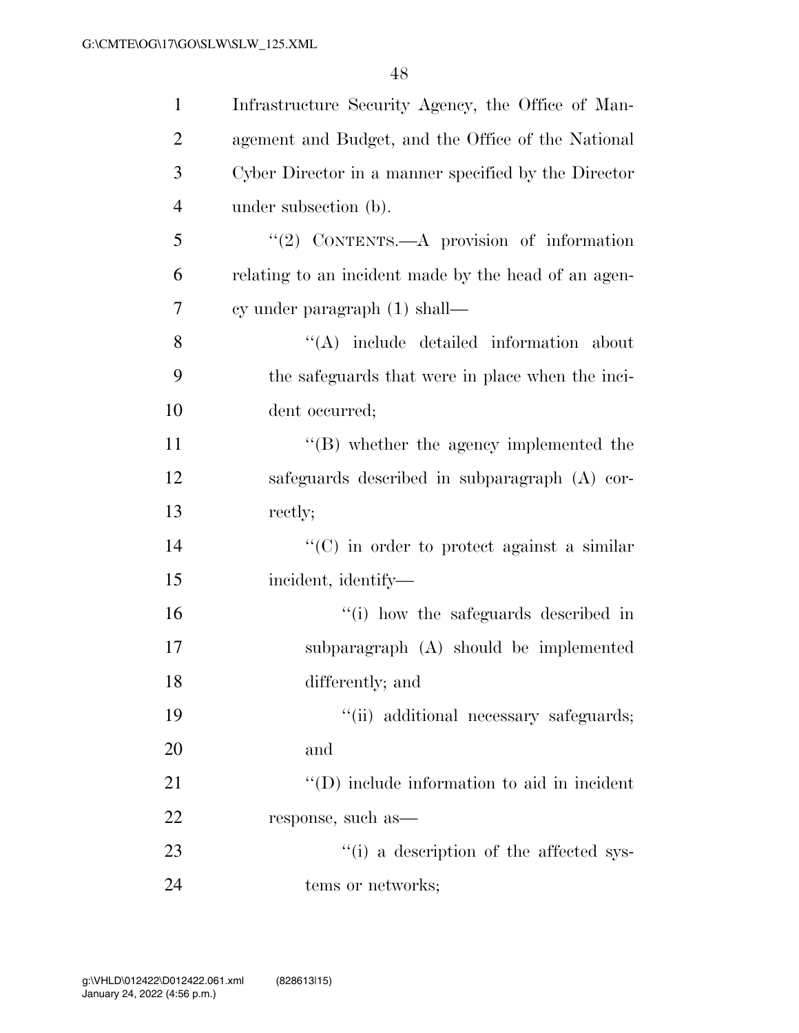Infrastructure Security Agency, the Office of Management and Budget, and the Office of the National Cyber Director in a manner specified by the Director under subsection (b).

"(2) CONTENTS.—A provision of information relating to an incident made by the head of an agency under paragraph (1) shall—

"(A) include detailed information about the safeguards that were in place when the incident occurred;

"(B) whether the agency implemented the safeguards described in subparagraph (A) correctly;

"(C) in order to protect against a similar incident, identify—

"(i) how the safeguards described in subparagraph (A) should be implemented differently; and

"(ii) additional necessary safeguards; and

"(D) include information to aid in incident response, such as—

"(i) a description of the affected systems or networks;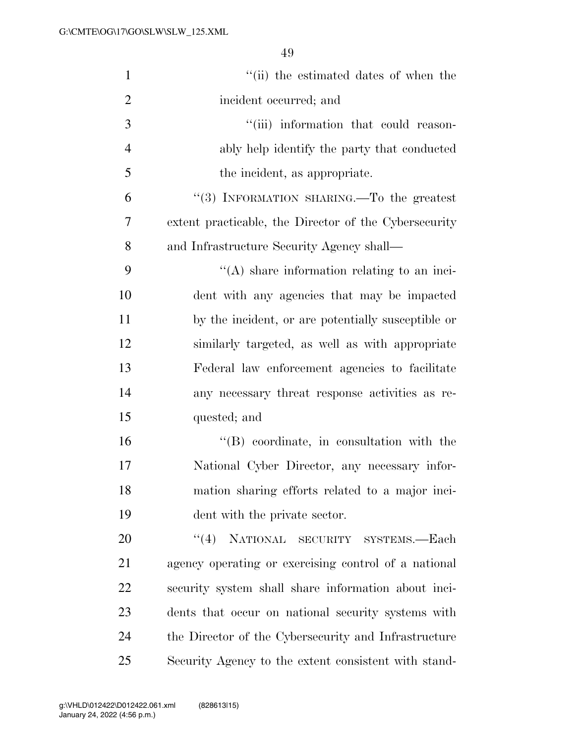''(ii) the estimated dates of when the incident occurred; and

''(iii) information that could reasonably help identify the party that conducted the incident, as appropriate.

''(3) INFORMATION SHARING.—To the greatest extent practicable, the Director of the Cybersecurity and Infrastructure Security Agency shall—

''(A) share information relating to an incident with any agencies that may be impacted by the incident, or are potentially susceptible or similarly targeted, as well as with appropriate Federal law enforcement agencies to facilitate any necessary threat response activities as requested; and

''(B) coordinate, in consultation with the National Cyber Director, any necessary information sharing efforts related to a major incident with the private sector.

''(4) NATIONAL SECURITY SYSTEMS.—Each agency operating or exercising control of a national security system shall share information about incidents that occur on national security systems with the Director of the Cybersecurity and Infrastructure Security Agency to the extent consistent with stand-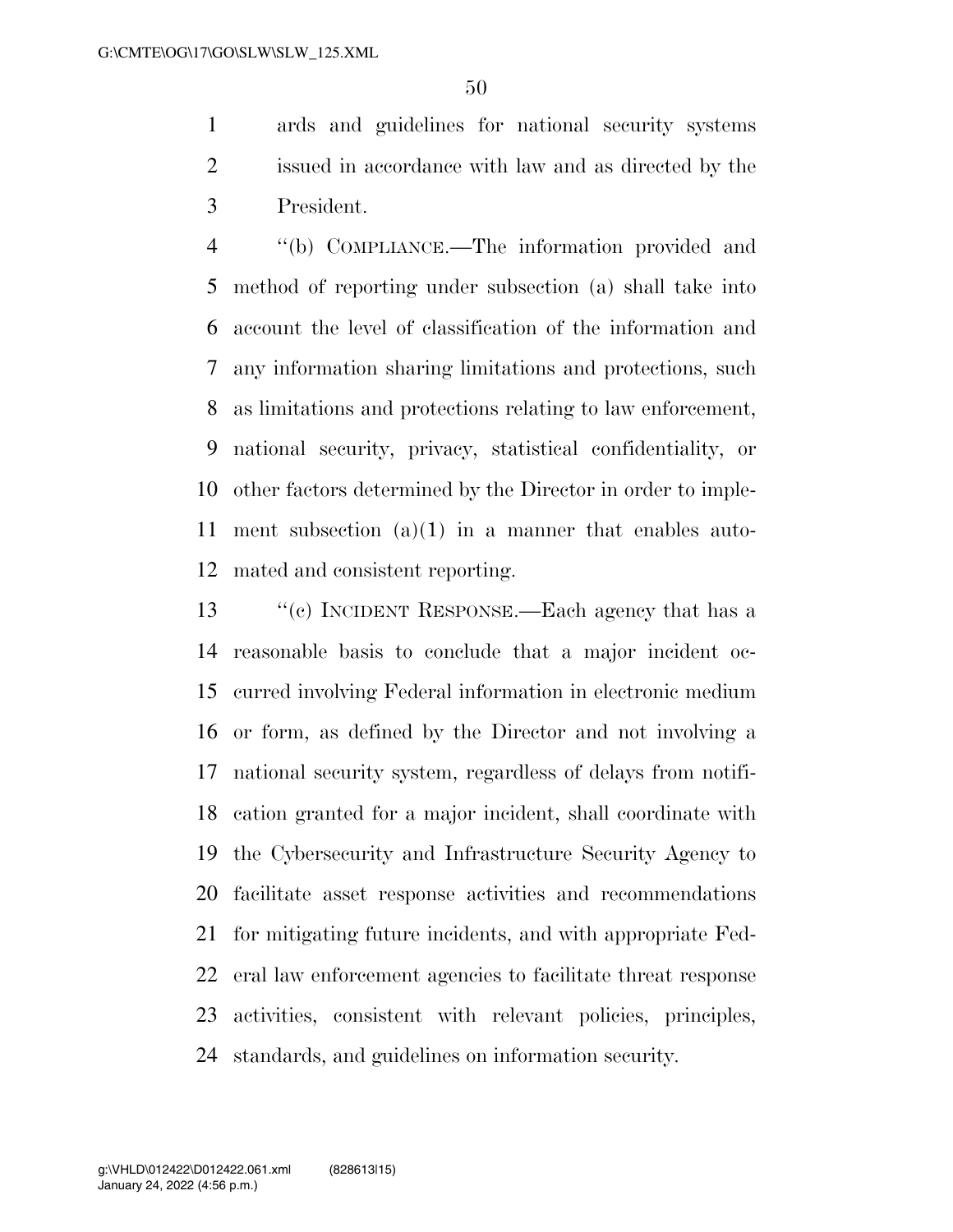ards and guidelines for national security systems issued in accordance with law and as directed by the President.

"(b) COMPLIANCE.—The information provided and method of reporting under subsection (a) shall take into account the level of classification of the information and any information sharing limitations and protections, such as limitations and protections relating to law enforcement, national security, privacy, statistical confidentiality, or other factors determined by the Director in order to implement subsection (a)(1) in a manner that enables automated and consistent reporting.

"(c) INCIDENT RESPONSE.—Each agency that has a reasonable basis to conclude that a major incident occurred involving Federal information in electronic medium or form, as defined by the Director and not involving a national security system, regardless of delays from notification granted for a major incident, shall coordinate with the Cybersecurity and Infrastructure Security Agency to facilitate asset response activities and recommendations for mitigating future incidents, and with appropriate Federal law enforcement agencies to facilitate threat response activities, consistent with relevant policies, principles, standards, and guidelines on information security.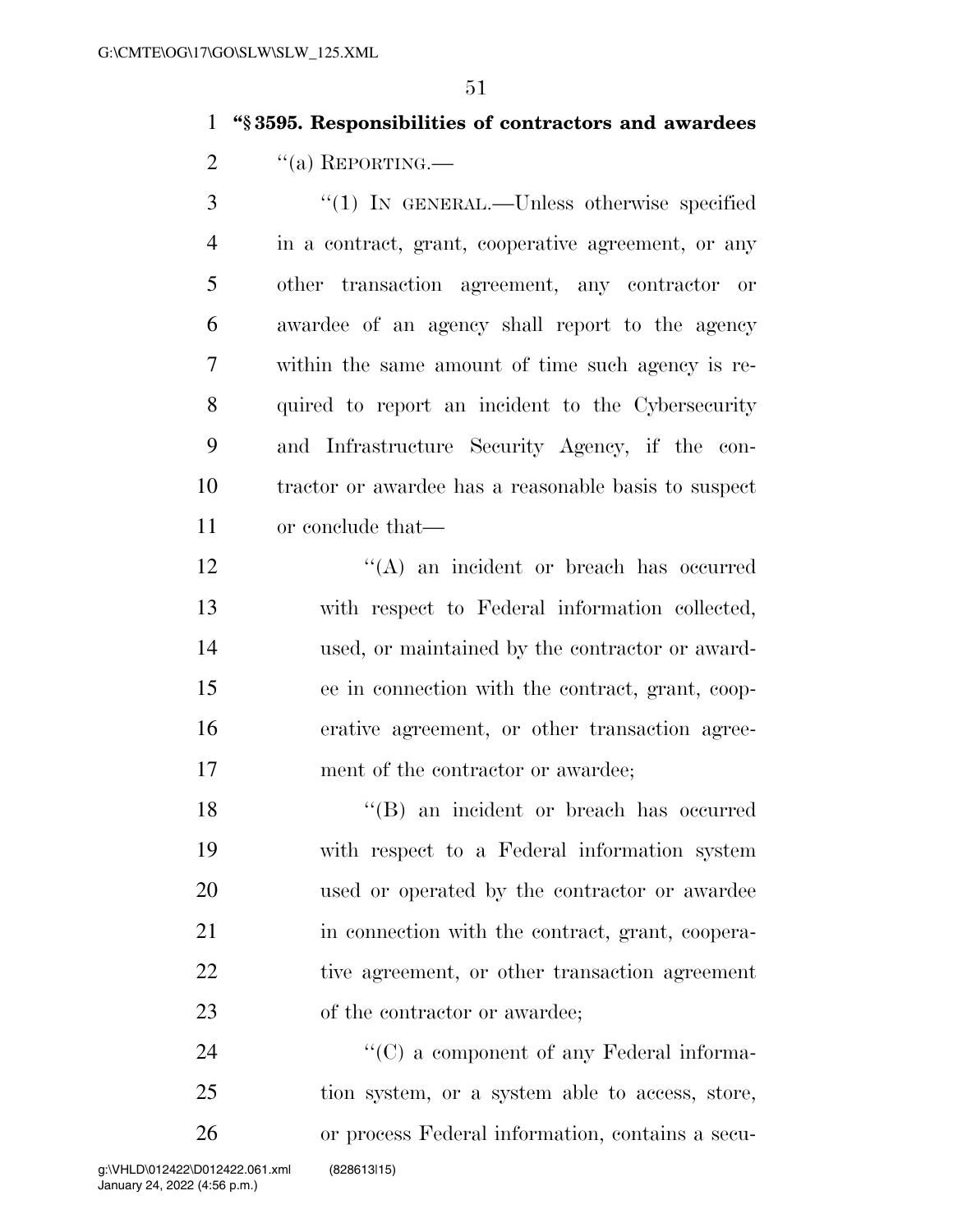**"§ 3595. Responsibilities of contractors and awardees**

"(a) REPORTING.—

"(1) IN GENERAL.—Unless otherwise specified in a contract, grant, cooperative agreement, or any other transaction agreement, any contractor or awardee of an agency shall report to the agency within the same amount of time such agency is required to report an incident to the Cybersecurity and Infrastructure Security Agency, if the contractor or awardee has a reasonable basis to suspect or conclude that—

"(A) an incident or breach has occurred with respect to Federal information collected, used, or maintained by the contractor or awardee in connection with the contract, grant, cooperative agreement, or other transaction agreement of the contractor or awardee;

"(B) an incident or breach has occurred with respect to a Federal information system used or operated by the contractor or awardee in connection with the contract, grant, cooperative agreement, or other transaction agreement of the contractor or awardee;

"(C) a component of any Federal information system, or a system able to access, store, or process Federal information, contains a secu-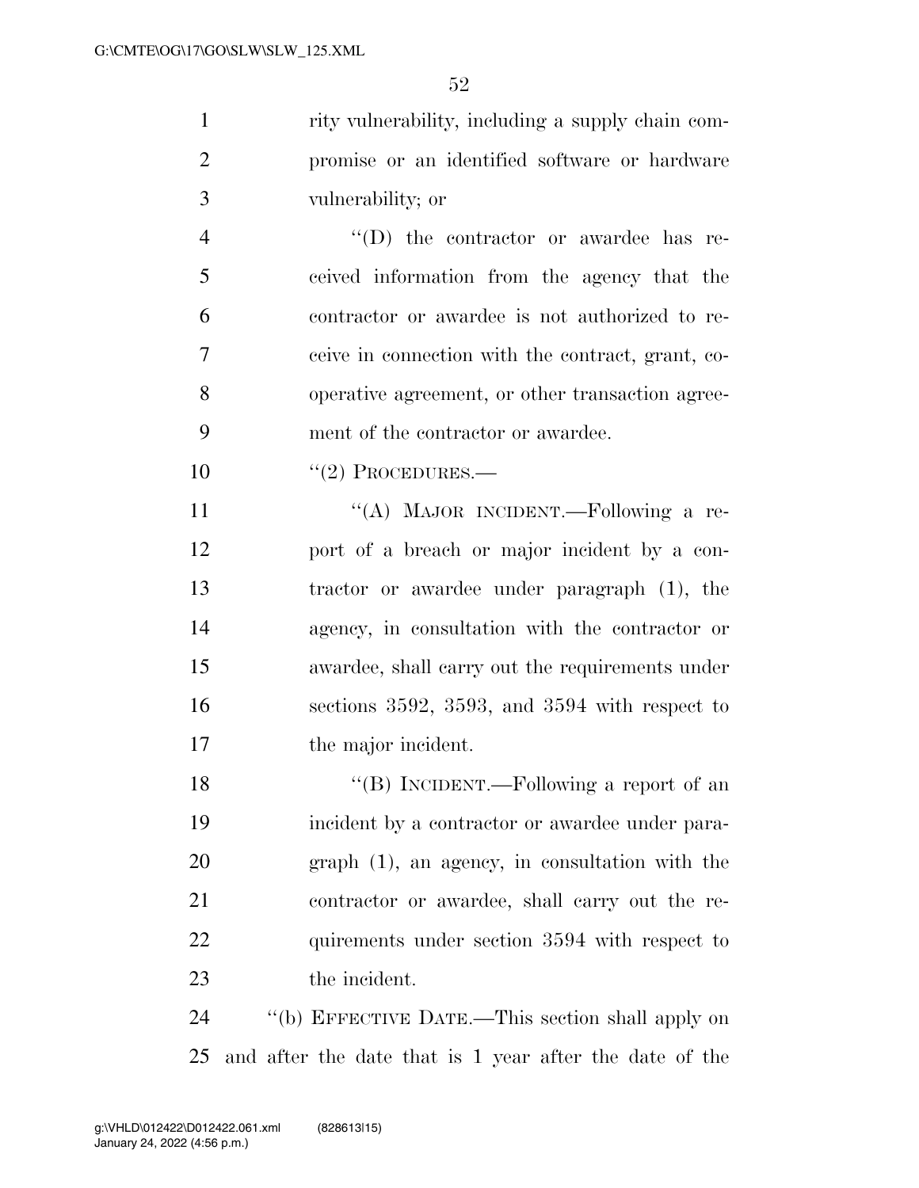rity vulnerability, including a supply chain compromise or an identified software or hardware vulnerability; or

"(D) the contractor or awardee has received information from the agency that the contractor or awardee is not authorized to receive in connection with the contract, grant, cooperative agreement, or other transaction agreement of the contractor or awardee.

"(2) PROCEDURES.—

"(A) MAJOR INCIDENT.—Following a report of a breach or major incident by a contractor or awardee under paragraph (1), the agency, in consultation with the contractor or awardee, shall carry out the requirements under sections 3592, 3593, and 3594 with respect to the major incident.

"(B) INCIDENT.—Following a report of an incident by a contractor or awardee under paragraph (1), an agency, in consultation with the contractor or awardee, shall carry out the requirements under section 3594 with respect to the incident.

"(b) EFFECTIVE DATE.—This section shall apply on and after the date that is 1 year after the date of the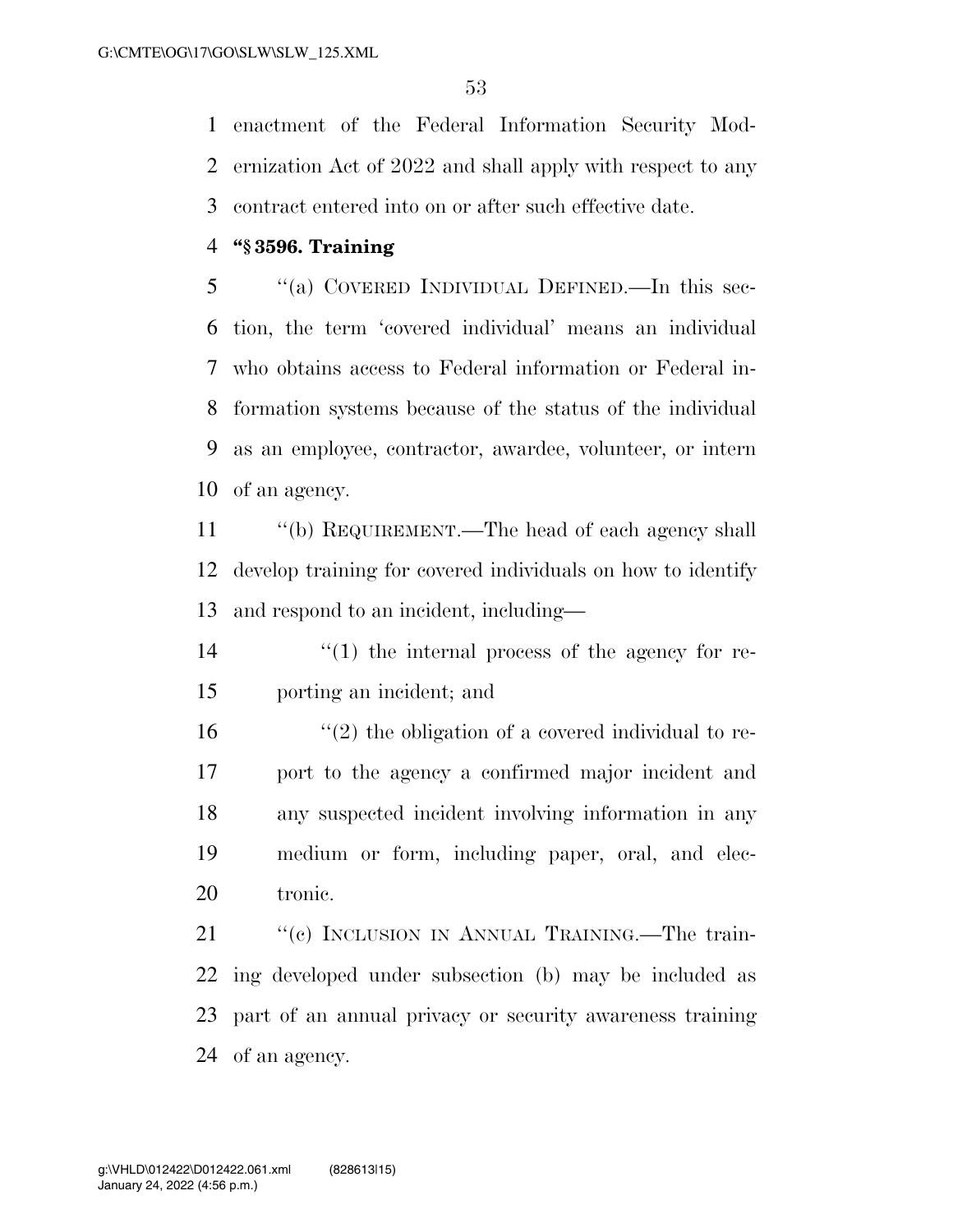enactment of the Federal Information Security Modernization Act of 2022 and shall apply with respect to any contract entered into on or after such effective date.

**"§ 3596. Training**

"(a) COVERED INDIVIDUAL DEFINED.—In this section, the term 'covered individual' means an individual who obtains access to Federal information or Federal information systems because of the status of the individual as an employee, contractor, awardee, volunteer, or intern of an agency.

"(b) REQUIREMENT.—The head of each agency shall develop training for covered individuals on how to identify and respond to an incident, including—

"(1) the internal process of the agency for reporting an incident; and

"(2) the obligation of a covered individual to report to the agency a confirmed major incident and any suspected incident involving information in any medium or form, including paper, oral, and electronic.

"(c) INCLUSION IN ANNUAL TRAINING.—The training developed under subsection (b) may be included as part of an annual privacy or security awareness training of an agency.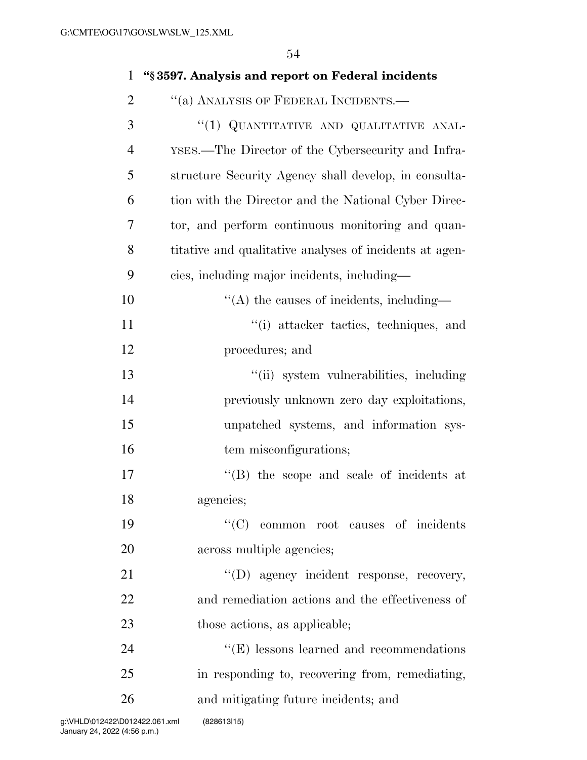**"§ 3597. Analysis and report on Federal incidents**

"(a) ANALYSIS OF FEDERAL INCIDENTS.—

"(1) QUANTITATIVE AND QUALITATIVE ANALYSES.—The Director of the Cybersecurity and Infrastructure Security Agency shall develop, in consultation with the Director and the National Cyber Director, and perform continuous monitoring and quantitative and qualitative analyses of incidents at agencies, including major incidents, including—

"(A) the causes of incidents, including—

"(i) attacker tactics, techniques, and procedures; and

"(ii) system vulnerabilities, including previously unknown zero day exploitations, unpatched systems, and information system misconfigurations;

"(B) the scope and scale of incidents at agencies;

"(C) common root causes of incidents across multiple agencies;

"(D) agency incident response, recovery, and remediation actions and the effectiveness of those actions, as applicable;

"(E) lessons learned and recommendations in responding to, recovering from, remediating, and mitigating future incidents; and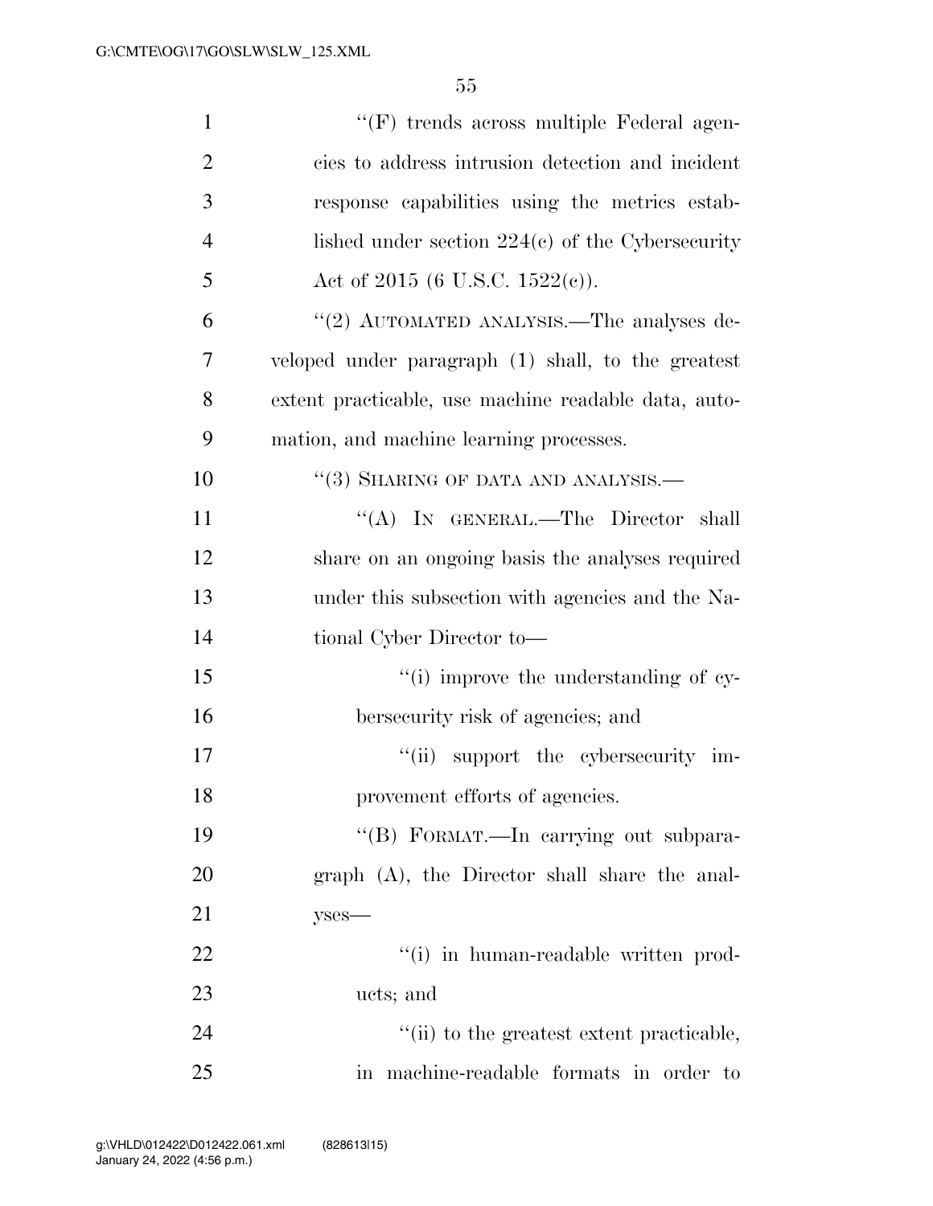''(F) trends across multiple Federal agencies to address intrusion detection and incident response capabilities using the metrics established under section 224(c) of the Cybersecurity Act of 2015 (6 U.S.C. 1522(c)).

''(2) AUTOMATED ANALYSIS.—The analyses developed under paragraph (1) shall, to the greatest extent practicable, use machine readable data, automation, and machine learning processes.

''(3) SHARING OF DATA AND ANALYSIS.—

''(A) IN GENERAL.—The Director shall share on an ongoing basis the analyses required under this subsection with agencies and the National Cyber Director to—

''(i) improve the understanding of cybersecurity risk of agencies; and

''(ii) support the cybersecurity improvement efforts of agencies.

''(B) FORMAT.—In carrying out subparagraph (A), the Director shall share the analyses—

''(i) in human-readable written products; and

''(ii) to the greatest extent practicable, in machine-readable formats in order to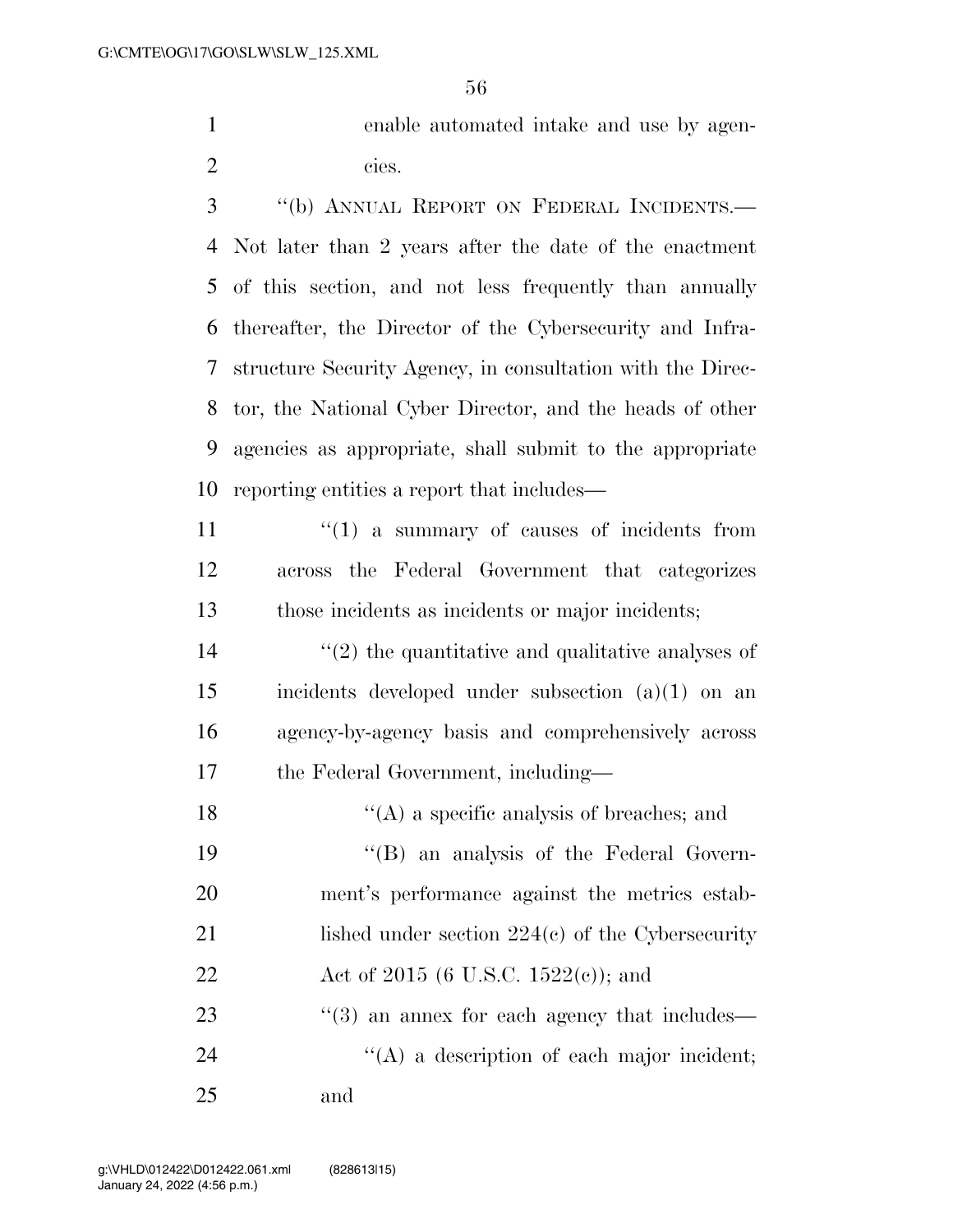enable automated intake and use by agencies.

"(b) ANNUAL REPORT ON FEDERAL INCIDENTS.—Not later than 2 years after the date of the enactment of this section, and not less frequently than annually thereafter, the Director of the Cybersecurity and Infrastructure Security Agency, in consultation with the Director, the National Cyber Director, and the heads of other agencies as appropriate, shall submit to the appropriate reporting entities a report that includes—

"(1) a summary of causes of incidents from across the Federal Government that categorizes those incidents as incidents or major incidents;

"(2) the quantitative and qualitative analyses of incidents developed under subsection (a)(1) on an agency-by-agency basis and comprehensively across the Federal Government, including—

"(A) a specific analysis of breaches; and

"(B) an analysis of the Federal Government's performance against the metrics established under section 224(c) of the Cybersecurity Act of 2015 (6 U.S.C. 1522(c)); and

"(3) an annex for each agency that includes—

"(A) a description of each major incident; and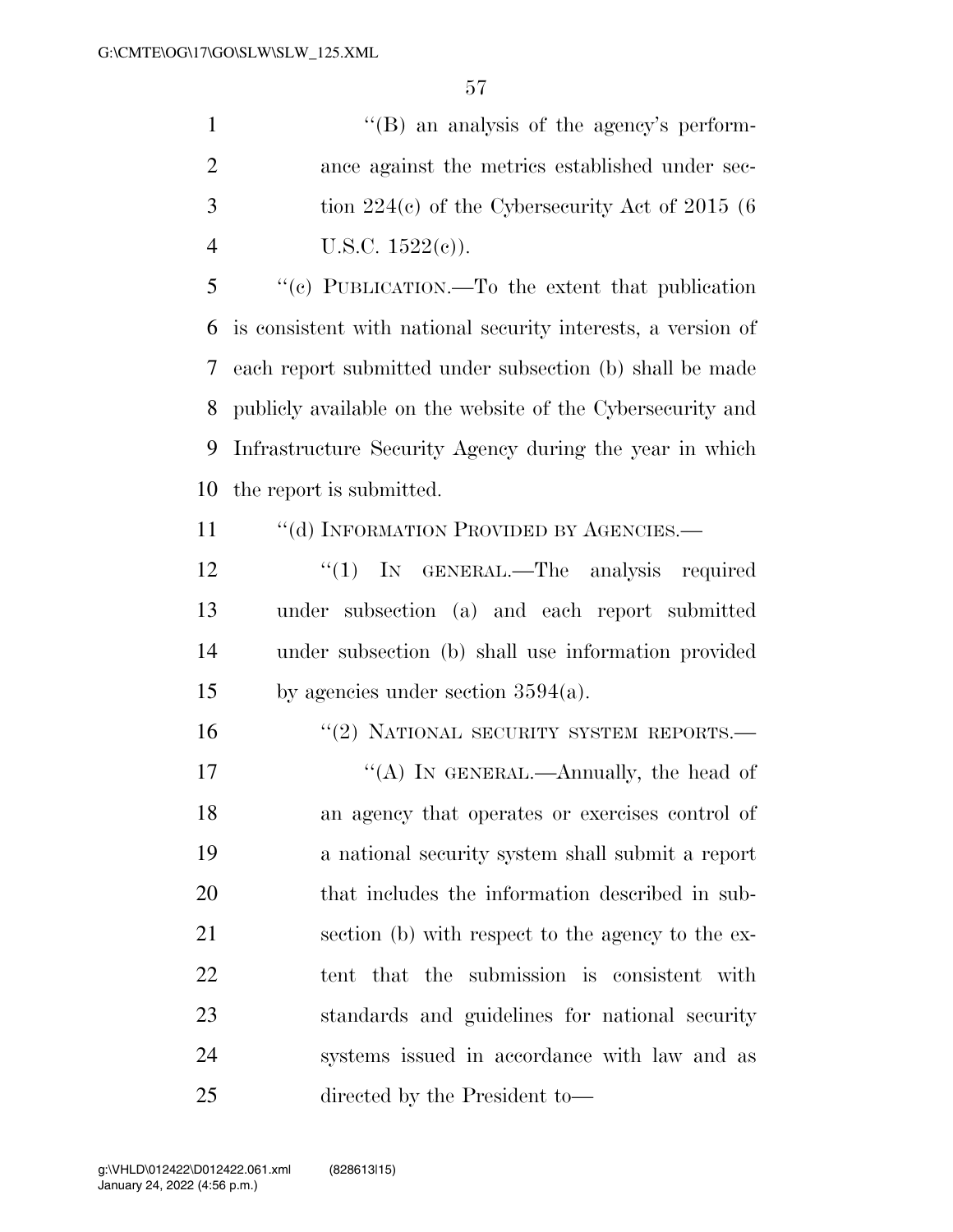''(B) an analysis of the agency's performance against the metrics established under section 224(c) of the Cybersecurity Act of 2015 (6 U.S.C. 1522(c)).

''(c) PUBLICATION.—To the extent that publication is consistent with national security interests, a version of each report submitted under subsection (b) shall be made publicly available on the website of the Cybersecurity and Infrastructure Security Agency during the year in which the report is submitted.

''(d) INFORMATION PROVIDED BY AGENCIES.—

''(1) IN GENERAL.—The analysis required under subsection (a) and each report submitted under subsection (b) shall use information provided by agencies under section 3594(a).

''(2) NATIONAL SECURITY SYSTEM REPORTS.—

''(A) IN GENERAL.—Annually, the head of an agency that operates or exercises control of a national security system shall submit a report that includes the information described in subsection (b) with respect to the agency to the extent that the submission is consistent with standards and guidelines for national security systems issued in accordance with law and as directed by the President to—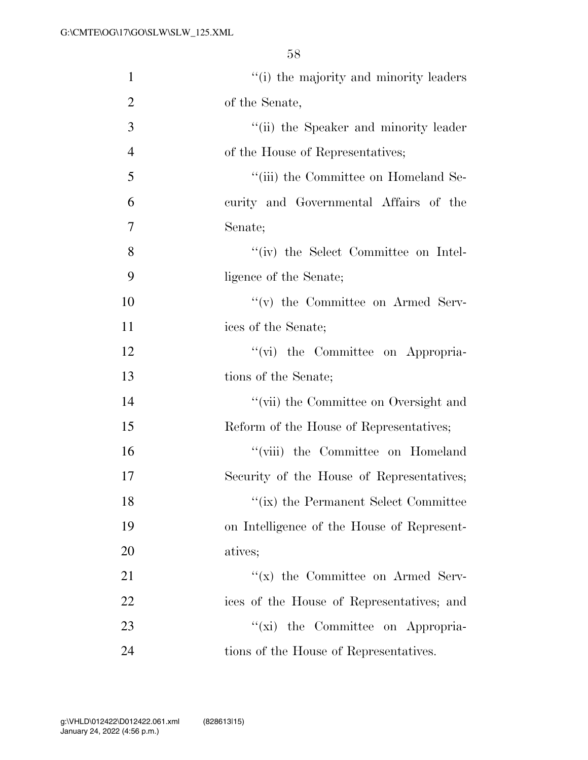''(i) the majority and minority leaders of the Senate,

''(ii) the Speaker and minority leader of the House of Representatives;

''(iii) the Committee on Homeland Security and Governmental Affairs of the Senate;

''(iv) the Select Committee on Intelligence of the Senate;

''(v) the Committee on Armed Services of the Senate;

''(vi) the Committee on Appropriations of the Senate;

''(vii) the Committee on Oversight and Reform of the House of Representatives;

''(viii) the Committee on Homeland Security of the House of Representatives;

''(ix) the Permanent Select Committee on Intelligence of the House of Representatives;

''(x) the Committee on Armed Services of the House of Representatives; and

''(xi) the Committee on Appropriations of the House of Representatives.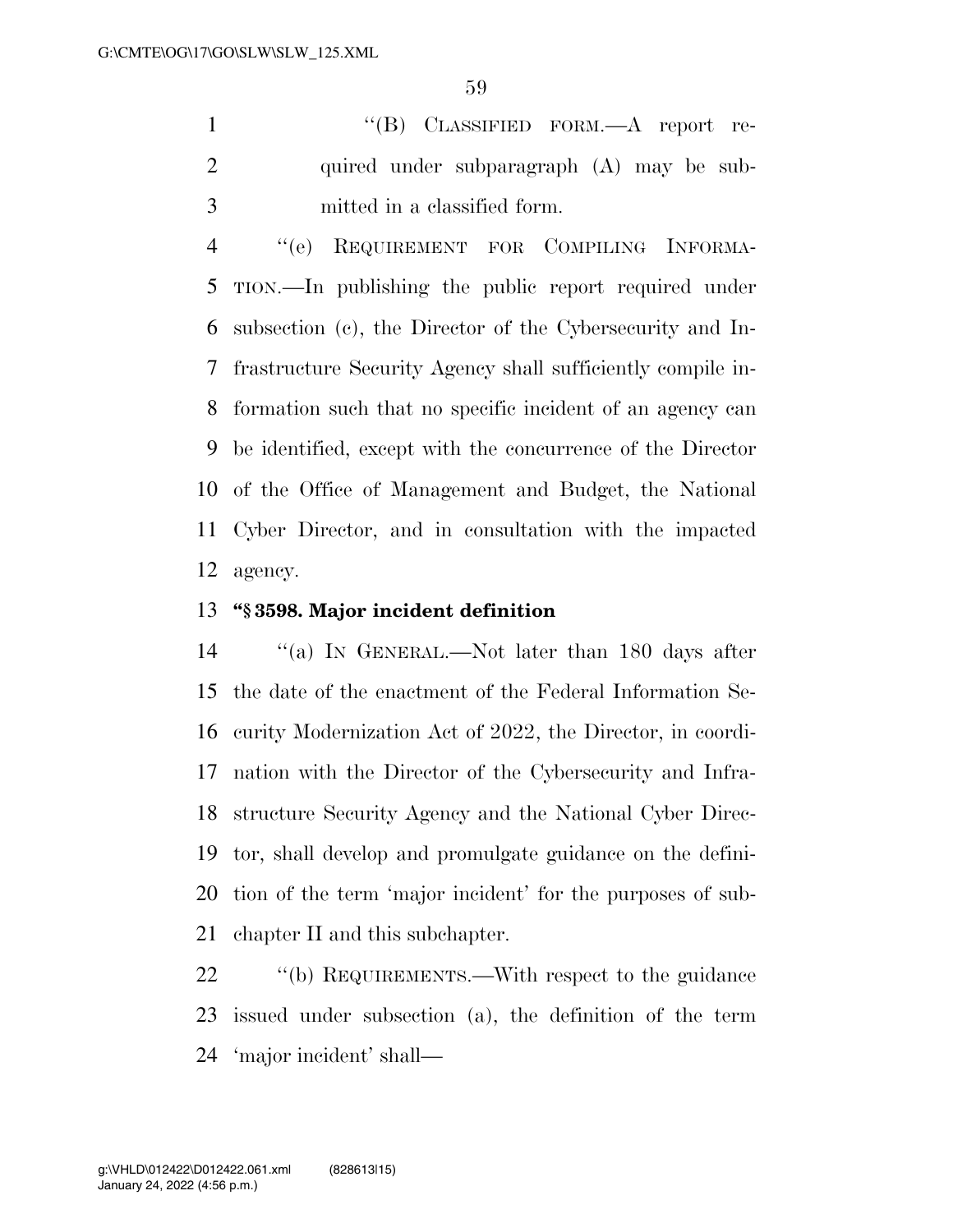"(B) CLASSIFIED FORM.—A report required under subparagraph (A) may be submitted in a classified form.

"(e) REQUIREMENT FOR COMPILING INFORMATION.—In publishing the public report required under subsection (c), the Director of the Cybersecurity and Infrastructure Security Agency shall sufficiently compile information such that no specific incident of an agency can be identified, except with the concurrence of the Director of the Office of Management and Budget, the National Cyber Director, and in consultation with the impacted agency.

**"§ 3598. Major incident definition**

"(a) IN GENERAL.—Not later than 180 days after the date of the enactment of the Federal Information Security Modernization Act of 2022, the Director, in coordination with the Director of the Cybersecurity and Infrastructure Security Agency and the National Cyber Director, shall develop and promulgate guidance on the definition of the term 'major incident' for the purposes of subchapter II and this subchapter.

"(b) REQUIREMENTS.—With respect to the guidance issued under subsection (a), the definition of the term 'major incident' shall—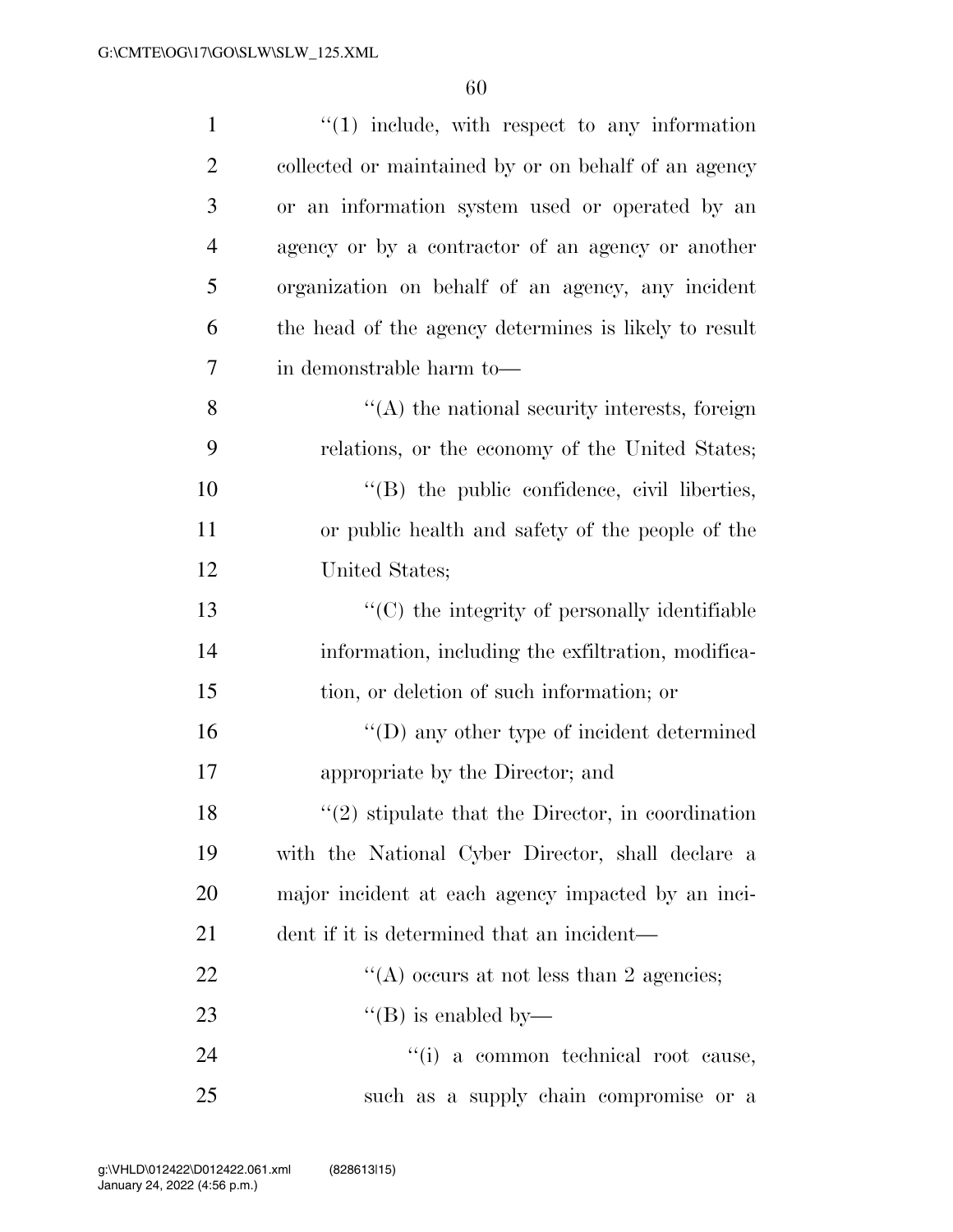''(1) include, with respect to any information collected or maintained by or on behalf of an agency or an information system used or operated by an agency or by a contractor of an agency or another organization on behalf of an agency, any incident the head of the agency determines is likely to result in demonstrable harm to—

''(A) the national security interests, foreign relations, or the economy of the United States;

''(B) the public confidence, civil liberties, or public health and safety of the people of the United States;

''(C) the integrity of personally identifiable information, including the exfiltration, modification, or deletion of such information; or

''(D) any other type of incident determined appropriate by the Director; and

''(2) stipulate that the Director, in coordination with the National Cyber Director, shall declare a major incident at each agency impacted by an incident if it is determined that an incident—

''(A) occurs at not less than 2 agencies;

''(B) is enabled by—

''(i) a common technical root cause, such as a supply chain compromise or a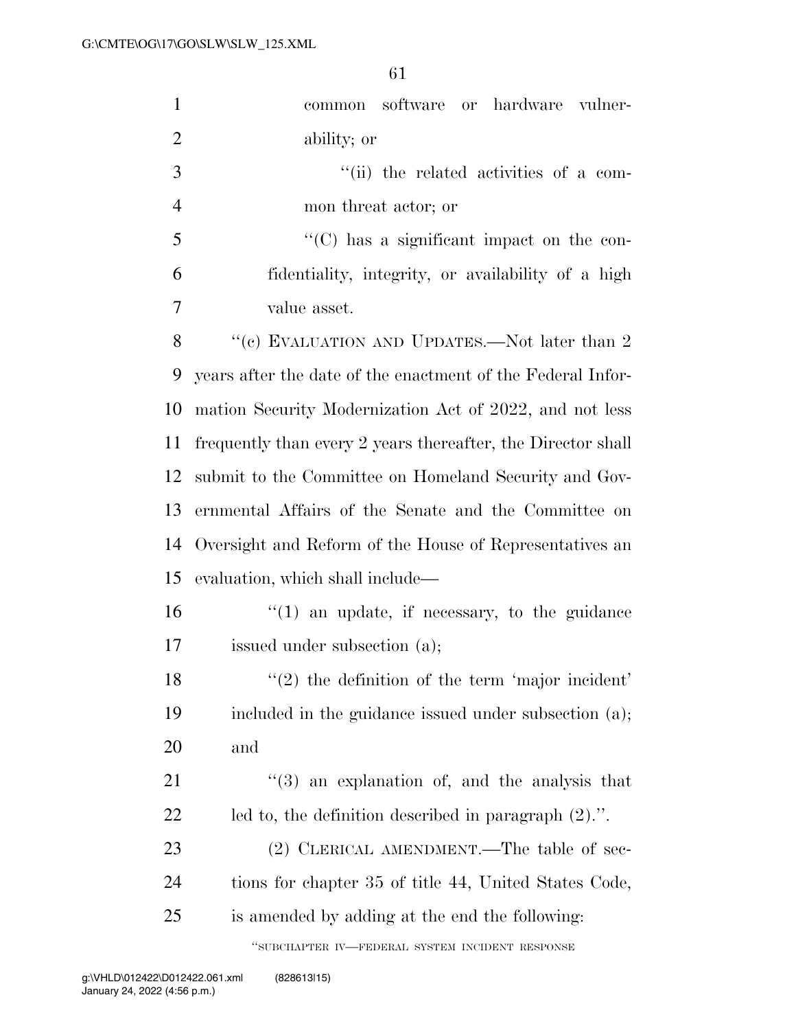common software or hardware vulnerability; or

"(ii) the related activities of a common threat actor; or

"(C) has a significant impact on the confidentiality, integrity, or availability of a high value asset.

"(c) EVALUATION AND UPDATES.—Not later than 2 years after the date of the enactment of the Federal Information Security Modernization Act of 2022, and not less frequently than every 2 years thereafter, the Director shall submit to the Committee on Homeland Security and Governmental Affairs of the Senate and the Committee on Oversight and Reform of the House of Representatives an evaluation, which shall include—

"(1) an update, if necessary, to the guidance issued under subsection (a);

"(2) the definition of the term 'major incident' included in the guidance issued under subsection (a); and

"(3) an explanation of, and the analysis that led to, the definition described in paragraph (2).".

(2) CLERICAL AMENDMENT.—The table of sections for chapter 35 of title 44, United States Code, is amended by adding at the end the following:

"SUBCHAPTER IV—FEDERAL SYSTEM INCIDENT RESPONSE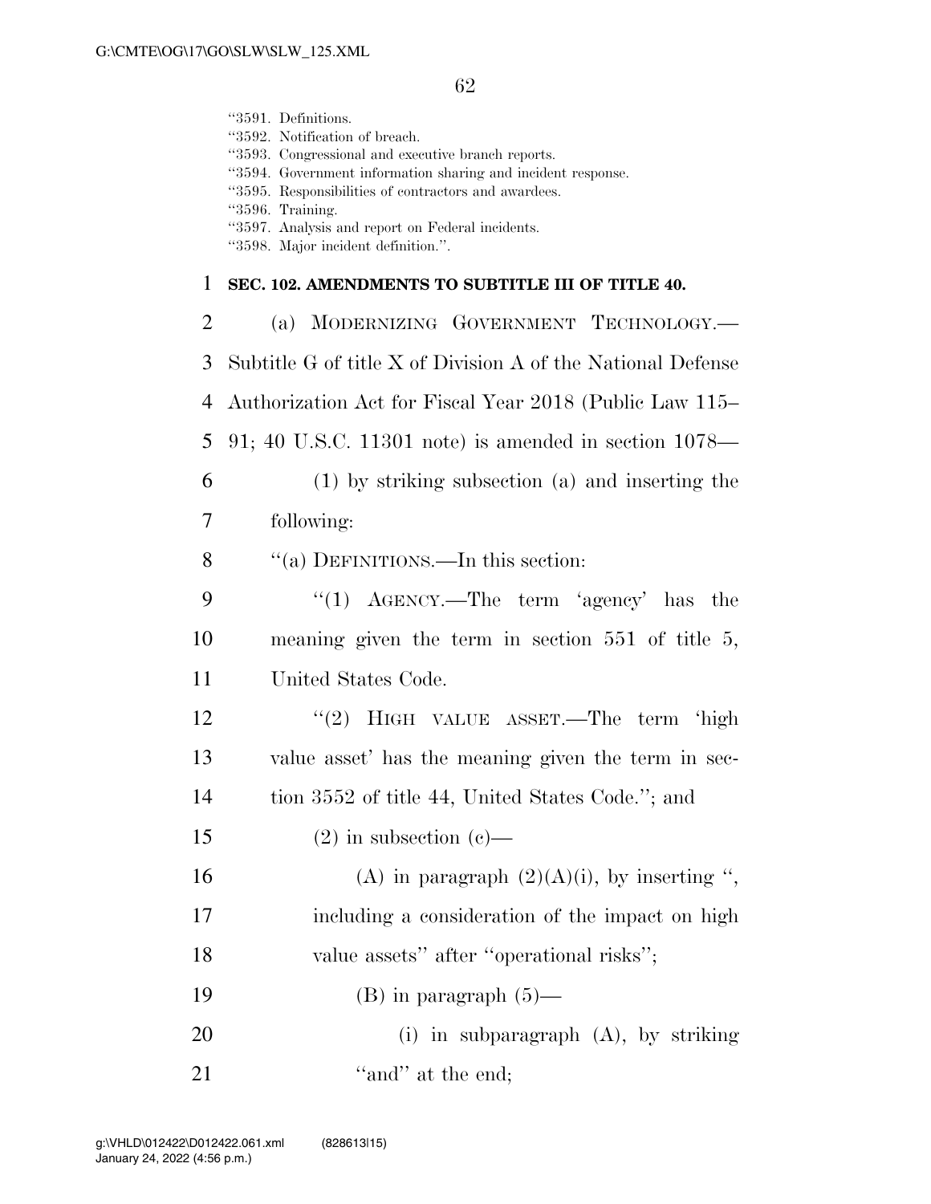"3591. Definitions.
"3592. Notification of breach.
"3593. Congressional and executive branch reports.
"3594. Government information sharing and incident response.
"3595. Responsibilities of contractors and awardees.
"3596. Training.
"3597. Analysis and report on Federal incidents.
"3598. Major incident definition.".

**SEC. 102. AMENDMENTS TO SUBTITLE III OF TITLE 40.**

(a) MODERNIZING GOVERNMENT TECHNOLOGY.—Subtitle G of title X of Division A of the National Defense Authorization Act for Fiscal Year 2018 (Public Law 115–91; 40 U.S.C. 11301 note) is amended in section 1078—

(1) by striking subsection (a) and inserting the following:

"(a) DEFINITIONS.—In this section:

"(1) AGENCY.—The term 'agency' has the meaning given the term in section 551 of title 5, United States Code.

"(2) HIGH VALUE ASSET.—The term 'high value asset' has the meaning given the term in section 3552 of title 44, United States Code."; and

(2) in subsection (c)—

(A) in paragraph (2)(A)(i), by inserting ", including a consideration of the impact on high value assets" after "operational risks";

(B) in paragraph (5)—

(i) in subparagraph (A), by striking "and" at the end;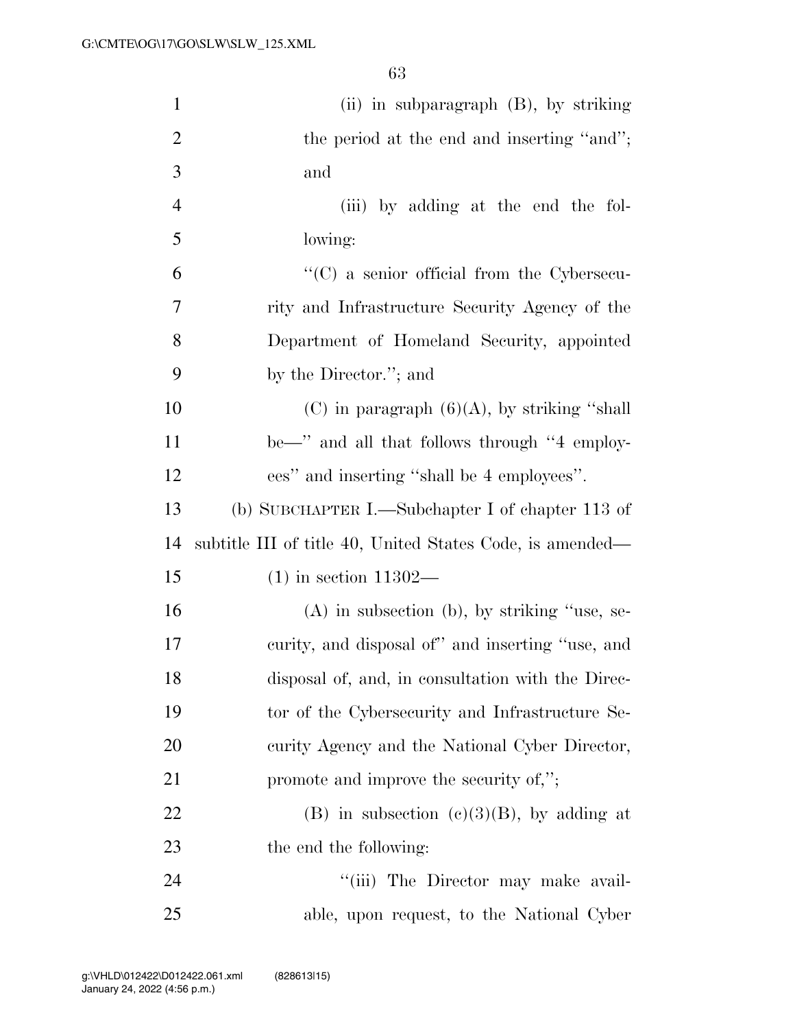(ii) in subparagraph (B), by striking the period at the end and inserting "and"; and

(iii) by adding at the end the following:

"(C) a senior official from the Cybersecurity and Infrastructure Security Agency of the Department of Homeland Security, appointed by the Director."; and

(C) in paragraph (6)(A), by striking "shall be—" and all that follows through "4 employees" and inserting "shall be 4 employees".

(b) SUBCHAPTER I.—Subchapter I of chapter 113 of subtitle III of title 40, United States Code, is amended—

(1) in section 11302—

(A) in subsection (b), by striking "use, security, and disposal of" and inserting "use, and disposal of, and, in consultation with the Director of the Cybersecurity and Infrastructure Security Agency and the National Cyber Director, promote and improve the security of,";

(B) in subsection (c)(3)(B), by adding at the end the following:

"(iii) The Director may make available, upon request, to the National Cyber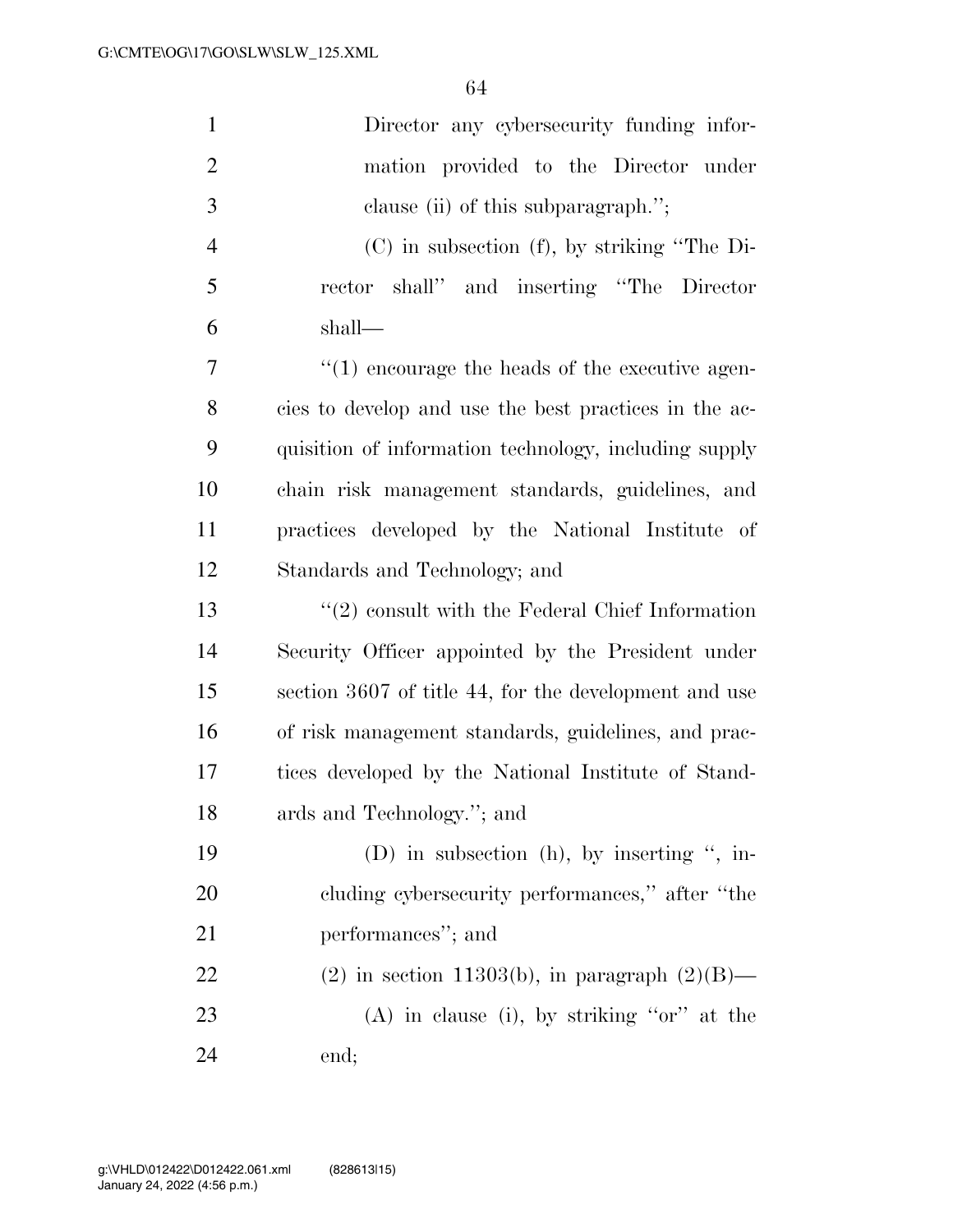Director any cybersecurity funding information provided to the Director under clause (ii) of this subparagraph.'';

(C) in subsection (f), by striking ''The Director shall'' and inserting ''The Director shall—

''(1) encourage the heads of the executive agencies to develop and use the best practices in the acquisition of information technology, including supply chain risk management standards, guidelines, and practices developed by the National Institute of Standards and Technology; and

''(2) consult with the Federal Chief Information Security Officer appointed by the President under section 3607 of title 44, for the development and use of risk management standards, guidelines, and practices developed by the National Institute of Standards and Technology.''; and

(D) in subsection (h), by inserting '', including cybersecurity performances,'' after ''the performances''; and

(2) in section 11303(b), in paragraph (2)(B)—

(A) in clause (i), by striking ''or'' at the end;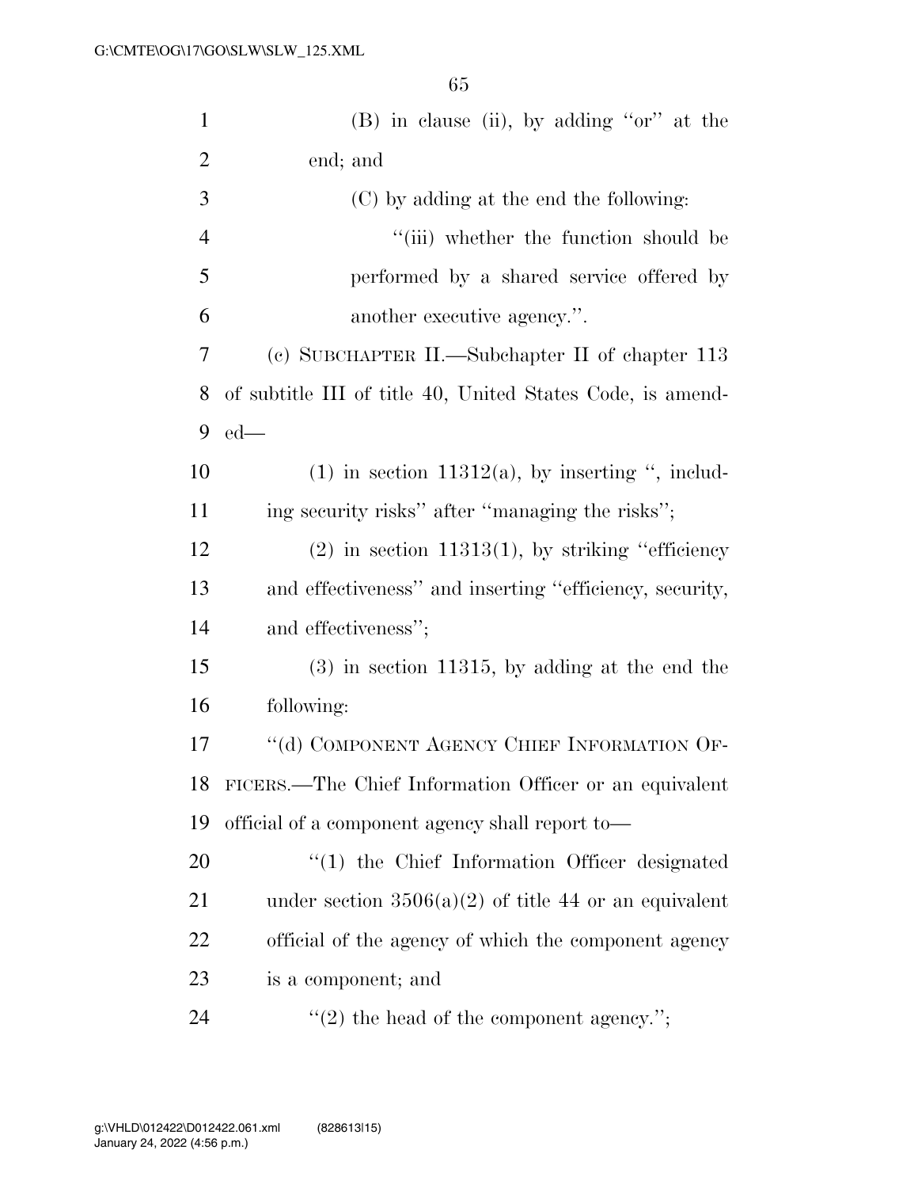(B) in clause (ii), by adding "or" at the end; and

(C) by adding at the end the following:

"(iii) whether the function should be performed by a shared service offered by another executive agency.".

(c) SUBCHAPTER II.—Subchapter II of chapter 113 of subtitle III of title 40, United States Code, is amended—

(1) in section 11312(a), by inserting ", including security risks" after "managing the risks";

(2) in section 11313(1), by striking "efficiency and effectiveness" and inserting "efficiency, security, and effectiveness";

(3) in section 11315, by adding at the end the following:

"(d) COMPONENT AGENCY CHIEF INFORMATION OFFICERS.—The Chief Information Officer or an equivalent official of a component agency shall report to—

"(1) the Chief Information Officer designated under section 3506(a)(2) of title 44 or an equivalent official of the agency of which the component agency is a component; and

"(2) the head of the component agency.";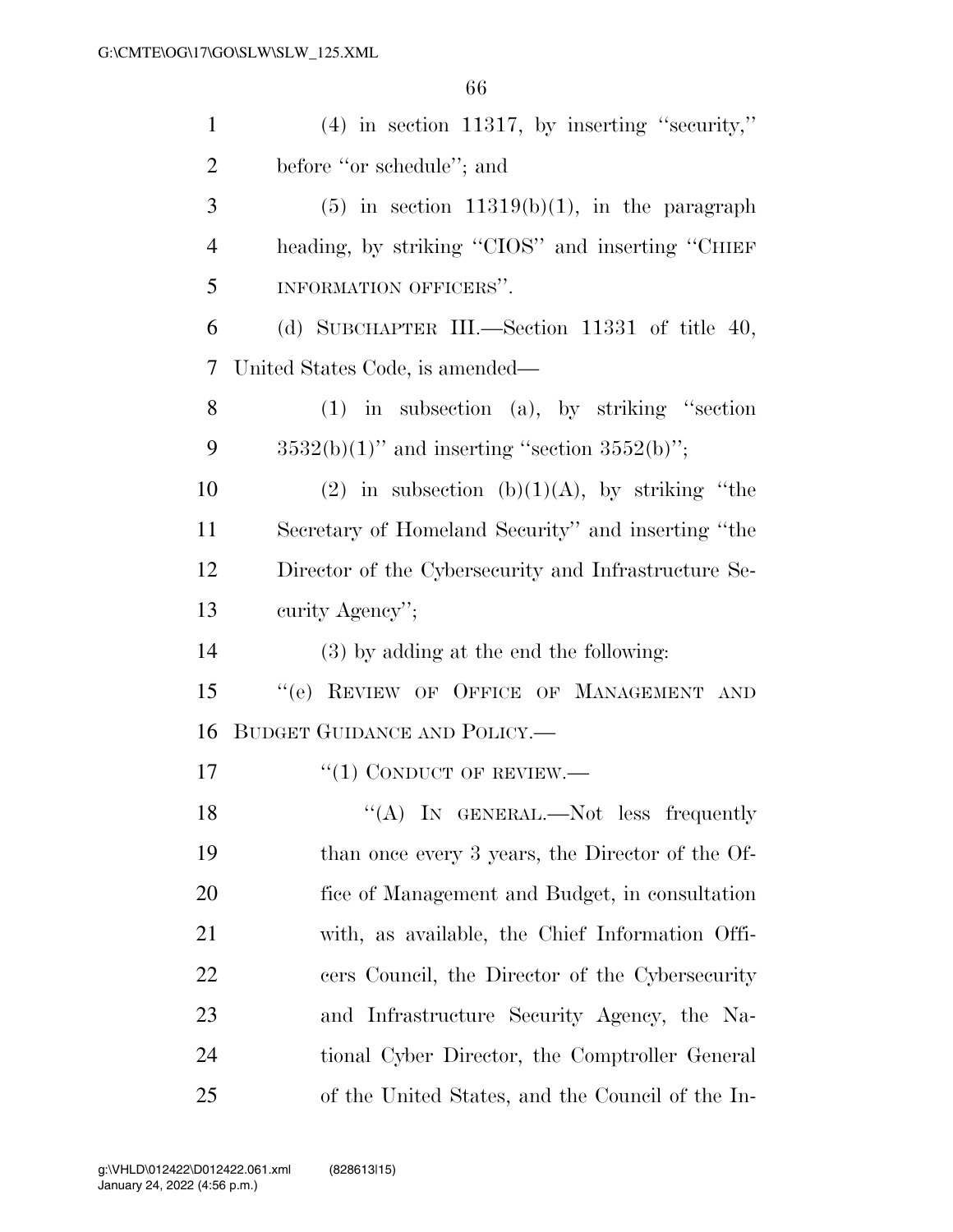(4) in section 11317, by inserting ''security,'' before ''or schedule''; and

(5) in section 11319(b)(1), in the paragraph heading, by striking ''CIOS'' and inserting ''CHIEF INFORMATION OFFICERS''.

(d) SUBCHAPTER III.—Section 11331 of title 40, United States Code, is amended—

(1) in subsection (a), by striking ''section 3532(b)(1)'' and inserting ''section 3552(b)'';

(2) in subsection (b)(1)(A), by striking ''the Secretary of Homeland Security'' and inserting ''the Director of the Cybersecurity and Infrastructure Security Agency'';

(3) by adding at the end the following:

''(e) REVIEW OF OFFICE OF MANAGEMENT AND BUDGET GUIDANCE AND POLICY.—

''(1) CONDUCT OF REVIEW.—

''(A) IN GENERAL.—Not less frequently than once every 3 years, the Director of the Office of Management and Budget, in consultation with, as available, the Chief Information Officers Council, the Director of the Cybersecurity and Infrastructure Security Agency, the National Cyber Director, the Comptroller General of the United States, and the Council of the In-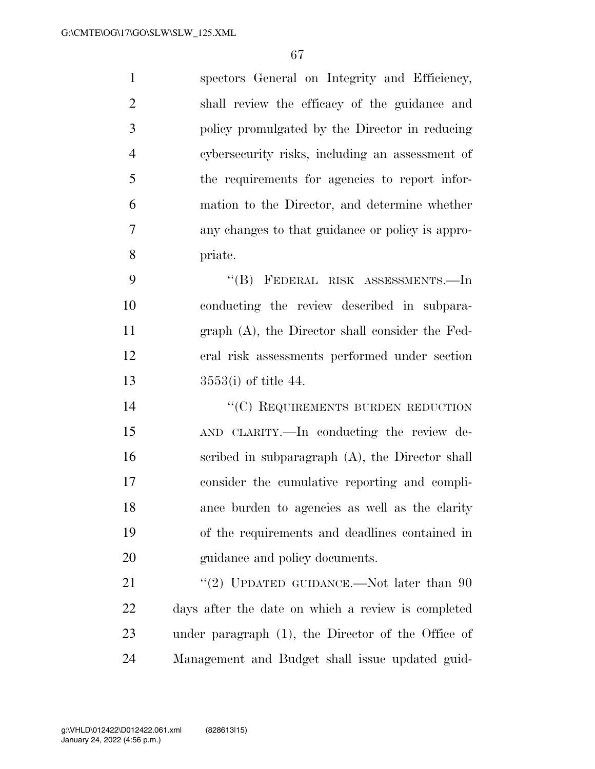spectors General on Integrity and Efficiency, shall review the efficacy of the guidance and policy promulgated by the Director in reducing cybersecurity risks, including an assessment of the requirements for agencies to report information to the Director, and determine whether any changes to that guidance or policy is appropriate.

"(B) FEDERAL RISK ASSESSMENTS.—In conducting the review described in subparagraph (A), the Director shall consider the Federal risk assessments performed under section 3553(i) of title 44.

"(C) REQUIREMENTS BURDEN REDUCTION AND CLARITY.—In conducting the review described in subparagraph (A), the Director shall consider the cumulative reporting and compliance burden to agencies as well as the clarity of the requirements and deadlines contained in guidance and policy documents.

"(2) UPDATED GUIDANCE.—Not later than 90 days after the date on which a review is completed under paragraph (1), the Director of the Office of Management and Budget shall issue updated guid-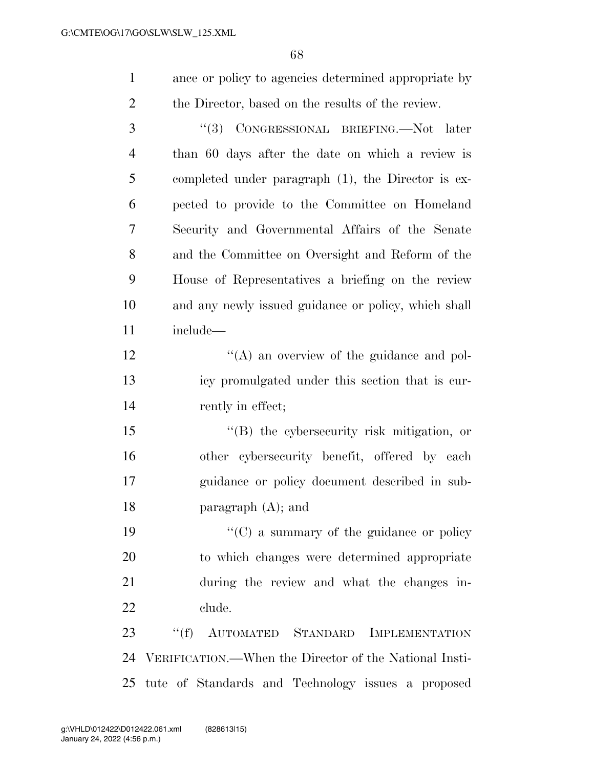ance or policy to agencies determined appropriate by the Director, based on the results of the review.

"(3) CONGRESSIONAL BRIEFING.—Not later than 60 days after the date on which a review is completed under paragraph (1), the Director is expected to provide to the Committee on Homeland Security and Governmental Affairs of the Senate and the Committee on Oversight and Reform of the House of Representatives a briefing on the review and any newly issued guidance or policy, which shall include—

"(A) an overview of the guidance and policy promulgated under this section that is currently in effect;

"(B) the cybersecurity risk mitigation, or other cybersecurity benefit, offered by each guidance or policy document described in subparagraph (A); and

"(C) a summary of the guidance or policy to which changes were determined appropriate during the review and what the changes include.

"(f) AUTOMATED STANDARD IMPLEMENTATION VERIFICATION.—When the Director of the National Institute of Standards and Technology issues a proposed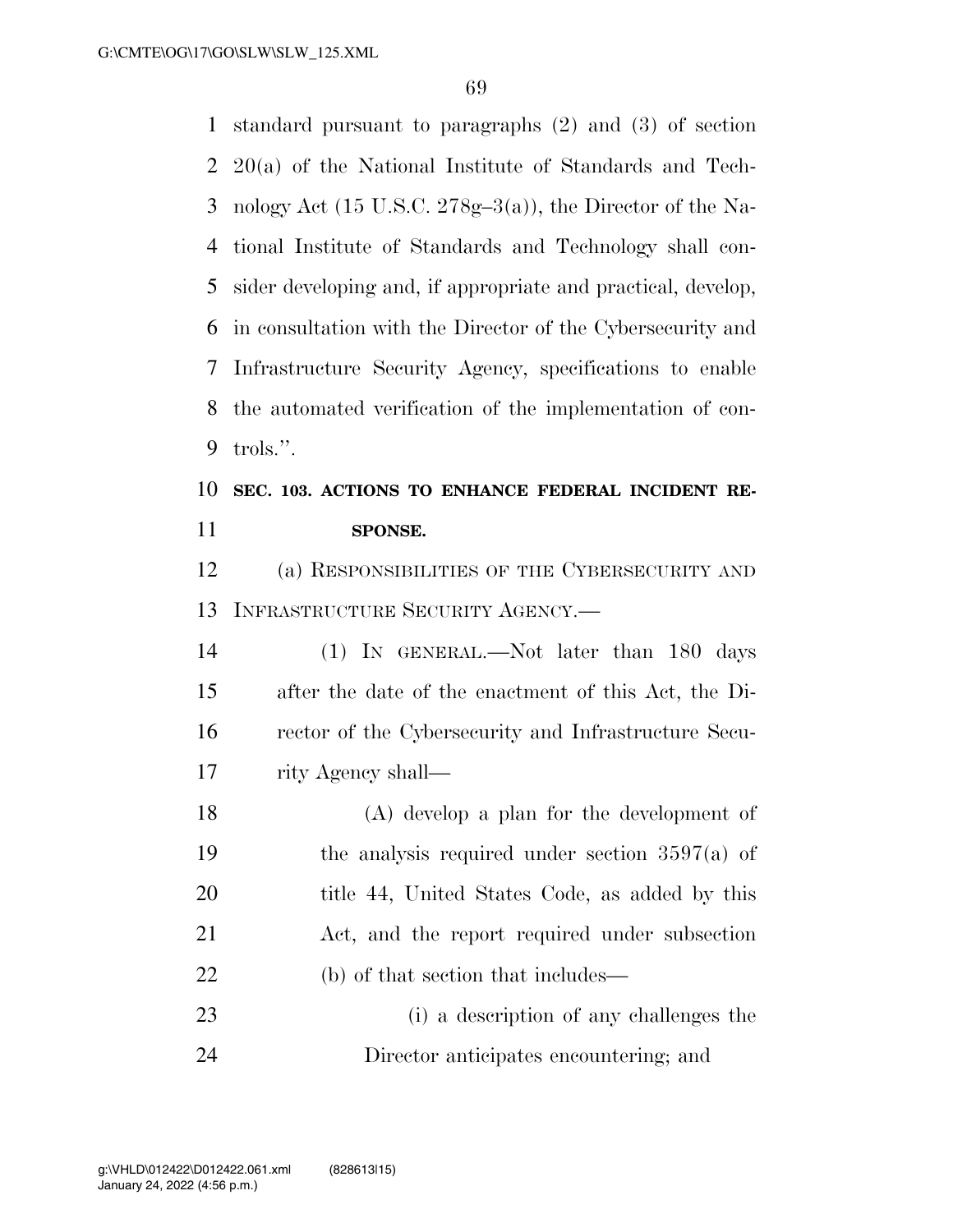standard pursuant to paragraphs (2) and (3) of section 20(a) of the National Institute of Standards and Technology Act (15 U.S.C. 278g–3(a)), the Director of the National Institute of Standards and Technology shall consider developing and, if appropriate and practical, develop, in consultation with the Director of the Cybersecurity and Infrastructure Security Agency, specifications to enable the automated verification of the implementation of controls.''.

### SEC. 103. ACTIONS TO ENHANCE FEDERAL INCIDENT RESPONSE.

(a) RESPONSIBILITIES OF THE CYBERSECURITY AND INFRASTRUCTURE SECURITY AGENCY.—

(1) IN GENERAL.—Not later than 180 days after the date of the enactment of this Act, the Director of the Cybersecurity and Infrastructure Security Agency shall—

(A) develop a plan for the development of the analysis required under section 3597(a) of title 44, United States Code, as added by this Act, and the report required under subsection (b) of that section that includes—

(i) a description of any challenges the Director anticipates encountering; and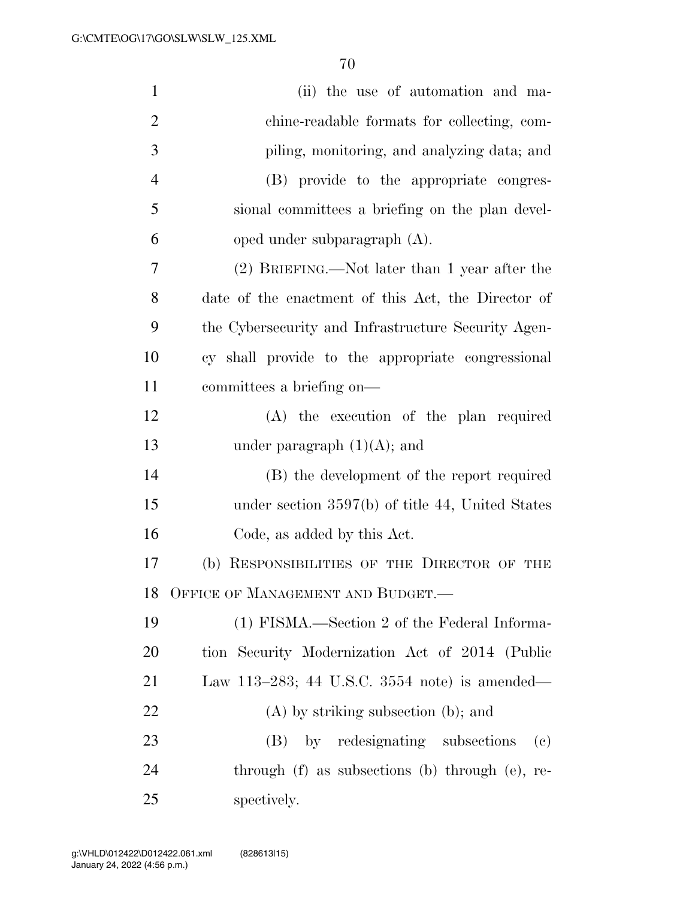(ii) the use of automation and machine-readable formats for collecting, compiling, monitoring, and analyzing data; and

(B) provide to the appropriate congressional committees a briefing on the plan developed under subparagraph (A).

(2) BRIEFING.—Not later than 1 year after the date of the enactment of this Act, the Director of the Cybersecurity and Infrastructure Security Agency shall provide to the appropriate congressional committees a briefing on—

(A) the execution of the plan required under paragraph (1)(A); and

(B) the development of the report required under section 3597(b) of title 44, United States Code, as added by this Act.

(b) RESPONSIBILITIES OF THE DIRECTOR OF THE OFFICE OF MANAGEMENT AND BUDGET.—

(1) FISMA.—Section 2 of the Federal Information Security Modernization Act of 2014 (Public Law 113–283; 44 U.S.C. 3554 note) is amended—

(A) by striking subsection (b); and

(B) by redesignating subsections (c) through (f) as subsections (b) through (e), respectively.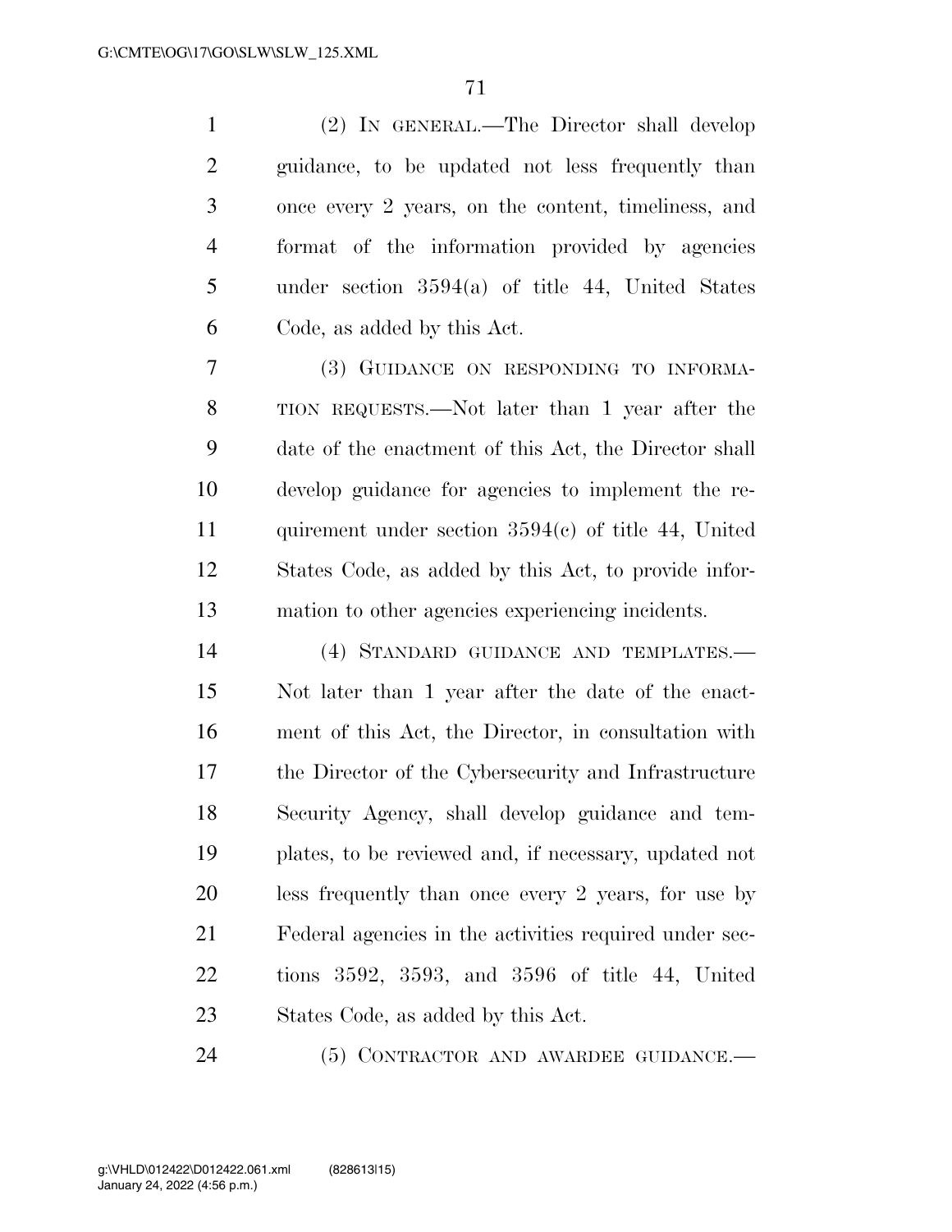(2) IN GENERAL.—The Director shall develop guidance, to be updated not less frequently than once every 2 years, on the content, timeliness, and format of the information provided by agencies under section 3594(a) of title 44, United States Code, as added by this Act.

(3) GUIDANCE ON RESPONDING TO INFORMATION REQUESTS.—Not later than 1 year after the date of the enactment of this Act, the Director shall develop guidance for agencies to implement the requirement under section 3594(c) of title 44, United States Code, as added by this Act, to provide information to other agencies experiencing incidents.

(4) STANDARD GUIDANCE AND TEMPLATES.—Not later than 1 year after the date of the enactment of this Act, the Director, in consultation with the Director of the Cybersecurity and Infrastructure Security Agency, shall develop guidance and templates, to be reviewed and, if necessary, updated not less frequently than once every 2 years, for use by Federal agencies in the activities required under sections 3592, 3593, and 3596 of title 44, United States Code, as added by this Act.

(5) CONTRACTOR AND AWARDEE GUIDANCE.—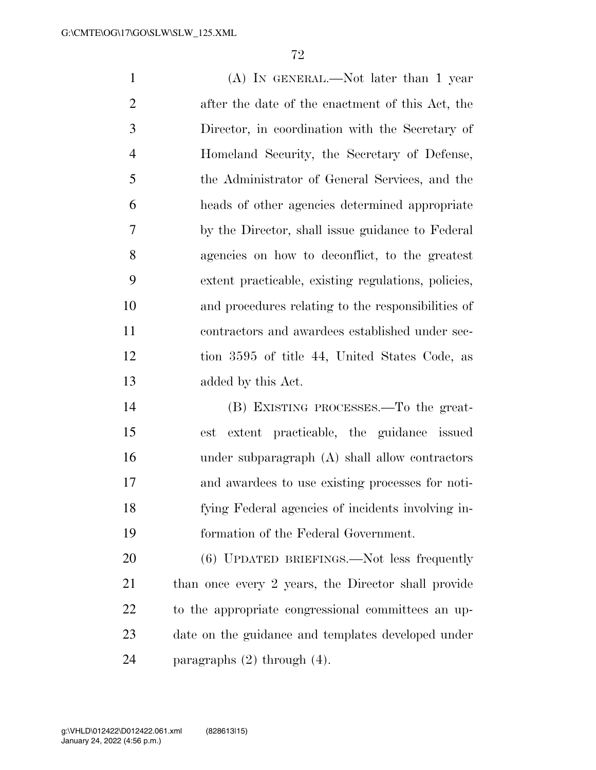(A) IN GENERAL.—Not later than 1 year after the date of the enactment of this Act, the Director, in coordination with the Secretary of Homeland Security, the Secretary of Defense, the Administrator of General Services, and the heads of other agencies determined appropriate by the Director, shall issue guidance to Federal agencies on how to deconflict, to the greatest extent practicable, existing regulations, policies, and procedures relating to the responsibilities of contractors and awardees established under section 3595 of title 44, United States Code, as added by this Act.

(B) EXISTING PROCESSES.—To the greatest extent practicable, the guidance issued under subparagraph (A) shall allow contractors and awardees to use existing processes for notifying Federal agencies of incidents involving information of the Federal Government.

(6) UPDATED BRIEFINGS.—Not less frequently than once every 2 years, the Director shall provide to the appropriate congressional committees an update on the guidance and templates developed under paragraphs (2) through (4).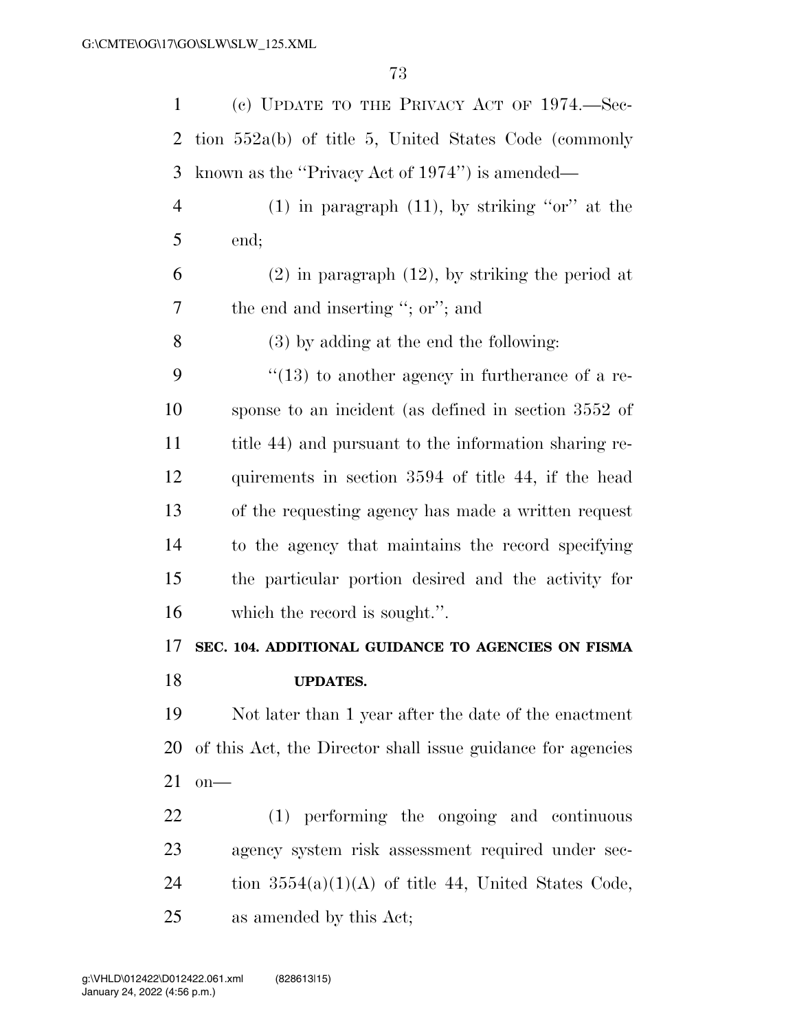(c) UPDATE TO THE PRIVACY ACT OF 1974.—Section 552a(b) of title 5, United States Code (commonly known as the ''Privacy Act of 1974'') is amended—

(1) in paragraph (11), by striking ''or'' at the end;

(2) in paragraph (12), by striking the period at the end and inserting ''; or''; and

(3) by adding at the end the following:

''(13) to another agency in furtherance of a response to an incident (as defined in section 3552 of title 44) and pursuant to the information sharing requirements in section 3594 of title 44, if the head of the requesting agency has made a written request to the agency that maintains the record specifying the particular portion desired and the activity for which the record is sought.''.

**SEC. 104. ADDITIONAL GUIDANCE TO AGENCIES ON FISMA UPDATES.**

Not later than 1 year after the date of the enactment of this Act, the Director shall issue guidance for agencies on—

(1) performing the ongoing and continuous agency system risk assessment required under section 3554(a)(1)(A) of title 44, United States Code, as amended by this Act;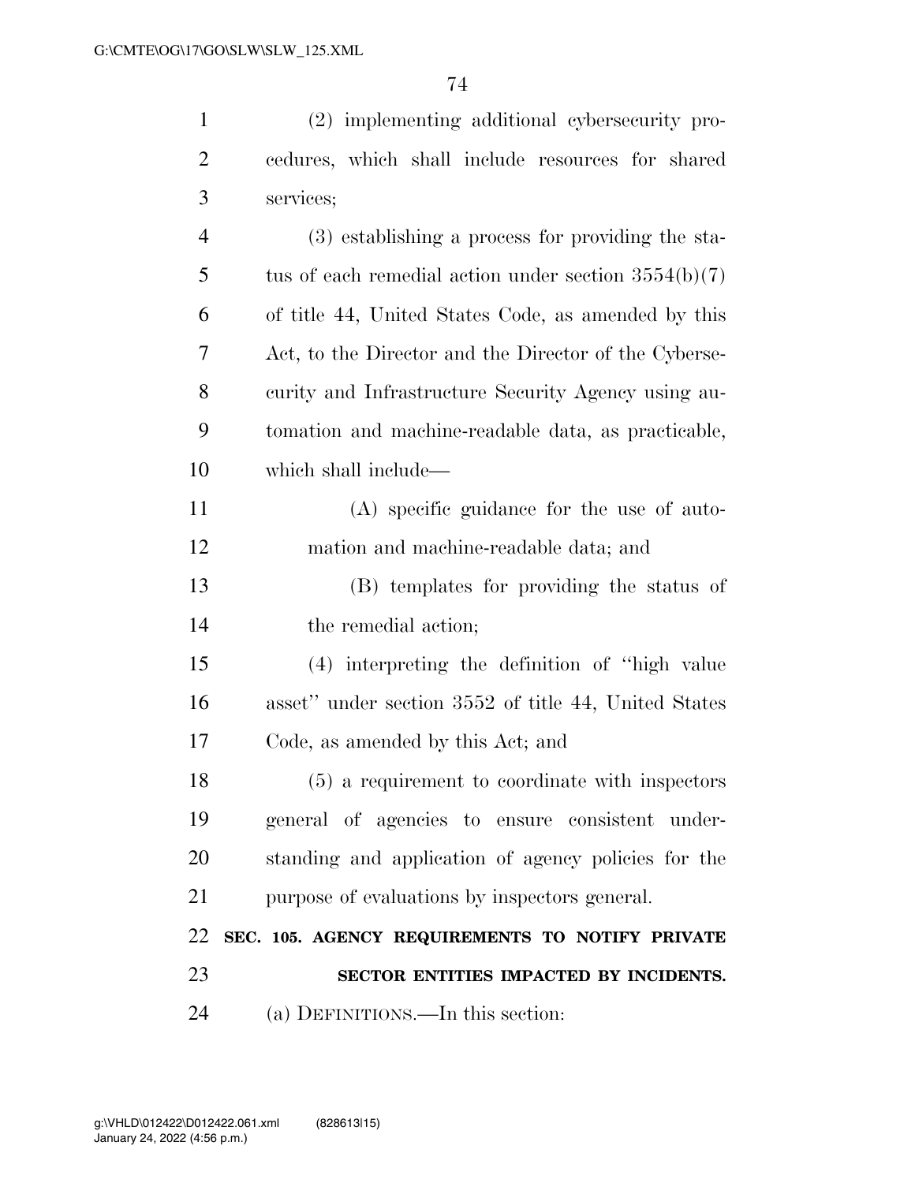(2) implementing additional cybersecurity procedures, which shall include resources for shared services;

(3) establishing a process for providing the status of each remedial action under section 3554(b)(7) of title 44, United States Code, as amended by this Act, to the Director and the Director of the Cybersecurity and Infrastructure Security Agency using automation and machine-readable data, as practicable, which shall include—

(A) specific guidance for the use of automation and machine-readable data; and

(B) templates for providing the status of the remedial action;

(4) interpreting the definition of "high value asset" under section 3552 of title 44, United States Code, as amended by this Act; and

(5) a requirement to coordinate with inspectors general of agencies to ensure consistent understanding and application of agency policies for the purpose of evaluations by inspectors general.

**SEC. 105. AGENCY REQUIREMENTS TO NOTIFY PRIVATE SECTOR ENTITIES IMPACTED BY INCIDENTS.**

(a) DEFINITIONS.—In this section: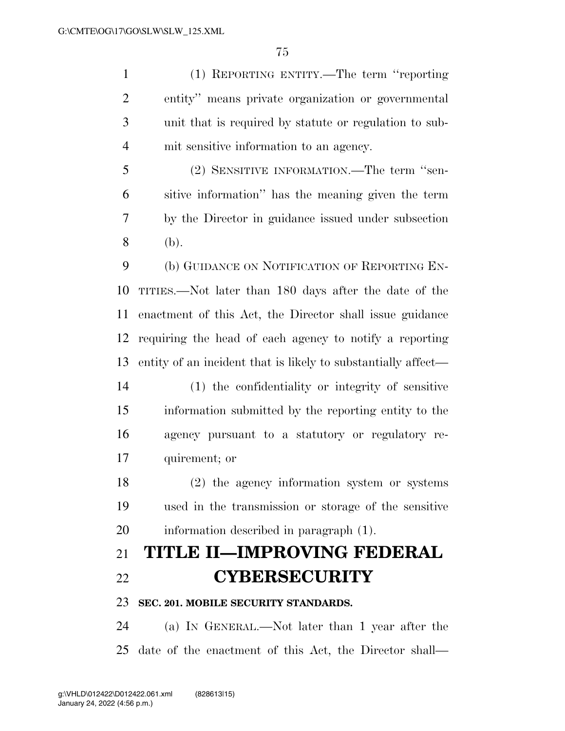(1) REPORTING ENTITY.—The term ''reporting entity'' means private organization or governmental unit that is required by statute or regulation to submit sensitive information to an agency.

(2) SENSITIVE INFORMATION.—The term ''sensitive information'' has the meaning given the term by the Director in guidance issued under subsection (b).

(b) GUIDANCE ON NOTIFICATION OF REPORTING ENTITIES.—Not later than 180 days after the date of the enactment of this Act, the Director shall issue guidance requiring the head of each agency to notify a reporting entity of an incident that is likely to substantially affect—

(1) the confidentiality or integrity of sensitive information submitted by the reporting entity to the agency pursuant to a statutory or regulatory requirement; or

(2) the agency information system or systems used in the transmission or storage of the sensitive information described in paragraph (1).

# TITLE II—IMPROVING FEDERAL CYBERSECURITY

### SEC. 201. MOBILE SECURITY STANDARDS.

(a) IN GENERAL.—Not later than 1 year after the date of the enactment of this Act, the Director shall—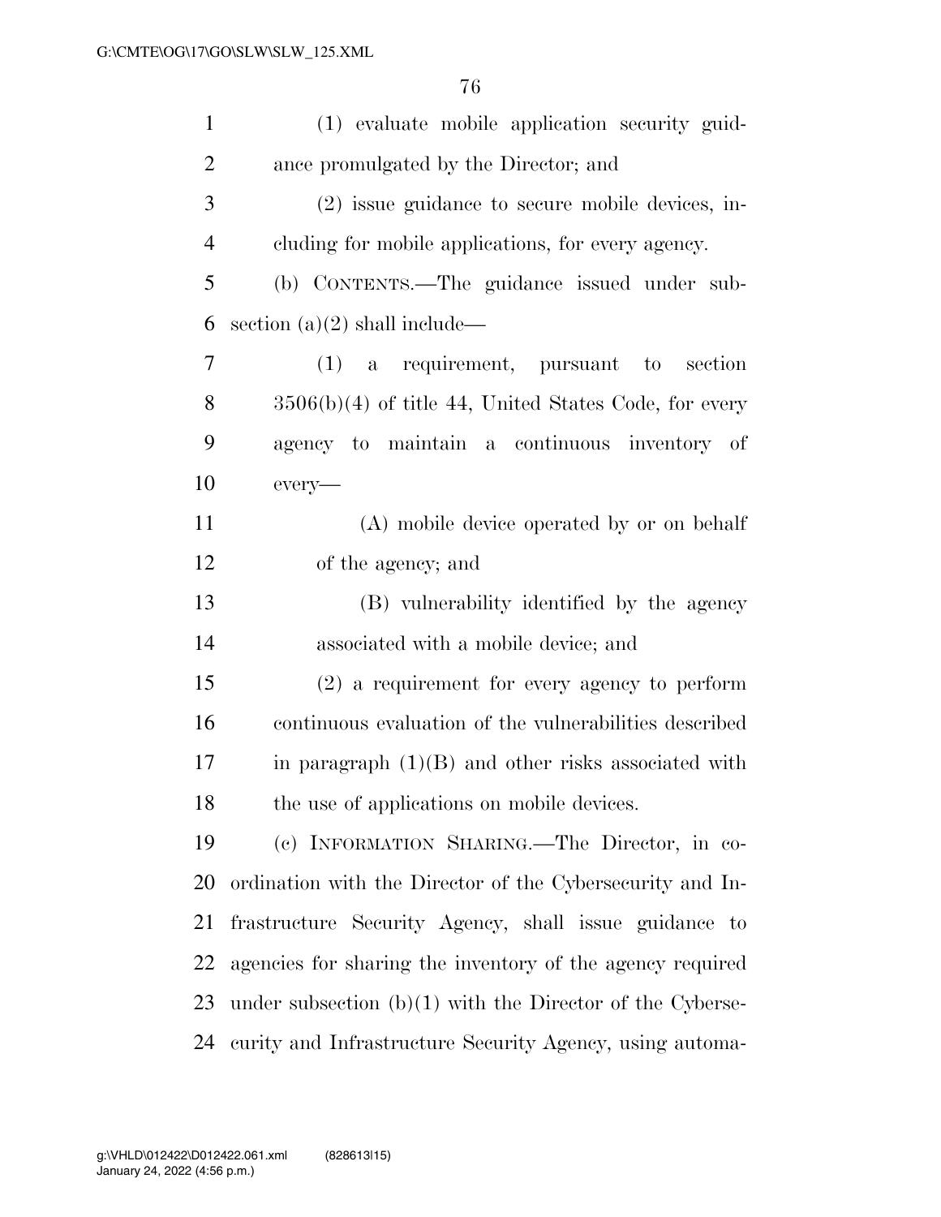(1) evaluate mobile application security guidance promulgated by the Director; and

(2) issue guidance to secure mobile devices, including for mobile applications, for every agency.

(b) CONTENTS.—The guidance issued under subsection (a)(2) shall include—

(1) a requirement, pursuant to section 3506(b)(4) of title 44, United States Code, for every agency to maintain a continuous inventory of every—

(A) mobile device operated by or on behalf of the agency; and

(B) vulnerability identified by the agency associated with a mobile device; and

(2) a requirement for every agency to perform continuous evaluation of the vulnerabilities described in paragraph (1)(B) and other risks associated with the use of applications on mobile devices.

(c) INFORMATION SHARING.—The Director, in coordination with the Director of the Cybersecurity and Infrastructure Security Agency, shall issue guidance to agencies for sharing the inventory of the agency required under subsection (b)(1) with the Director of the Cybersecurity and Infrastructure Security Agency, using automa-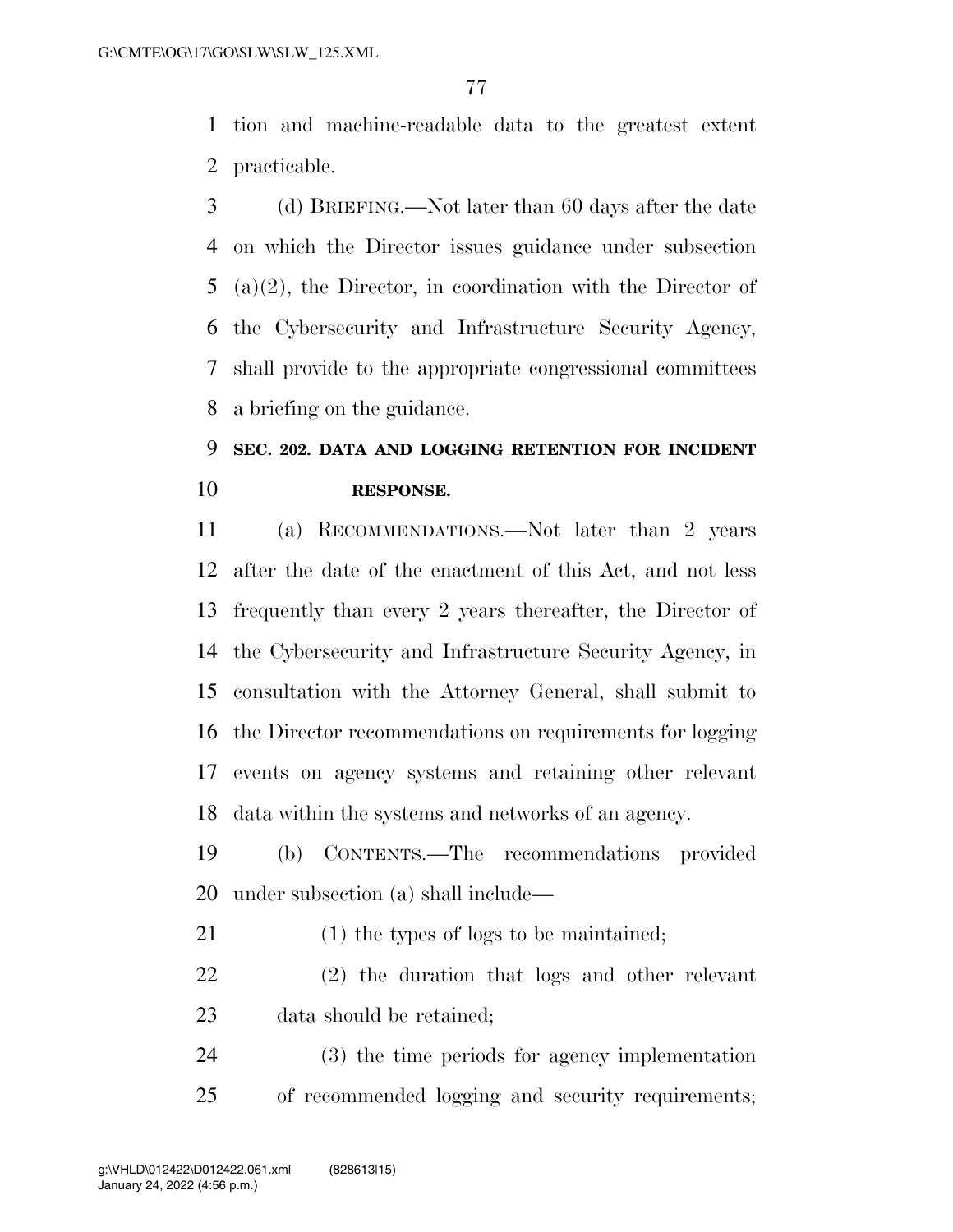tion and machine-readable data to the greatest extent practicable.

(d) BRIEFING.—Not later than 60 days after the date on which the Director issues guidance under subsection (a)(2), the Director, in coordination with the Director of the Cybersecurity and Infrastructure Security Agency, shall provide to the appropriate congressional committees a briefing on the guidance.

## SEC. 202. DATA AND LOGGING RETENTION FOR INCIDENT RESPONSE.

(a) RECOMMENDATIONS.—Not later than 2 years after the date of the enactment of this Act, and not less frequently than every 2 years thereafter, the Director of the Cybersecurity and Infrastructure Security Agency, in consultation with the Attorney General, shall submit to the Director recommendations on requirements for logging events on agency systems and retaining other relevant data within the systems and networks of an agency.

(b) CONTENTS.—The recommendations provided under subsection (a) shall include—

(1) the types of logs to be maintained;

(2) the duration that logs and other relevant data should be retained;

(3) the time periods for agency implementation of recommended logging and security requirements;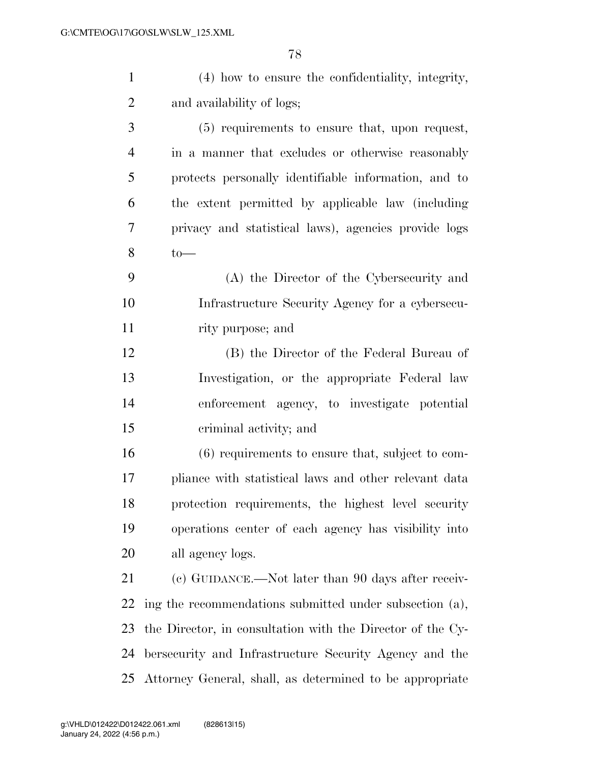(4) how to ensure the confidentiality, integrity, and availability of logs;

(5) requirements to ensure that, upon request, in a manner that excludes or otherwise reasonably protects personally identifiable information, and to the extent permitted by applicable law (including privacy and statistical laws), agencies provide logs to—

(A) the Director of the Cybersecurity and Infrastructure Security Agency for a cybersecurity purpose; and

(B) the Director of the Federal Bureau of Investigation, or the appropriate Federal law enforcement agency, to investigate potential criminal activity; and

(6) requirements to ensure that, subject to compliance with statistical laws and other relevant data protection requirements, the highest level security operations center of each agency has visibility into all agency logs.

(c) GUIDANCE.—Not later than 90 days after receiving the recommendations submitted under subsection (a), the Director, in consultation with the Director of the Cybersecurity and Infrastructure Security Agency and the Attorney General, shall, as determined to be appropriate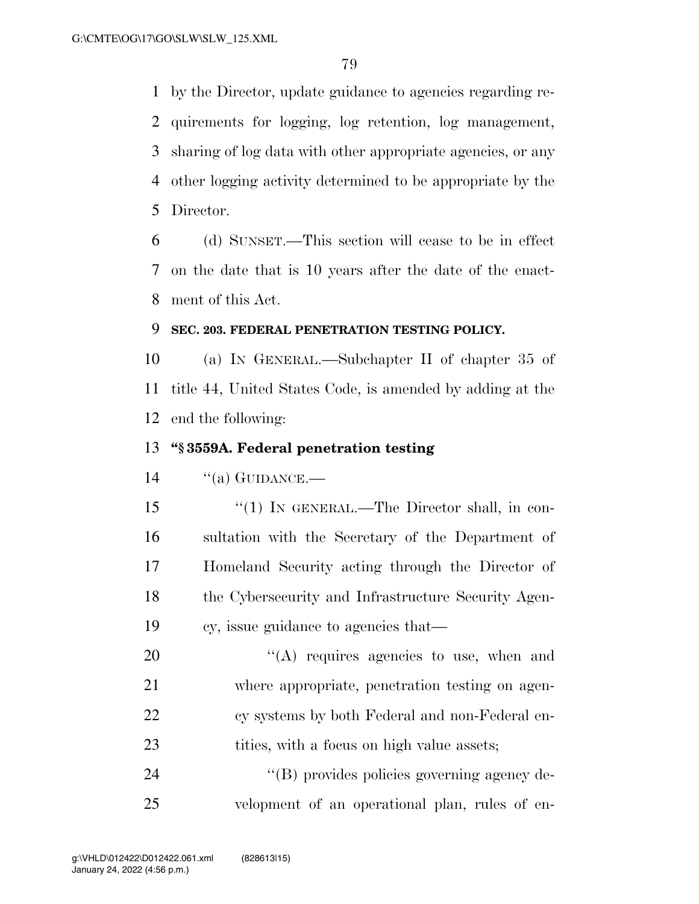by the Director, update guidance to agencies regarding requirements for logging, log retention, log management, sharing of log data with other appropriate agencies, or any other logging activity determined to be appropriate by the Director.

(d) SUNSET.—This section will cease to be in effect on the date that is 10 years after the date of the enactment of this Act.

**SEC. 203. FEDERAL PENETRATION TESTING POLICY.**

(a) IN GENERAL.—Subchapter II of chapter 35 of title 44, United States Code, is amended by adding at the end the following:

**"§ 3559A. Federal penetration testing**

"(a) GUIDANCE.—

"(1) IN GENERAL.—The Director shall, in consultation with the Secretary of the Department of Homeland Security acting through the Director of the Cybersecurity and Infrastructure Security Agency, issue guidance to agencies that—

"(A) requires agencies to use, when and where appropriate, penetration testing on agency systems by both Federal and non-Federal entities, with a focus on high value assets;

"(B) provides policies governing agency development of an operational plan, rules of en-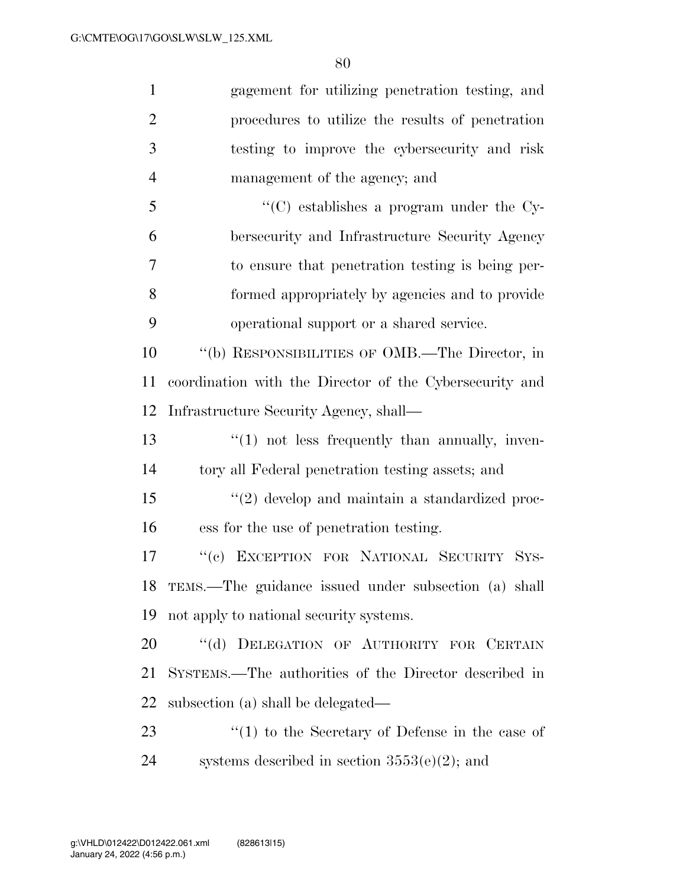gagement for utilizing penetration testing, and procedures to utilize the results of penetration testing to improve the cybersecurity and risk management of the agency; and

"(C) establishes a program under the Cybersecurity and Infrastructure Security Agency to ensure that penetration testing is being performed appropriately by agencies and to provide operational support or a shared service.

"(b) RESPONSIBILITIES OF OMB.—The Director, in coordination with the Director of the Cybersecurity and Infrastructure Security Agency, shall—

"(1) not less frequently than annually, inventory all Federal penetration testing assets; and

"(2) develop and maintain a standardized process for the use of penetration testing.

"(c) EXCEPTION FOR NATIONAL SECURITY SYSTEMS.—The guidance issued under subsection (a) shall not apply to national security systems.

"(d) DELEGATION OF AUTHORITY FOR CERTAIN SYSTEMS.—The authorities of the Director described in subsection (a) shall be delegated—

"(1) to the Secretary of Defense in the case of systems described in section 3553(e)(2); and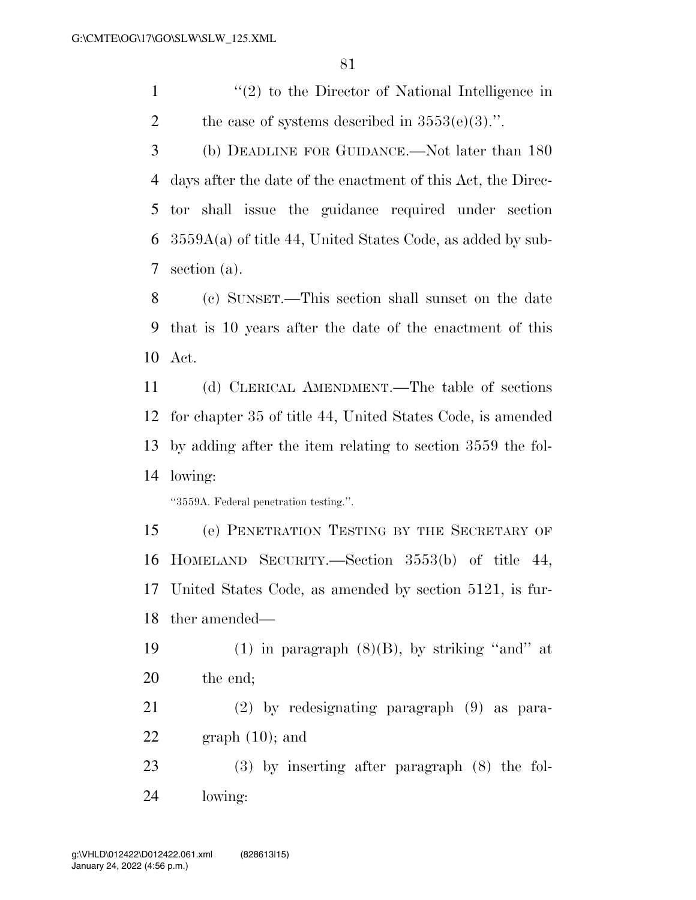"(2) to the Director of National Intelligence in the case of systems described in 3553(e)(3).".

(b) DEADLINE FOR GUIDANCE.—Not later than 180 days after the date of the enactment of this Act, the Director shall issue the guidance required under section 3559A(a) of title 44, United States Code, as added by subsection (a).

(c) SUNSET.—This section shall sunset on the date that is 10 years after the date of the enactment of this Act.

(d) CLERICAL AMENDMENT.—The table of sections for chapter 35 of title 44, United States Code, is amended by adding after the item relating to section 3559 the following:

"3559A. Federal penetration testing.".

(e) PENETRATION TESTING BY THE SECRETARY OF HOMELAND SECURITY.—Section 3553(b) of title 44, United States Code, as amended by section 5121, is further amended—

(1) in paragraph (8)(B), by striking "and" at the end;

(2) by redesignating paragraph (9) as paragraph (10); and

(3) by inserting after paragraph (8) the following: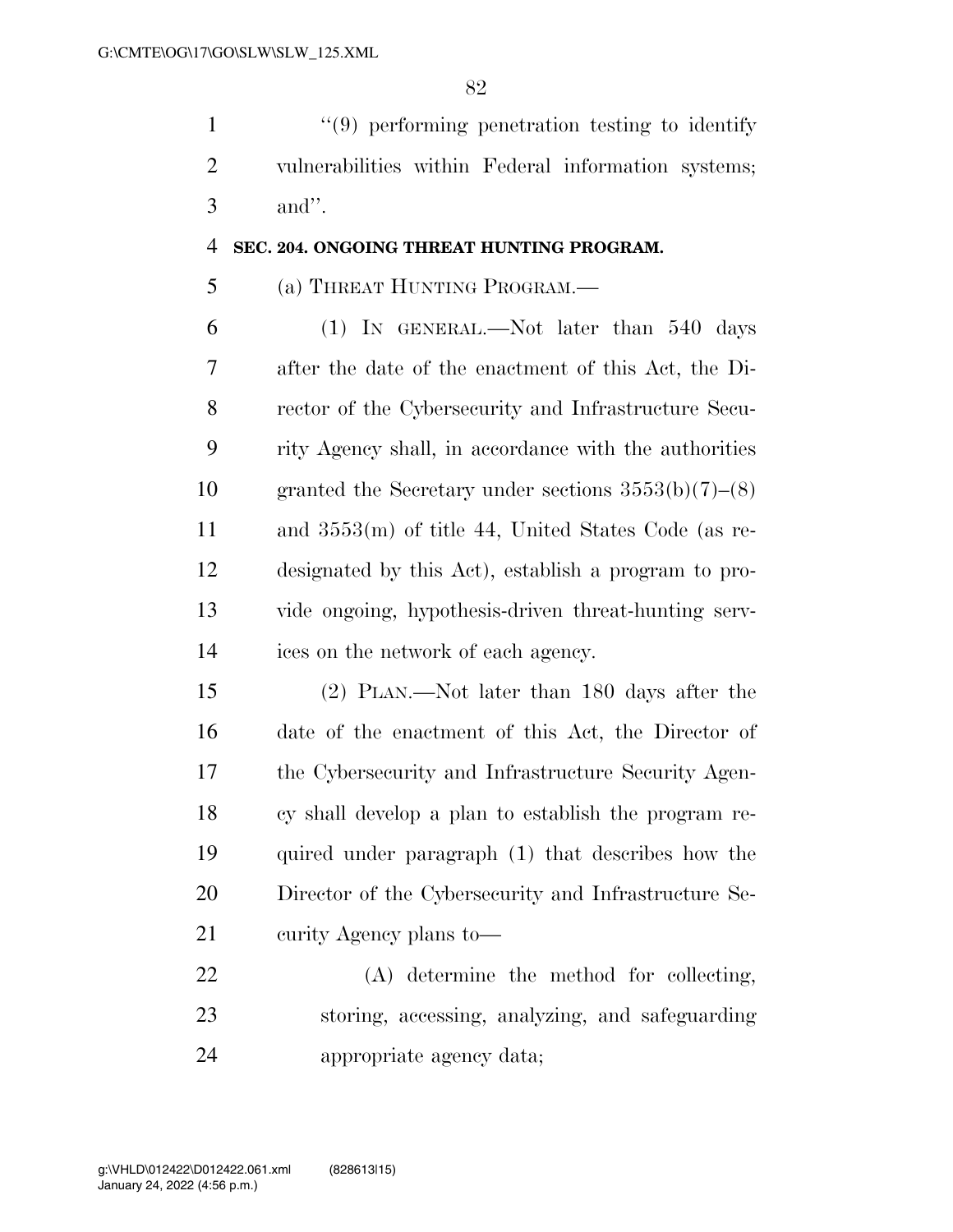"(9) performing penetration testing to identify vulnerabilities within Federal information systems; and".

**SEC. 204. ONGOING THREAT HUNTING PROGRAM.**

(a) THREAT HUNTING PROGRAM.—

(1) IN GENERAL.—Not later than 540 days after the date of the enactment of this Act, the Director of the Cybersecurity and Infrastructure Security Agency shall, in accordance with the authorities granted the Secretary under sections 3553(b)(7)–(8) and 3553(m) of title 44, United States Code (as redesignated by this Act), establish a program to provide ongoing, hypothesis-driven threat-hunting services on the network of each agency.

(2) PLAN.—Not later than 180 days after the date of the enactment of this Act, the Director of the Cybersecurity and Infrastructure Security Agency shall develop a plan to establish the program required under paragraph (1) that describes how the Director of the Cybersecurity and Infrastructure Security Agency plans to—

(A) determine the method for collecting, storing, accessing, analyzing, and safeguarding appropriate agency data;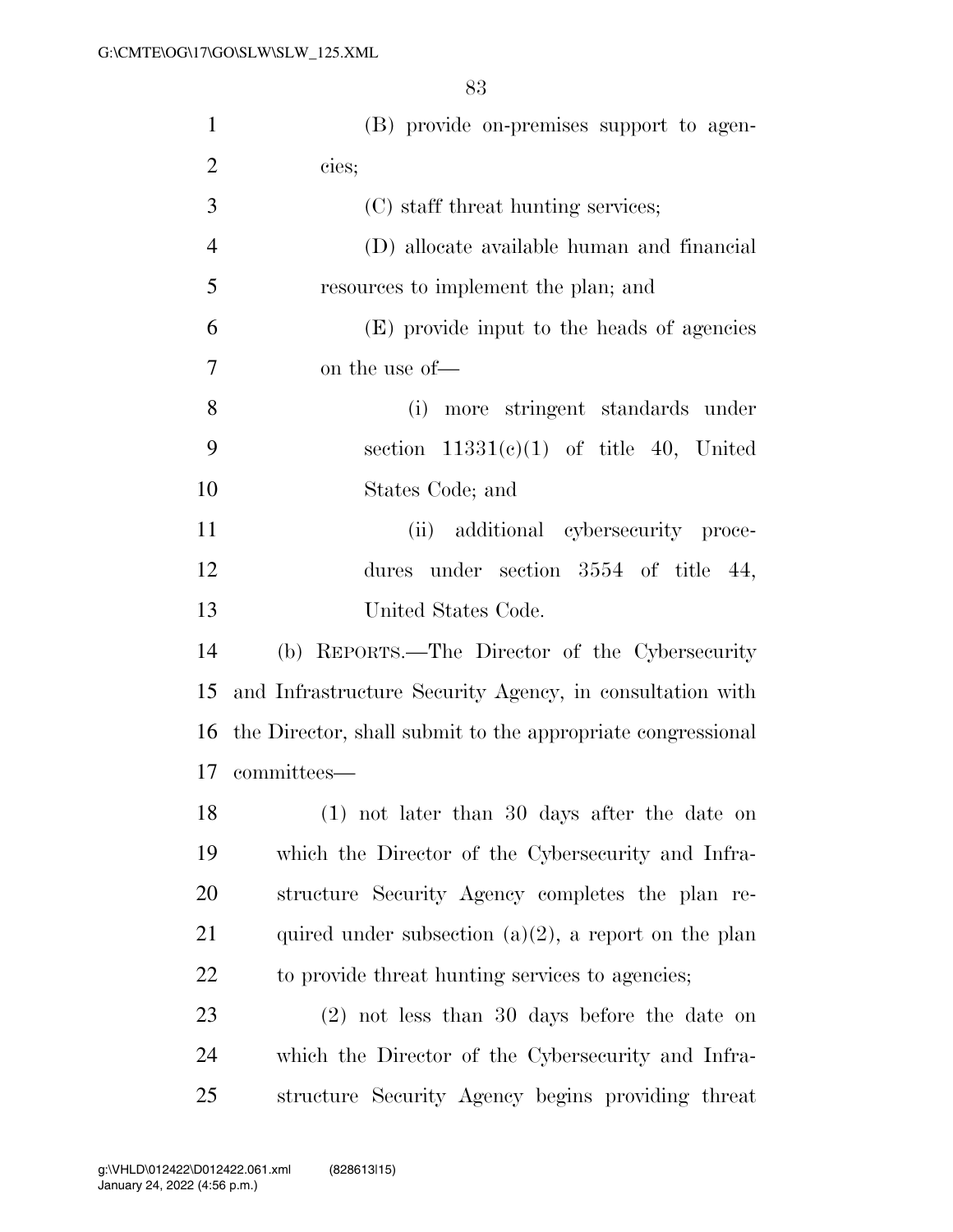(B) provide on-premises support to agencies;

(C) staff threat hunting services;

(D) allocate available human and financial resources to implement the plan; and

(E) provide input to the heads of agencies on the use of—

(i) more stringent standards under section 11331(c)(1) of title 40, United States Code; and

(ii) additional cybersecurity procedures under section 3554 of title 44, United States Code.

(b) REPORTS.—The Director of the Cybersecurity and Infrastructure Security Agency, in consultation with the Director, shall submit to the appropriate congressional committees—

(1) not later than 30 days after the date on which the Director of the Cybersecurity and Infrastructure Security Agency completes the plan required under subsection (a)(2), a report on the plan to provide threat hunting services to agencies;

(2) not less than 30 days before the date on which the Director of the Cybersecurity and Infrastructure Security Agency begins providing threat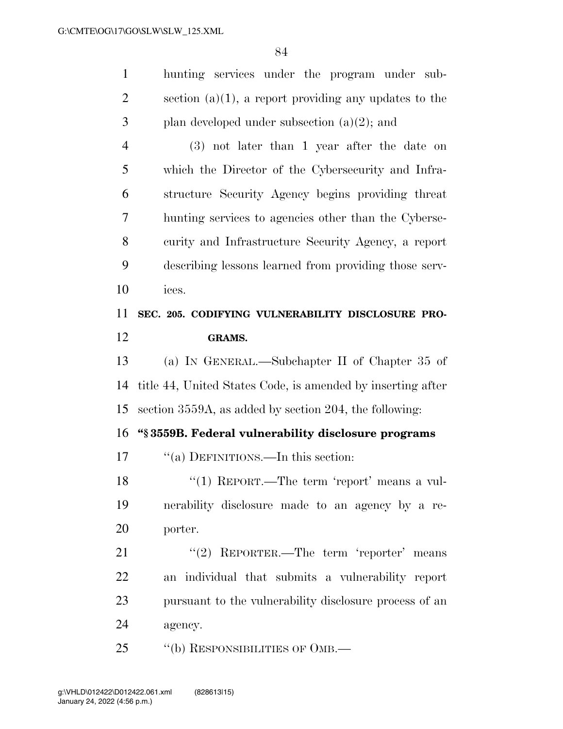hunting services under the program under subsection (a)(1), a report providing any updates to the plan developed under subsection (a)(2); and

(3) not later than 1 year after the date on which the Director of the Cybersecurity and Infrastructure Security Agency begins providing threat hunting services to agencies other than the Cybersecurity and Infrastructure Security Agency, a report describing lessons learned from providing those services.

**SEC. 205. CODIFYING VULNERABILITY DISCLOSURE PROGRAMS.**

(a) IN GENERAL.—Subchapter II of Chapter 35 of title 44, United States Code, is amended by inserting after section 3559A, as added by section 204, the following:

**"§ 3559B. Federal vulnerability disclosure programs**

"(a) DEFINITIONS.—In this section:

"(1) REPORT.—The term 'report' means a vulnerability disclosure made to an agency by a reporter.

"(2) REPORTER.—The term 'reporter' means an individual that submits a vulnerability report pursuant to the vulnerability disclosure process of an agency.

"(b) RESPONSIBILITIES OF OMB.—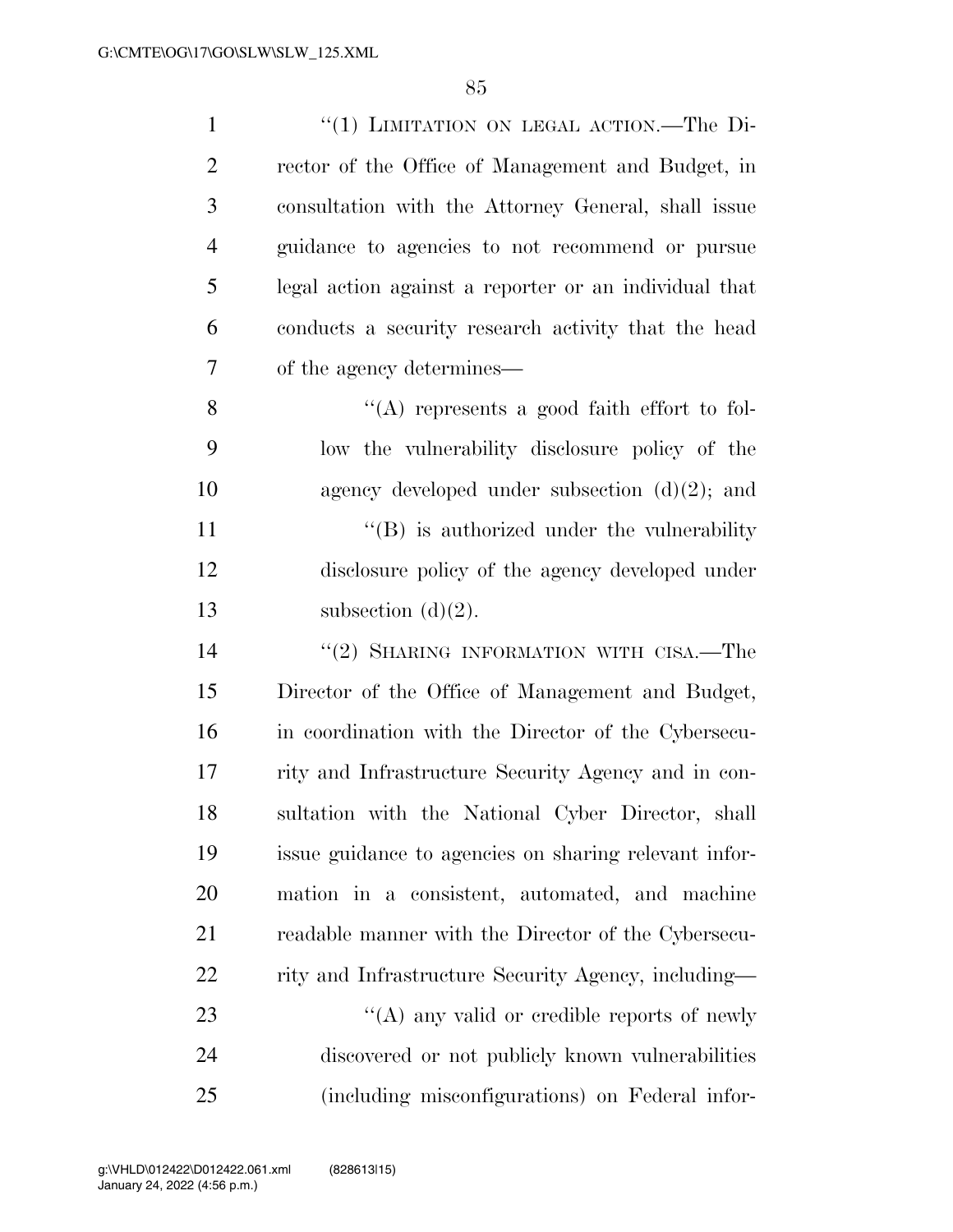''(1) LIMITATION ON LEGAL ACTION.—The Director of the Office of Management and Budget, in consultation with the Attorney General, shall issue guidance to agencies to not recommend or pursue legal action against a reporter or an individual that conducts a security research activity that the head of the agency determines—

''(A) represents a good faith effort to follow the vulnerability disclosure policy of the agency developed under subsection (d)(2); and

''(B) is authorized under the vulnerability disclosure policy of the agency developed under subsection (d)(2).

''(2) SHARING INFORMATION WITH CISA.—The Director of the Office of Management and Budget, in coordination with the Director of the Cybersecurity and Infrastructure Security Agency and in consultation with the National Cyber Director, shall issue guidance to agencies on sharing relevant information in a consistent, automated, and machine readable manner with the Director of the Cybersecurity and Infrastructure Security Agency, including—

''(A) any valid or credible reports of newly discovered or not publicly known vulnerabilities (including misconfigurations) on Federal infor-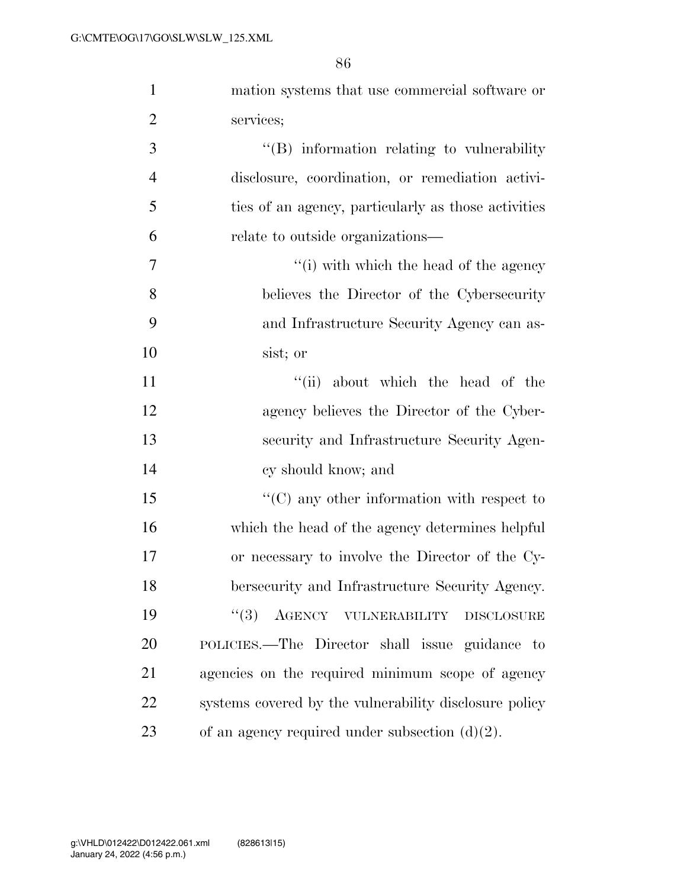mation systems that use commercial software or services;

''(B) information relating to vulnerability disclosure, coordination, or remediation activities of an agency, particularly as those activities relate to outside organizations—

''(i) with which the head of the agency believes the Director of the Cybersecurity and Infrastructure Security Agency can assist; or

''(ii) about which the head of the agency believes the Director of the Cybersecurity and Infrastructure Security Agency should know; and

''(C) any other information with respect to which the head of the agency determines helpful or necessary to involve the Director of the Cybersecurity and Infrastructure Security Agency.

''(3) AGENCY VULNERABILITY DISCLOSURE POLICIES.—The Director shall issue guidance to agencies on the required minimum scope of agency systems covered by the vulnerability disclosure policy of an agency required under subsection (d)(2).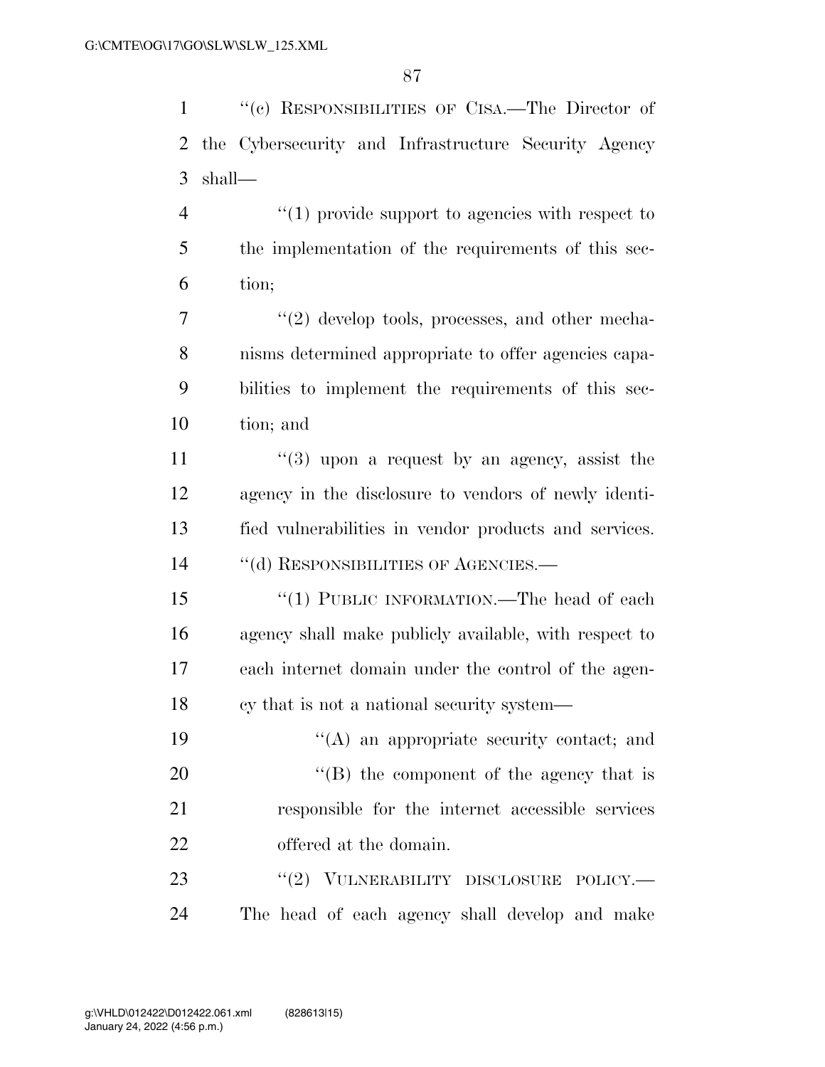"(c) RESPONSIBILITIES OF CISA.—The Director of the Cybersecurity and Infrastructure Security Agency shall—

"(1) provide support to agencies with respect to the implementation of the requirements of this section;

"(2) develop tools, processes, and other mechanisms determined appropriate to offer agencies capabilities to implement the requirements of this section; and

"(3) upon a request by an agency, assist the agency in the disclosure to vendors of newly identified vulnerabilities in vendor products and services.

"(d) RESPONSIBILITIES OF AGENCIES.—

"(1) PUBLIC INFORMATION.—The head of each agency shall make publicly available, with respect to each internet domain under the control of the agency that is not a national security system—

"(A) an appropriate security contact; and

"(B) the component of the agency that is responsible for the internet accessible services offered at the domain.

"(2) VULNERABILITY DISCLOSURE POLICY.— The head of each agency shall develop and make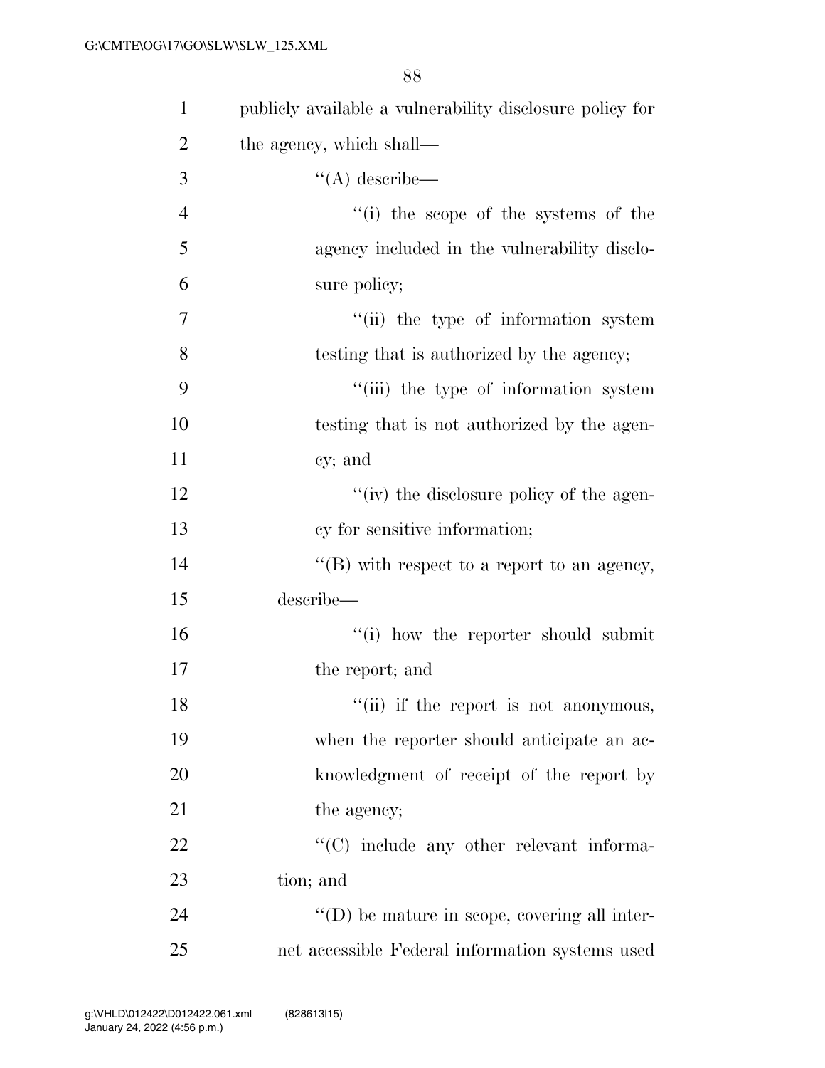publicly available a vulnerability disclosure policy for the agency, which shall—

"(A) describe—

"(i) the scope of the systems of the agency included in the vulnerability disclosure policy;

"(ii) the type of information system testing that is authorized by the agency;

"(iii) the type of information system testing that is not authorized by the agency; and

"(iv) the disclosure policy of the agency for sensitive information;

"(B) with respect to a report to an agency, describe—

"(i) how the reporter should submit the report; and

"(ii) if the report is not anonymous, when the reporter should anticipate an acknowledgment of receipt of the report by the agency;

"(C) include any other relevant information; and

"(D) be mature in scope, covering all internet accessible Federal information systems used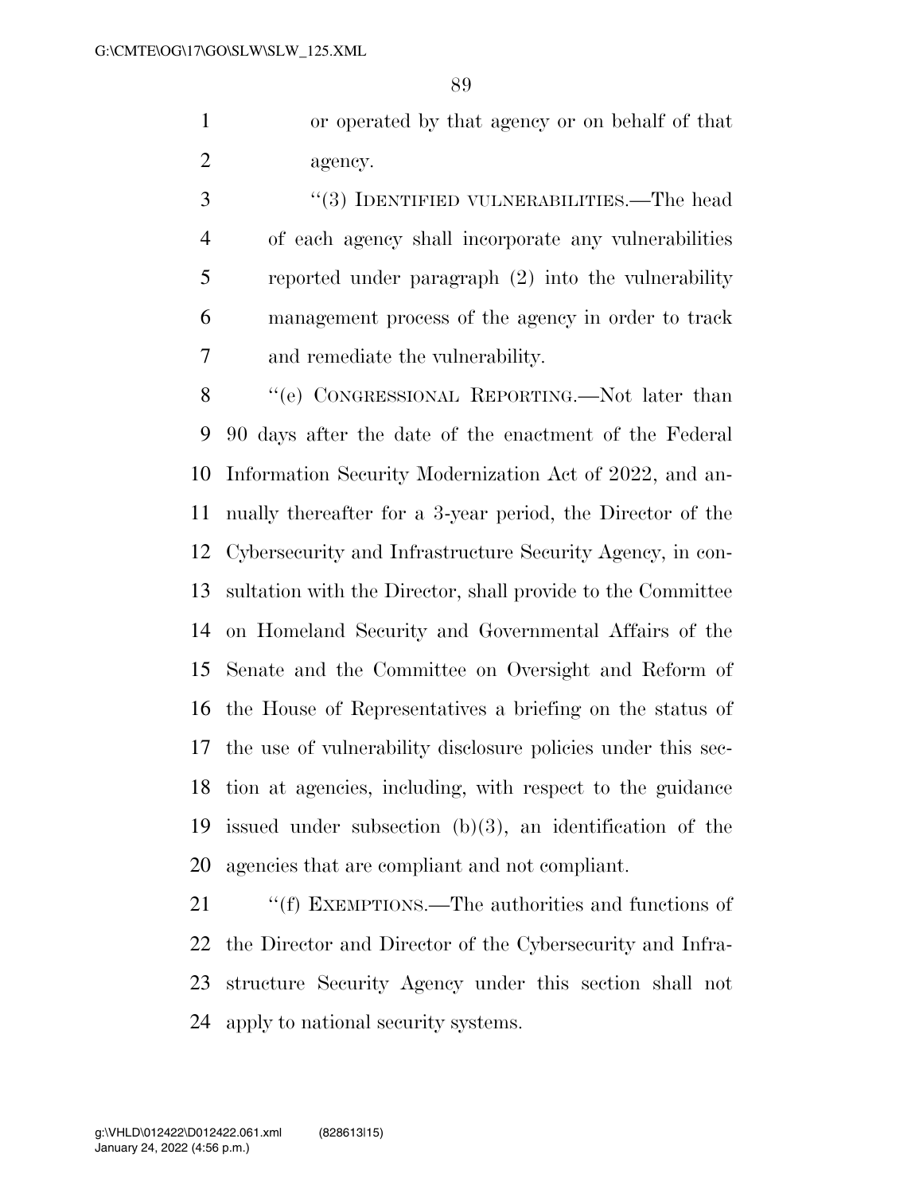or operated by that agency or on behalf of that agency.

"(3) IDENTIFIED VULNERABILITIES.—The head of each agency shall incorporate any vulnerabilities reported under paragraph (2) into the vulnerability management process of the agency in order to track and remediate the vulnerability.

"(e) CONGRESSIONAL REPORTING.—Not later than 90 days after the date of the enactment of the Federal Information Security Modernization Act of 2022, and annually thereafter for a 3-year period, the Director of the Cybersecurity and Infrastructure Security Agency, in consultation with the Director, shall provide to the Committee on Homeland Security and Governmental Affairs of the Senate and the Committee on Oversight and Reform of the House of Representatives a briefing on the status of the use of vulnerability disclosure policies under this section at agencies, including, with respect to the guidance issued under subsection (b)(3), an identification of the agencies that are compliant and not compliant.

"(f) EXEMPTIONS.—The authorities and functions of the Director and Director of the Cybersecurity and Infrastructure Security Agency under this section shall not apply to national security systems.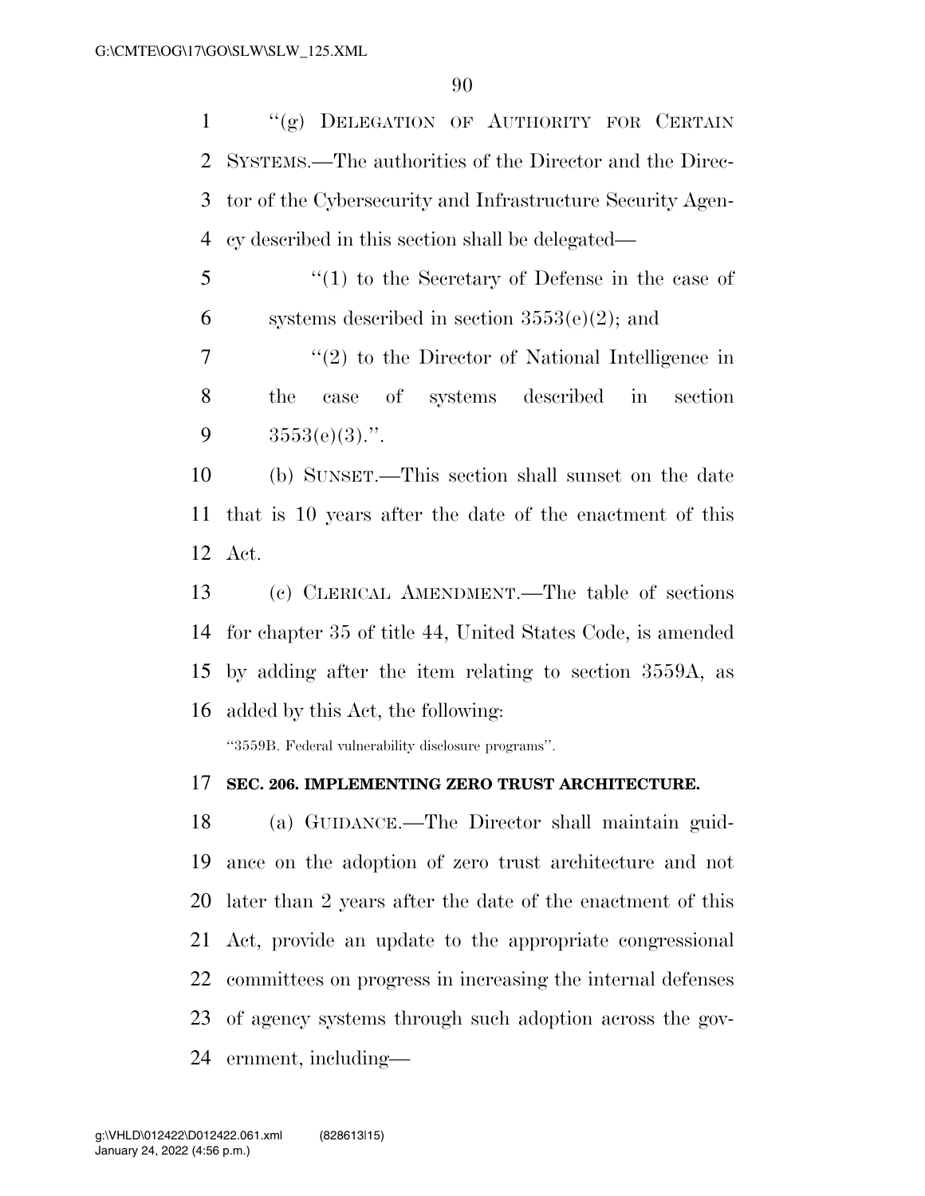"(g) DELEGATION OF AUTHORITY FOR CERTAIN SYSTEMS.—The authorities of the Director and the Director of the Cybersecurity and Infrastructure Security Agency described in this section shall be delegated—

"(1) to the Secretary of Defense in the case of systems described in section 3553(e)(2); and

"(2) to the Director of National Intelligence in the case of systems described in section 3553(e)(3).".

(b) SUNSET.—This section shall sunset on the date that is 10 years after the date of the enactment of this Act.

(c) CLERICAL AMENDMENT.—The table of sections for chapter 35 of title 44, United States Code, is amended by adding after the item relating to section 3559A, as added by this Act, the following:

"3559B. Federal vulnerability disclosure programs".

**SEC. 206. IMPLEMENTING ZERO TRUST ARCHITECTURE.**

(a) GUIDANCE.—The Director shall maintain guidance on the adoption of zero trust architecture and not later than 2 years after the date of the enactment of this Act, provide an update to the appropriate congressional committees on progress in increasing the internal defenses of agency systems through such adoption across the government, including—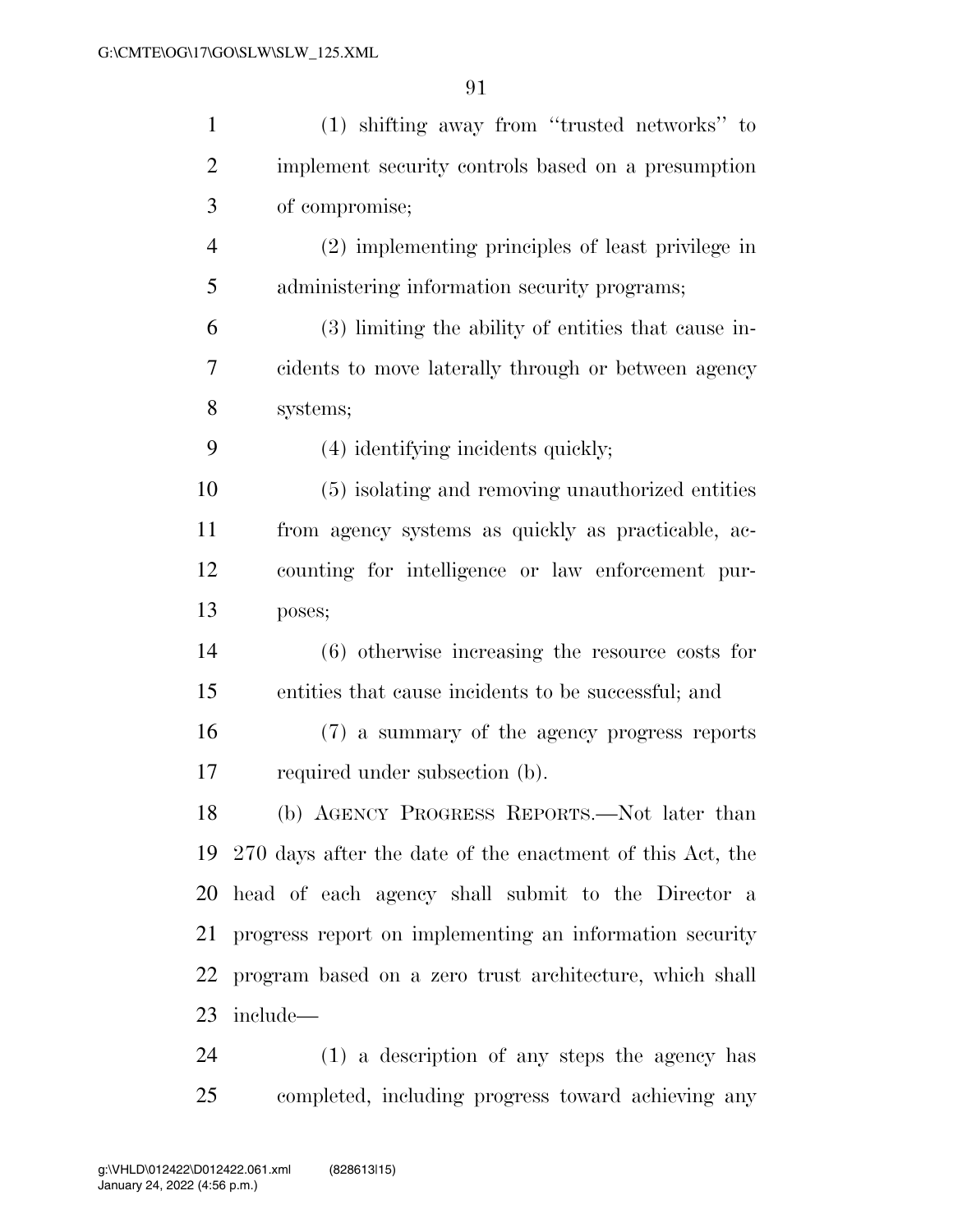(1) shifting away from "trusted networks" to implement security controls based on a presumption of compromise;

(2) implementing principles of least privilege in administering information security programs;

(3) limiting the ability of entities that cause incidents to move laterally through or between agency systems;

(4) identifying incidents quickly;

(5) isolating and removing unauthorized entities from agency systems as quickly as practicable, accounting for intelligence or law enforcement purposes;

(6) otherwise increasing the resource costs for entities that cause incidents to be successful; and

(7) a summary of the agency progress reports required under subsection (b).

(b) AGENCY PROGRESS REPORTS.—Not later than 270 days after the date of the enactment of this Act, the head of each agency shall submit to the Director a progress report on implementing an information security program based on a zero trust architecture, which shall include—

(1) a description of any steps the agency has completed, including progress toward achieving any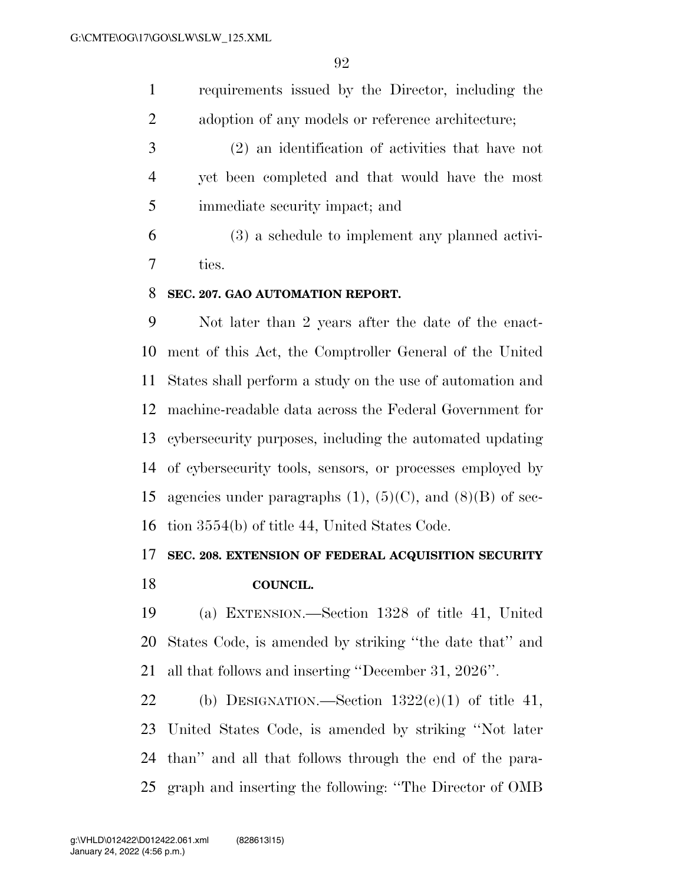requirements issued by the Director, including the adoption of any models or reference architecture;

(2) an identification of activities that have not yet been completed and that would have the most immediate security impact; and

(3) a schedule to implement any planned activities.

**SEC. 207. GAO AUTOMATION REPORT.**

Not later than 2 years after the date of the enactment of this Act, the Comptroller General of the United States shall perform a study on the use of automation and machine-readable data across the Federal Government for cybersecurity purposes, including the automated updating of cybersecurity tools, sensors, or processes employed by agencies under paragraphs (1), (5)(C), and (8)(B) of section 3554(b) of title 44, United States Code.

**SEC. 208. EXTENSION OF FEDERAL ACQUISITION SECURITY COUNCIL.**

(a) EXTENSION.—Section 1328 of title 41, United States Code, is amended by striking ''the date that'' and all that follows and inserting ''December 31, 2026''.

(b) DESIGNATION.—Section 1322(c)(1) of title 41, United States Code, is amended by striking ''Not later than'' and all that follows through the end of the paragraph and inserting the following: ''The Director of OMB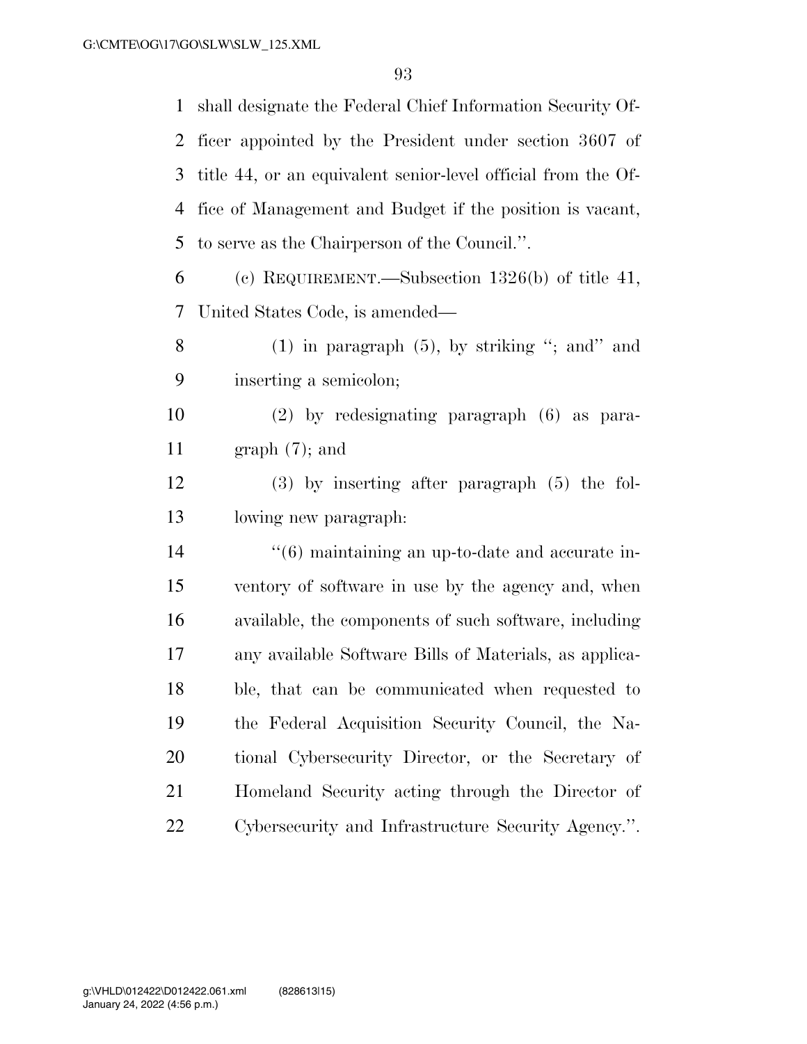shall designate the Federal Chief Information Security Officer appointed by the President under section 3607 of title 44, or an equivalent senior-level official from the Office of Management and Budget if the position is vacant, to serve as the Chairperson of the Council.''.

(c) REQUIREMENT.—Subsection 1326(b) of title 41, United States Code, is amended—

(1) in paragraph (5), by striking ''; and'' and inserting a semicolon;

(2) by redesignating paragraph (6) as paragraph (7); and

(3) by inserting after paragraph (5) the following new paragraph:

''(6) maintaining an up-to-date and accurate inventory of software in use by the agency and, when available, the components of such software, including any available Software Bills of Materials, as applicable, that can be communicated when requested to the Federal Acquisition Security Council, the National Cybersecurity Director, or the Secretary of Homeland Security acting through the Director of Cybersecurity and Infrastructure Security Agency.''.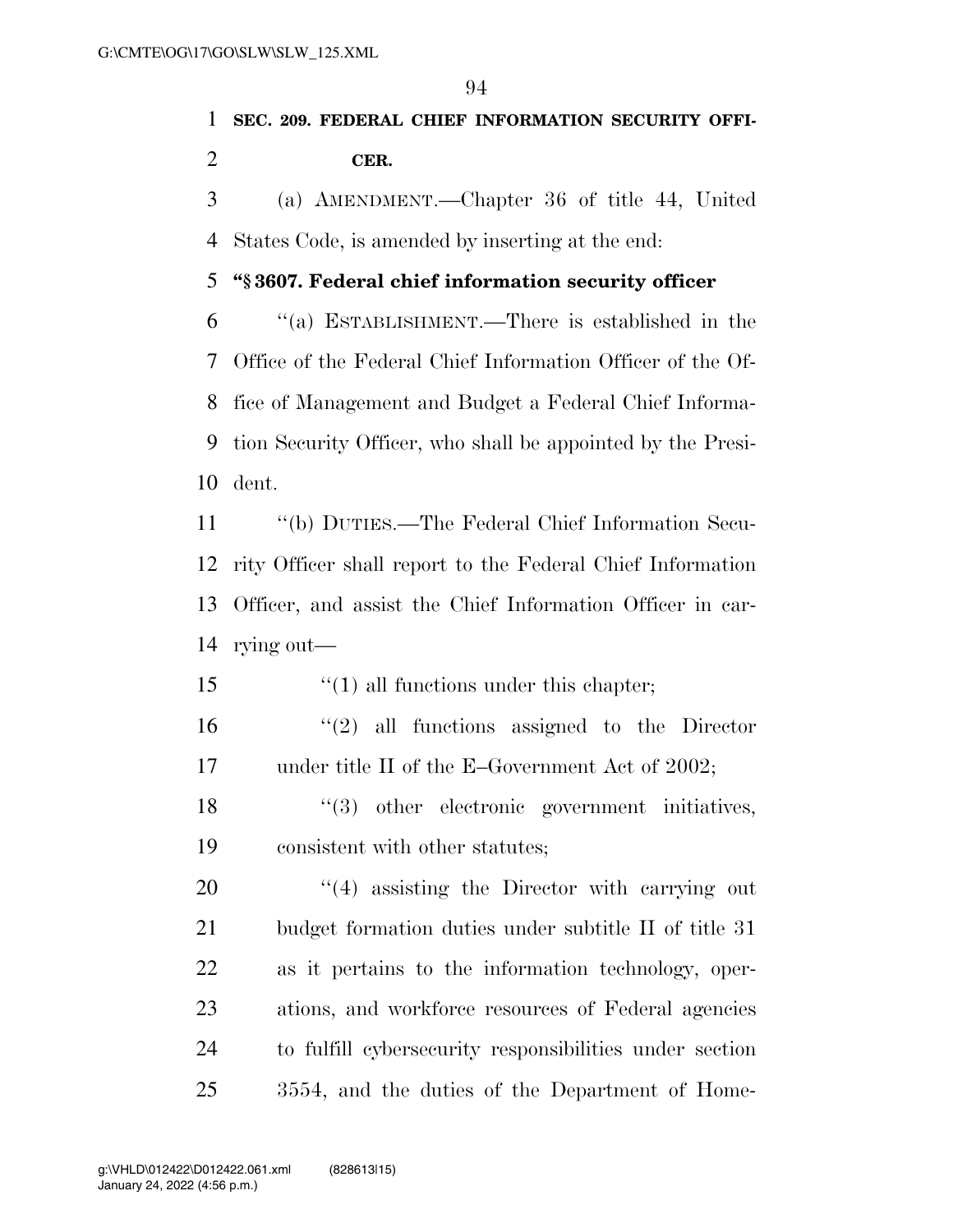**SEC. 209. FEDERAL CHIEF INFORMATION SECURITY OFFICER.**

(a) AMENDMENT.—Chapter 36 of title 44, United States Code, is amended by inserting at the end:

**"§ 3607. Federal chief information security officer**

"(a) ESTABLISHMENT.—There is established in the Office of the Federal Chief Information Officer of the Office of Management and Budget a Federal Chief Information Security Officer, who shall be appointed by the President.

"(b) DUTIES.—The Federal Chief Information Security Officer shall report to the Federal Chief Information Officer, and assist the Chief Information Officer in carrying out—

"(1) all functions under this chapter;

"(2) all functions assigned to the Director under title II of the E–Government Act of 2002;

"(3) other electronic government initiatives, consistent with other statutes;

"(4) assisting the Director with carrying out budget formation duties under subtitle II of title 31 as it pertains to the information technology, operations, and workforce resources of Federal agencies to fulfill cybersecurity responsibilities under section 3554, and the duties of the Department of Home-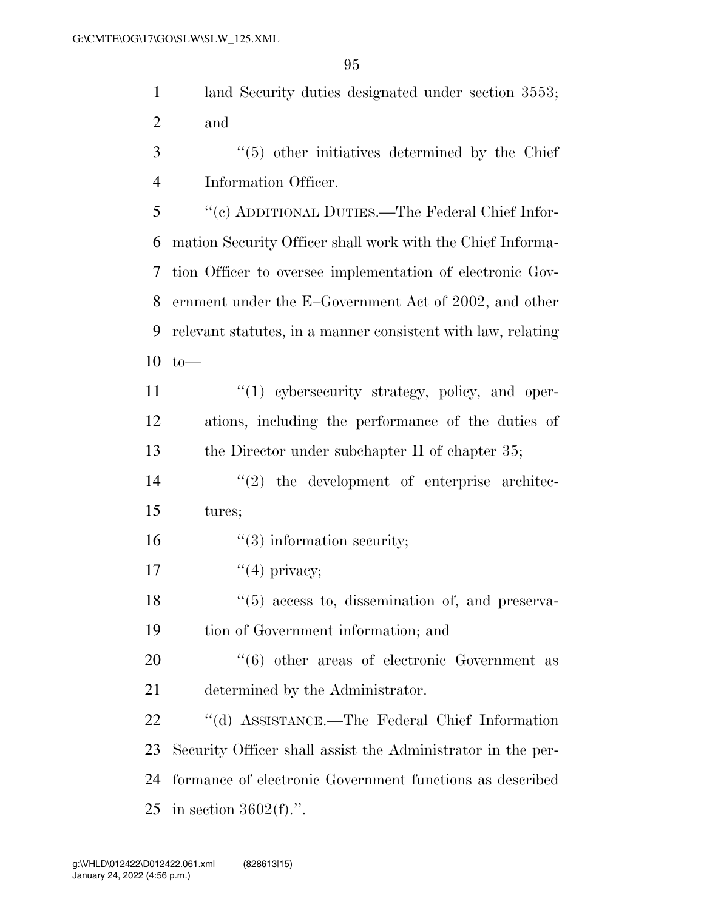land Security duties designated under section 3553; and

"(5) other initiatives determined by the Chief Information Officer.

"(c) ADDITIONAL DUTIES.—The Federal Chief Information Security Officer shall work with the Chief Information Officer to oversee implementation of electronic Government under the E–Government Act of 2002, and other relevant statutes, in a manner consistent with law, relating to—

"(1) cybersecurity strategy, policy, and operations, including the performance of the duties of the Director under subchapter II of chapter 35;

"(2) the development of enterprise architectures;

"(3) information security;

"(4) privacy;

"(5) access to, dissemination of, and preservation of Government information; and

"(6) other areas of electronic Government as determined by the Administrator.

"(d) ASSISTANCE.—The Federal Chief Information Security Officer shall assist the Administrator in the performance of electronic Government functions as described in section 3602(f).".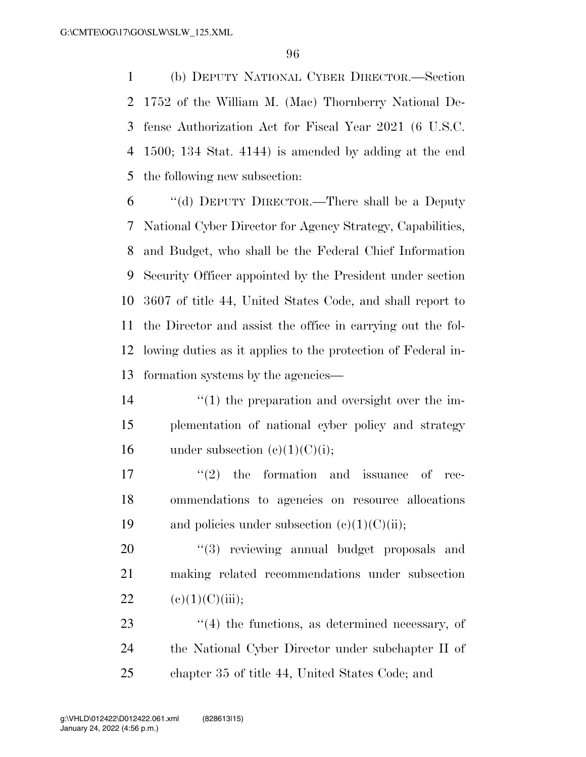(b) DEPUTY NATIONAL CYBER DIRECTOR.—Section 1752 of the William M. (Mac) Thornberry National Defense Authorization Act for Fiscal Year 2021 (6 U.S.C. 1500; 134 Stat. 4144) is amended by adding at the end the following new subsection:

''(d) DEPUTY DIRECTOR.—There shall be a Deputy National Cyber Director for Agency Strategy, Capabilities, and Budget, who shall be the Federal Chief Information Security Officer appointed by the President under section 3607 of title 44, United States Code, and shall report to the Director and assist the office in carrying out the following duties as it applies to the protection of Federal information systems by the agencies—

''(1) the preparation and oversight over the implementation of national cyber policy and strategy under subsection (c)(1)(C)(i);

''(2) the formation and issuance of recommendations to agencies on resource allocations and policies under subsection (c)(1)(C)(ii);

''(3) reviewing annual budget proposals and making related recommendations under subsection (c)(1)(C)(iii);

''(4) the functions, as determined necessary, of the National Cyber Director under subchapter II of chapter 35 of title 44, United States Code; and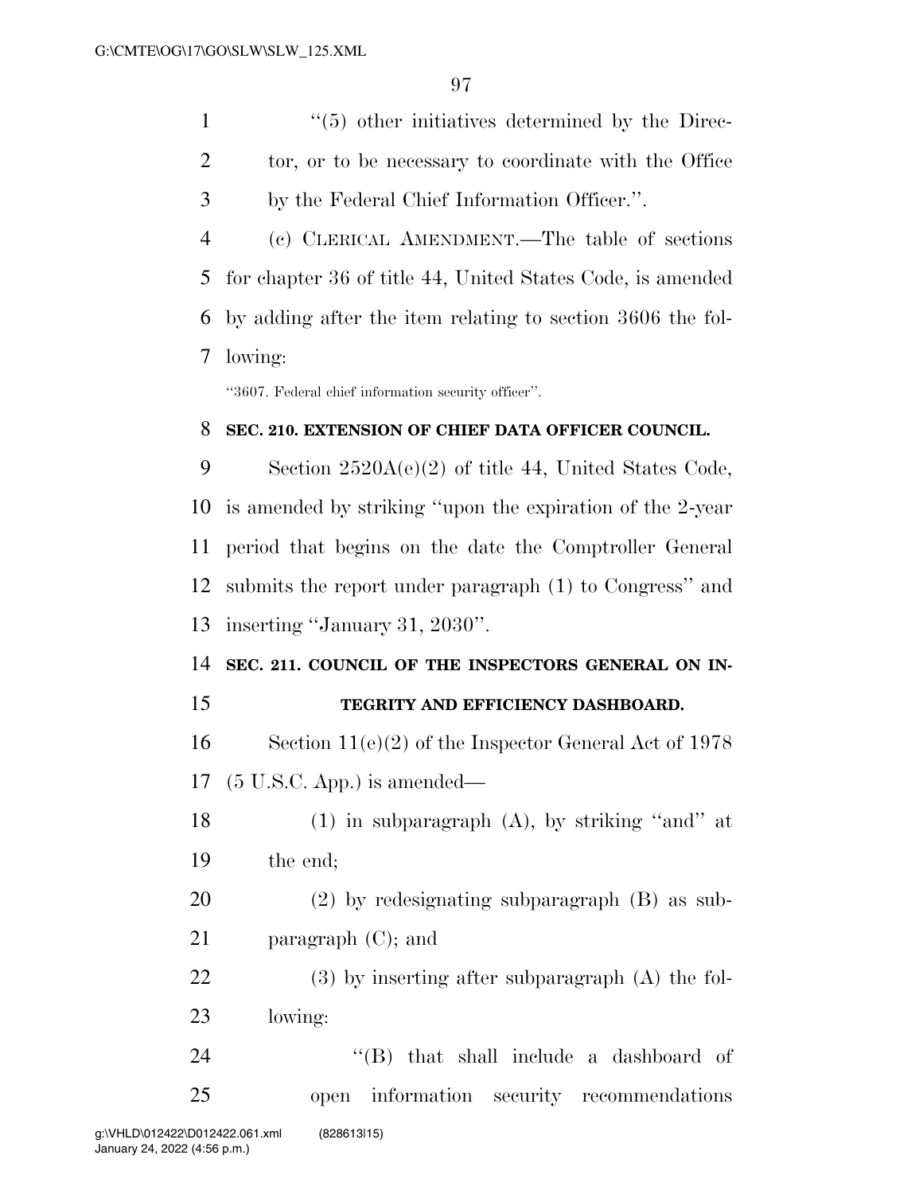"(5) other initiatives determined by the Director, or to be necessary to coordinate with the Office by the Federal Chief Information Officer.".

(c) CLERICAL AMENDMENT.—The table of sections for chapter 36 of title 44, United States Code, is amended by adding after the item relating to section 3606 the following:

"3607. Federal chief information security officer".

**SEC. 210. EXTENSION OF CHIEF DATA OFFICER COUNCIL.**

Section 2520A(e)(2) of title 44, United States Code, is amended by striking "upon the expiration of the 2-year period that begins on the date the Comptroller General submits the report under paragraph (1) to Congress" and inserting "January 31, 2030".

**SEC. 211. COUNCIL OF THE INSPECTORS GENERAL ON INTEGRITY AND EFFICIENCY DASHBOARD.**

Section 11(e)(2) of the Inspector General Act of 1978 (5 U.S.C. App.) is amended—

(1) in subparagraph (A), by striking "and" at the end;

(2) by redesignating subparagraph (B) as subparagraph (C); and

(3) by inserting after subparagraph (A) the following:

"(B) that shall include a dashboard of open information security recommendations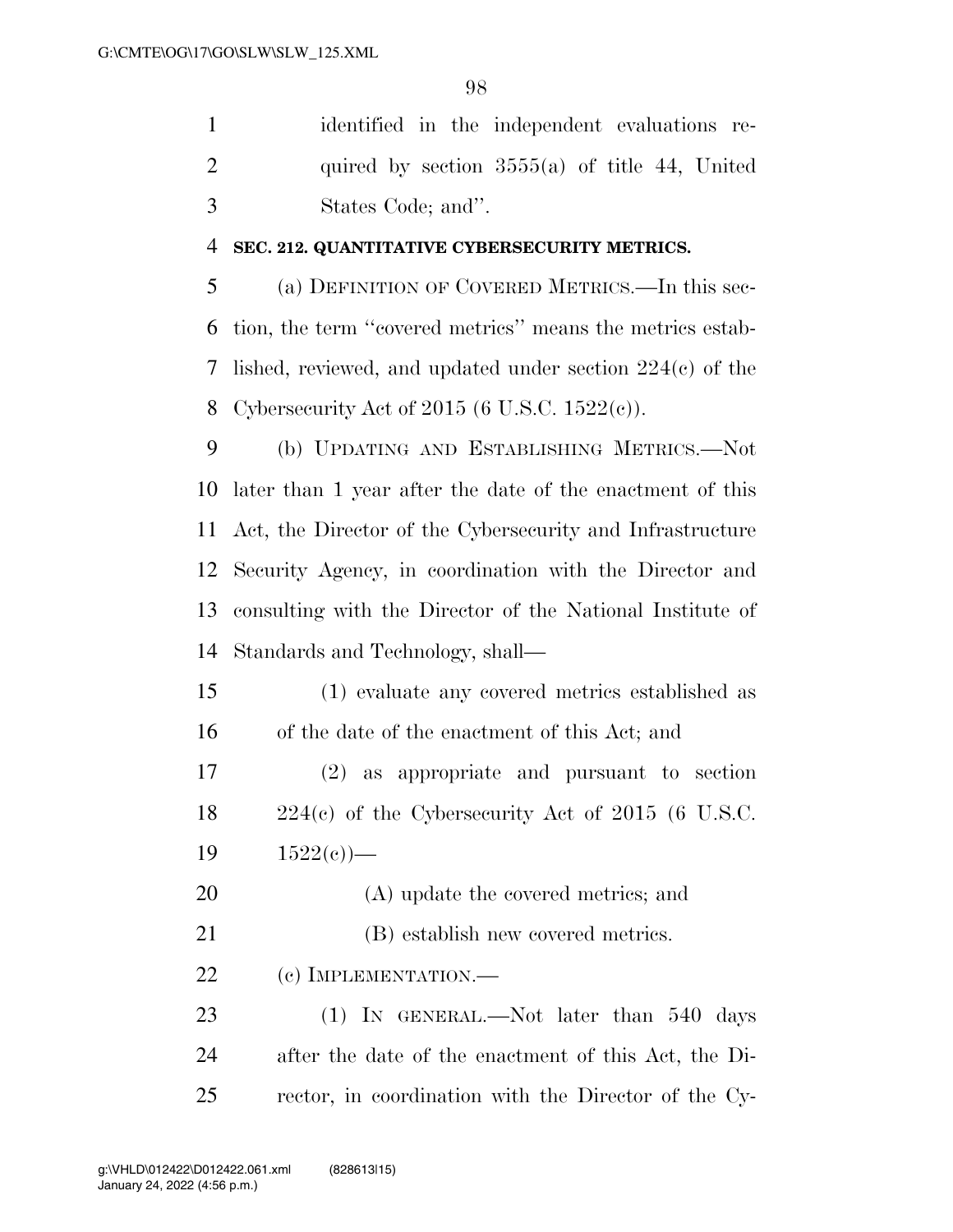identified in the independent evaluations required by section 3555(a) of title 44, United States Code; and''.

**SEC. 212. QUANTITATIVE CYBERSECURITY METRICS.**

(a) DEFINITION OF COVERED METRICS.—In this section, the term ''covered metrics'' means the metrics established, reviewed, and updated under section 224(c) of the Cybersecurity Act of 2015 (6 U.S.C. 1522(c)).

(b) UPDATING AND ESTABLISHING METRICS.—Not later than 1 year after the date of the enactment of this Act, the Director of the Cybersecurity and Infrastructure Security Agency, in coordination with the Director and consulting with the Director of the National Institute of Standards and Technology, shall—

(1) evaluate any covered metrics established as of the date of the enactment of this Act; and

(2) as appropriate and pursuant to section 224(c) of the Cybersecurity Act of 2015 (6 U.S.C. 1522(c))—

(A) update the covered metrics; and

(B) establish new covered metrics.

(c) IMPLEMENTATION.—

(1) IN GENERAL.—Not later than 540 days after the date of the enactment of this Act, the Director, in coordination with the Director of the Cy-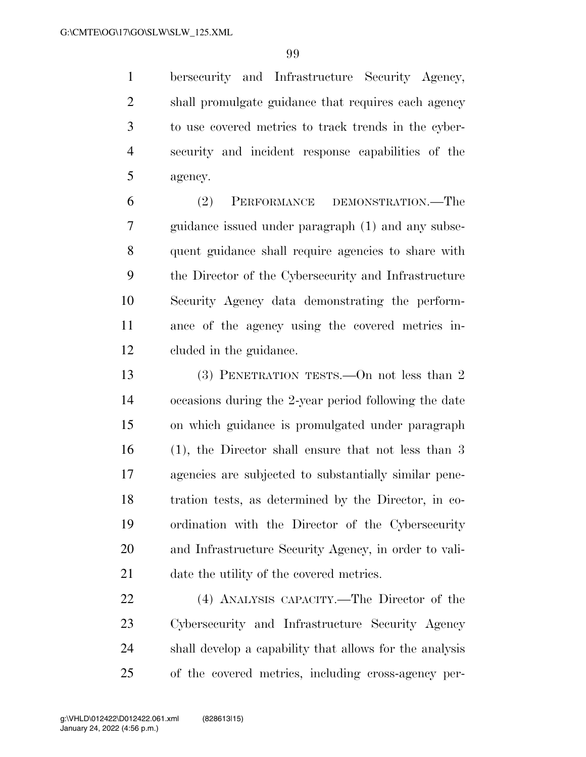bersecurity and Infrastructure Security Agency, shall promulgate guidance that requires each agency to use covered metrics to track trends in the cybersecurity and incident response capabilities of the agency.

(2) PERFORMANCE DEMONSTRATION.—The guidance issued under paragraph (1) and any subsequent guidance shall require agencies to share with the Director of the Cybersecurity and Infrastructure Security Agency data demonstrating the performance of the agency using the covered metrics included in the guidance.

(3) PENETRATION TESTS.—On not less than 2 occasions during the 2-year period following the date on which guidance is promulgated under paragraph (1), the Director shall ensure that not less than 3 agencies are subjected to substantially similar penetration tests, as determined by the Director, in coordination with the Director of the Cybersecurity and Infrastructure Security Agency, in order to validate the utility of the covered metrics.

(4) ANALYSIS CAPACITY.—The Director of the Cybersecurity and Infrastructure Security Agency shall develop a capability that allows for the analysis of the covered metrics, including cross-agency per-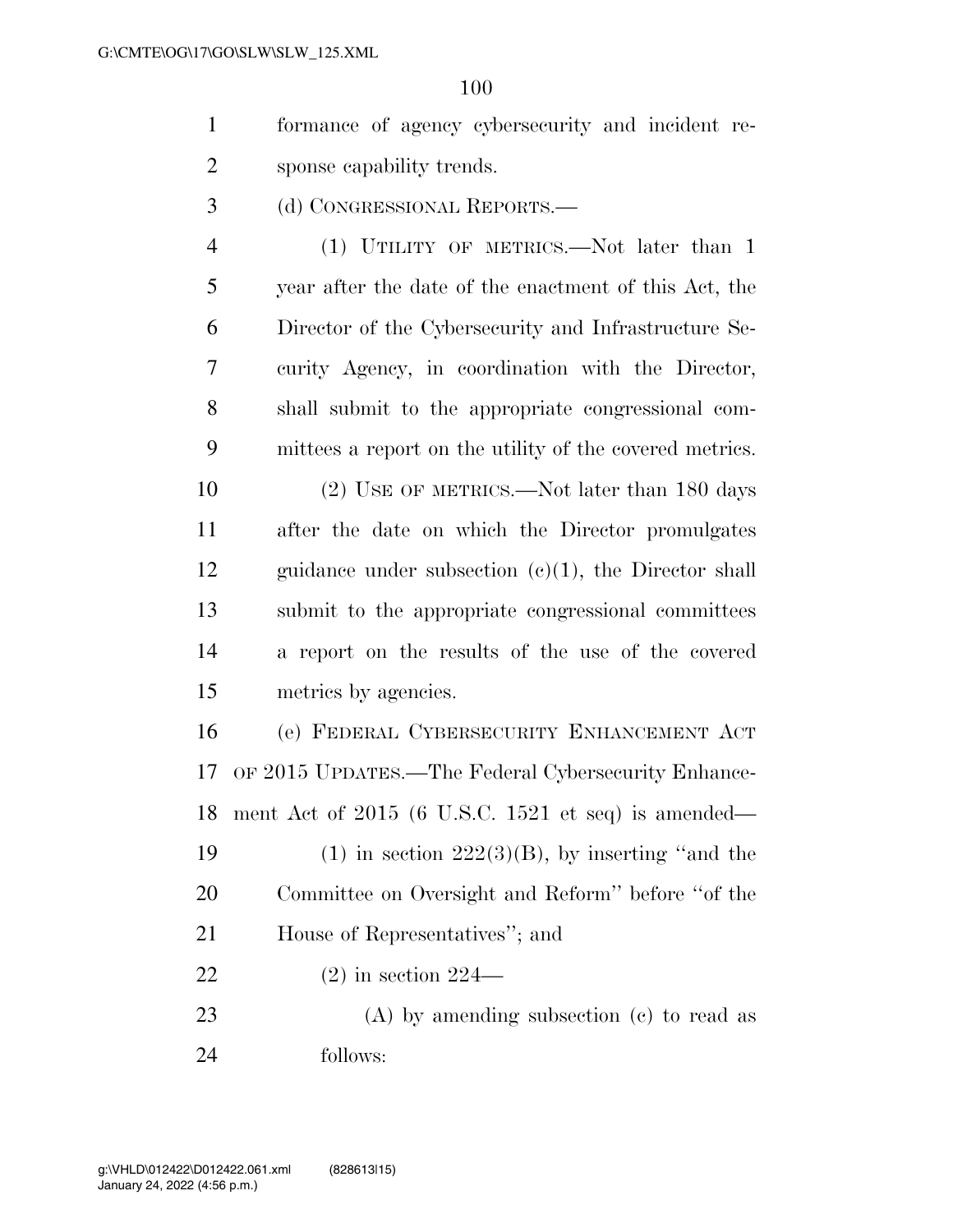formance of agency cybersecurity and incident response capability trends.

(d) CONGRESSIONAL REPORTS.—

(1) UTILITY OF METRICS.—Not later than 1 year after the date of the enactment of this Act, the Director of the Cybersecurity and Infrastructure Security Agency, in coordination with the Director, shall submit to the appropriate congressional committees a report on the utility of the covered metrics.

(2) USE OF METRICS.—Not later than 180 days after the date on which the Director promulgates guidance under subsection (c)(1), the Director shall submit to the appropriate congressional committees a report on the results of the use of the covered metrics by agencies.

(e) FEDERAL CYBERSECURITY ENHANCEMENT ACT OF 2015 UPDATES.—The Federal Cybersecurity Enhancement Act of 2015 (6 U.S.C. 1521 et seq) is amended—

(1) in section 222(3)(B), by inserting "and the Committee on Oversight and Reform" before "of the House of Representatives"; and

(2) in section 224—

(A) by amending subsection (c) to read as follows: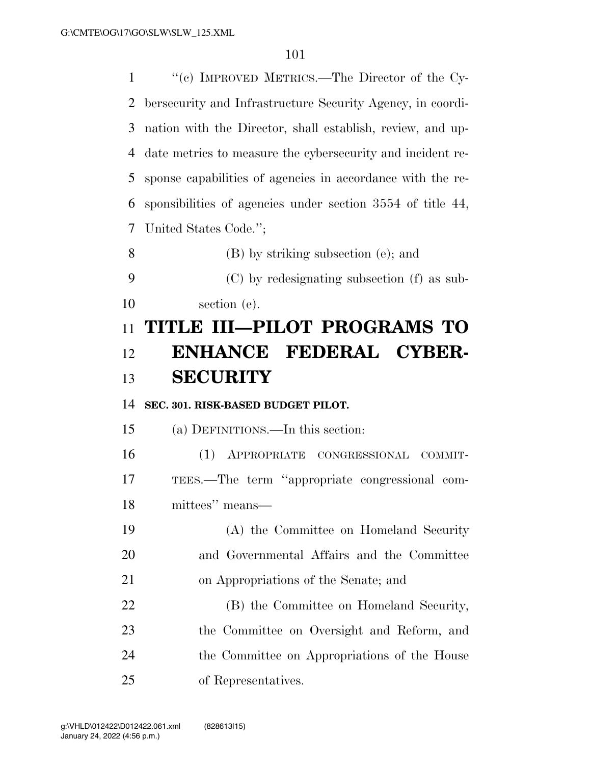"(c) IMPROVED METRICS.—The Director of the Cybersecurity and Infrastructure Security Agency, in coordination with the Director, shall establish, review, and update metrics to measure the cybersecurity and incident response capabilities of agencies in accordance with the responsibilities of agencies under section 3554 of title 44, United States Code.";

(B) by striking subsection (e); and

(C) by redesignating subsection (f) as subsection (e).

# TITLE III—PILOT PROGRAMS TO ENHANCE FEDERAL CYBERSECURITY

### SEC. 301. RISK-BASED BUDGET PILOT.

(a) DEFINITIONS.—In this section:

(1) APPROPRIATE CONGRESSIONAL COMMITTEES.—The term "appropriate congressional committees" means—

(A) the Committee on Homeland Security and Governmental Affairs and the Committee on Appropriations of the Senate; and

(B) the Committee on Homeland Security, the Committee on Oversight and Reform, and the Committee on Appropriations of the House of Representatives.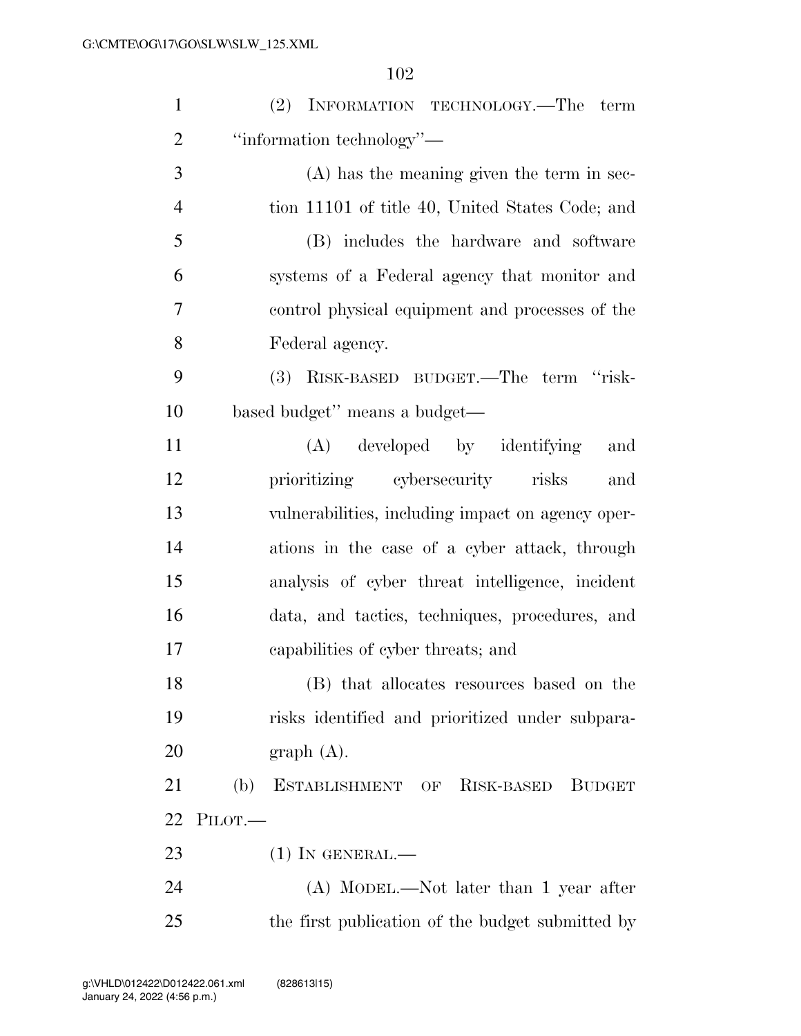(2) INFORMATION TECHNOLOGY.—The term "information technology"—

(A) has the meaning given the term in section 11101 of title 40, United States Code; and

(B) includes the hardware and software systems of a Federal agency that monitor and control physical equipment and processes of the Federal agency.

(3) RISK-BASED BUDGET.—The term "risk-based budget" means a budget—

(A) developed by identifying and prioritizing cybersecurity risks and vulnerabilities, including impact on agency operations in the case of a cyber attack, through analysis of cyber threat intelligence, incident data, and tactics, techniques, procedures, and capabilities of cyber threats; and

(B) that allocates resources based on the risks identified and prioritized under subparagraph (A).

(b) ESTABLISHMENT OF RISK-BASED BUDGET PILOT.—

(1) IN GENERAL.—

(A) MODEL.—Not later than 1 year after the first publication of the budget submitted by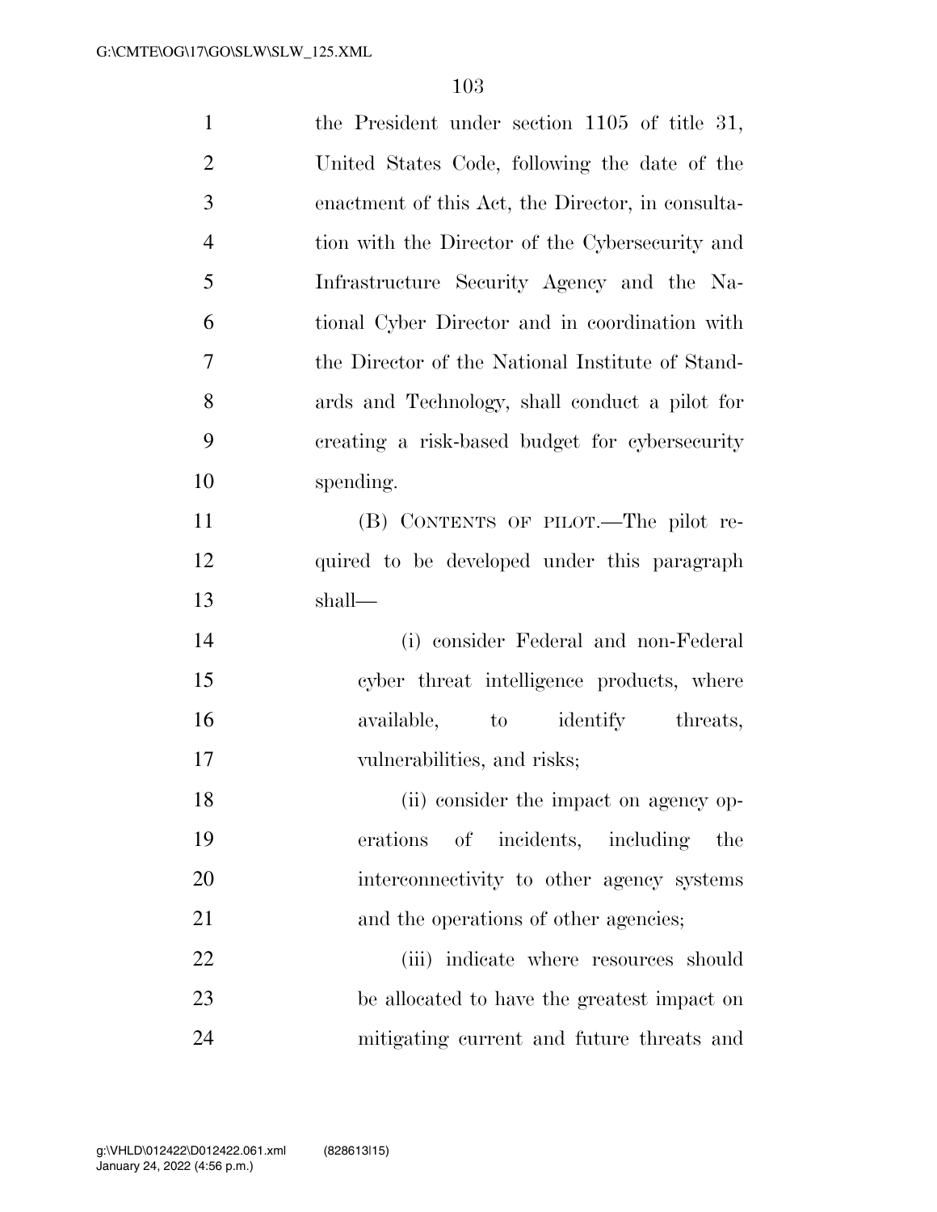the President under section 1105 of title 31, United States Code, following the date of the enactment of this Act, the Director, in consultation with the Director of the Cybersecurity and Infrastructure Security Agency and the National Cyber Director and in coordination with the Director of the National Institute of Standards and Technology, shall conduct a pilot for creating a risk-based budget for cybersecurity spending.

(B) CONTENTS OF PILOT.—The pilot required to be developed under this paragraph shall—

(i) consider Federal and non-Federal cyber threat intelligence products, where available, to identify threats, vulnerabilities, and risks;

(ii) consider the impact on agency operations of incidents, including the interconnectivity to other agency systems and the operations of other agencies;

(iii) indicate where resources should be allocated to have the greatest impact on mitigating current and future threats and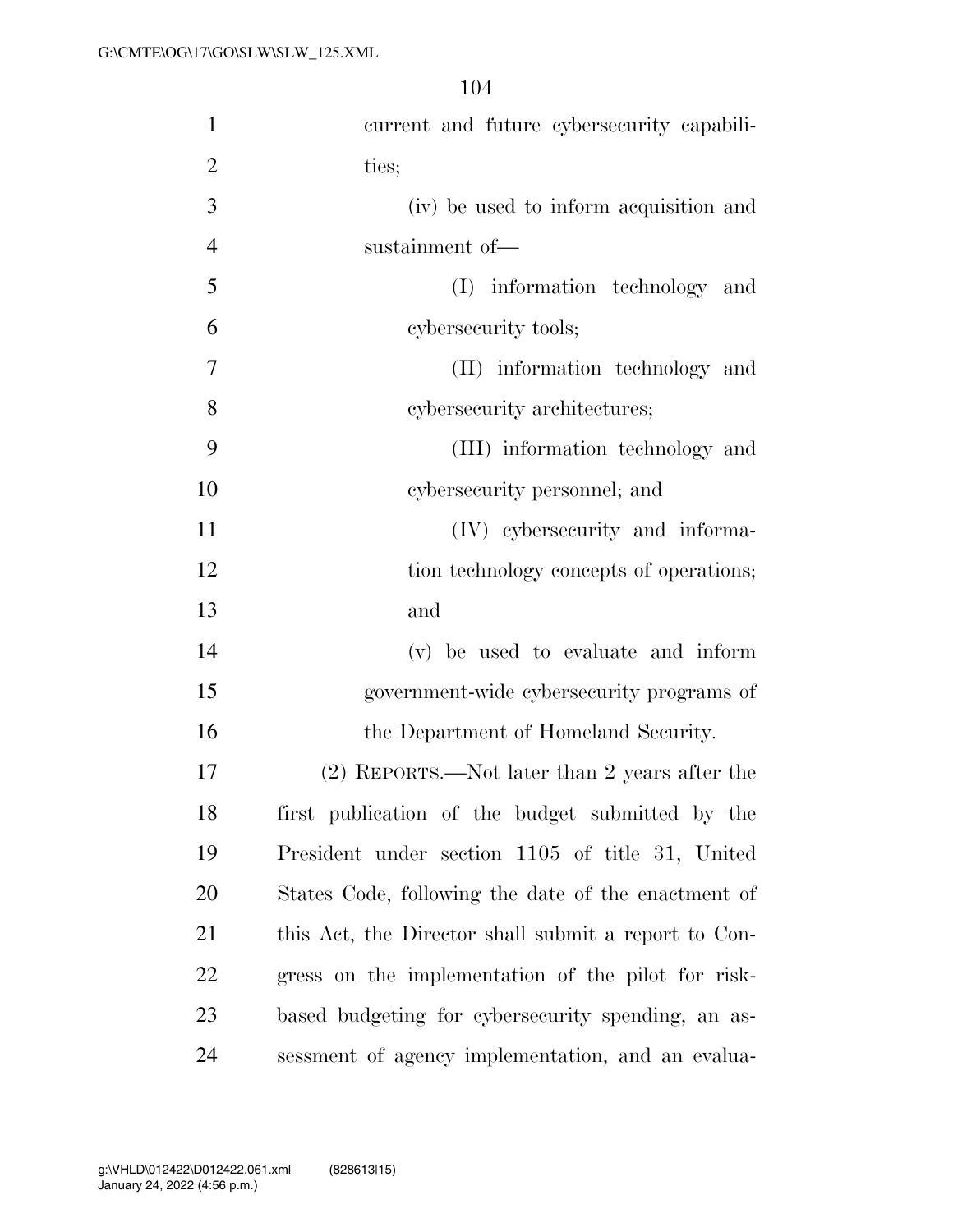current and future cybersecurity capabilities;

(iv) be used to inform acquisition and sustainment of—

(I) information technology and cybersecurity tools;

(II) information technology and cybersecurity architectures;

(III) information technology and cybersecurity personnel; and

(IV) cybersecurity and information technology concepts of operations; and

(v) be used to evaluate and inform government-wide cybersecurity programs of the Department of Homeland Security.

(2) REPORTS.—Not later than 2 years after the first publication of the budget submitted by the President under section 1105 of title 31, United States Code, following the date of the enactment of this Act, the Director shall submit a report to Congress on the implementation of the pilot for risk-based budgeting for cybersecurity spending, an assessment of agency implementation, and an evalua-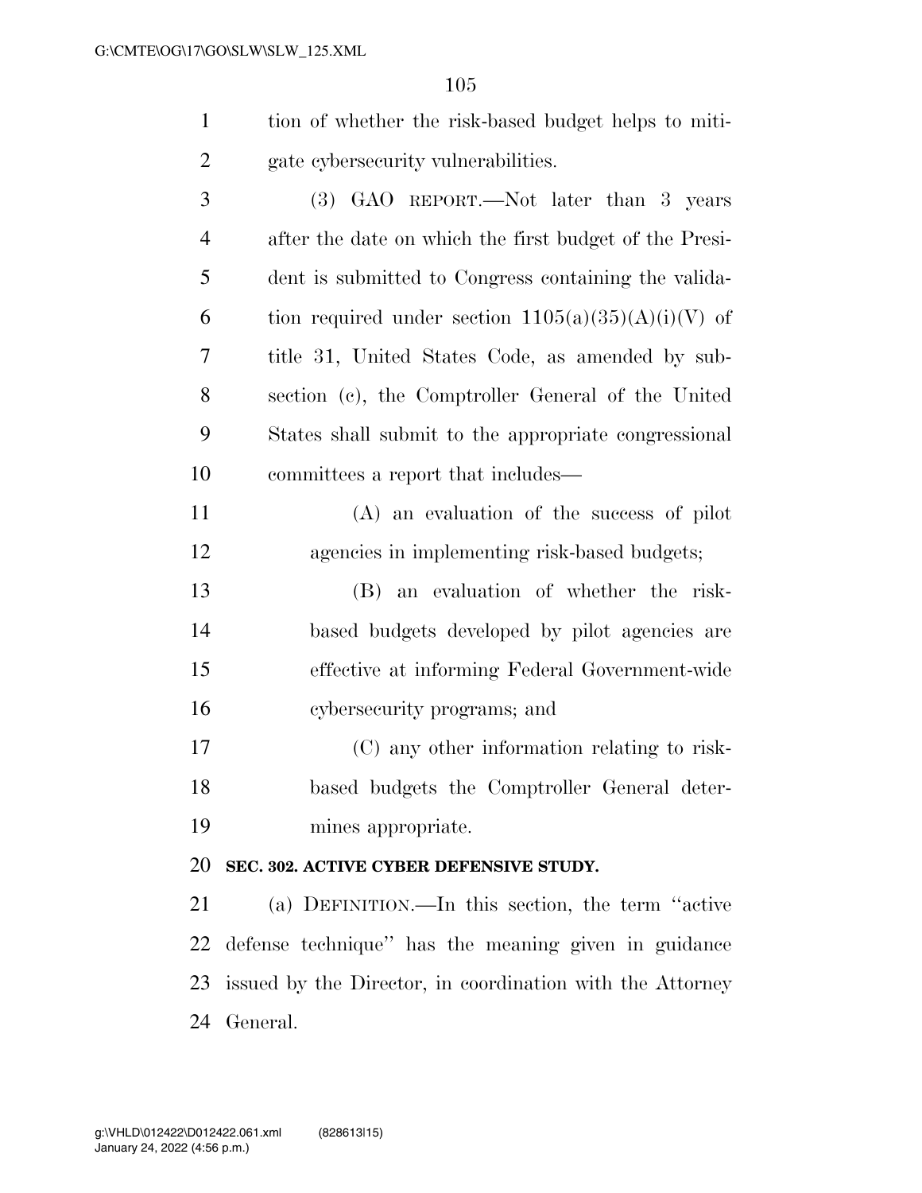tion of whether the risk-based budget helps to mitigate cybersecurity vulnerabilities.

(3) GAO REPORT.—Not later than 3 years after the date on which the first budget of the President is submitted to Congress containing the validation required under section 1105(a)(35)(A)(i)(V) of title 31, United States Code, as amended by subsection (c), the Comptroller General of the United States shall submit to the appropriate congressional committees a report that includes—

(A) an evaluation of the success of pilot agencies in implementing risk-based budgets;

(B) an evaluation of whether the risk-based budgets developed by pilot agencies are effective at informing Federal Government-wide cybersecurity programs; and

(C) any other information relating to risk-based budgets the Comptroller General determines appropriate.

**SEC. 302. ACTIVE CYBER DEFENSIVE STUDY.**

(a) DEFINITION.—In this section, the term "active defense technique" has the meaning given in guidance issued by the Director, in coordination with the Attorney General.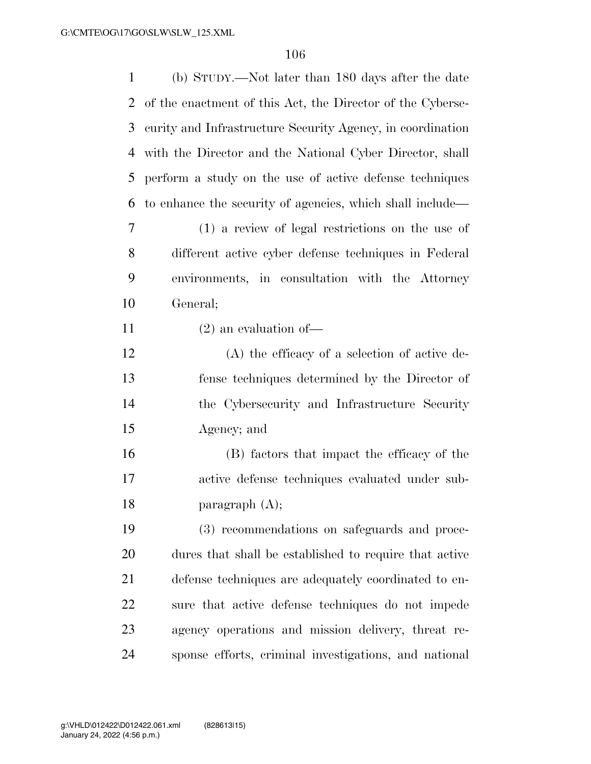(b) STUDY.—Not later than 180 days after the date of the enactment of this Act, the Director of the Cybersecurity and Infrastructure Security Agency, in coordination with the Director and the National Cyber Director, shall perform a study on the use of active defense techniques to enhance the security of agencies, which shall include—

(1) a review of legal restrictions on the use of different active cyber defense techniques in Federal environments, in consultation with the Attorney General;

(2) an evaluation of—

(A) the efficacy of a selection of active defense techniques determined by the Director of the Cybersecurity and Infrastructure Security Agency; and

(B) factors that impact the efficacy of the active defense techniques evaluated under subparagraph (A);

(3) recommendations on safeguards and procedures that shall be established to require that active defense techniques are adequately coordinated to ensure that active defense techniques do not impede agency operations and mission delivery, threat response efforts, criminal investigations, and national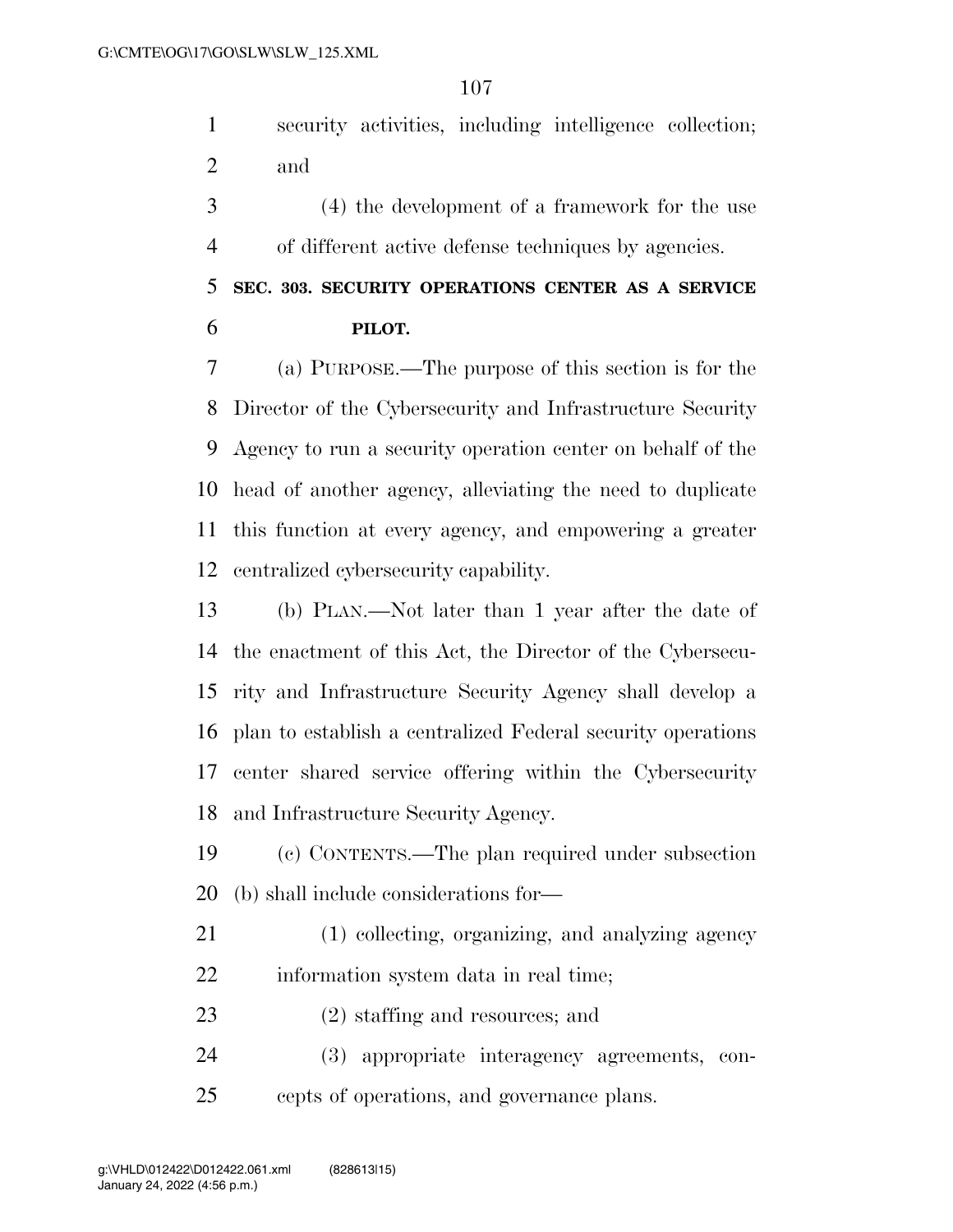security activities, including intelligence collection; and

(4) the development of a framework for the use of different active defense techniques by agencies.

**SEC. 303. SECURITY OPERATIONS CENTER AS A SERVICE PILOT.**

(a) PURPOSE.—The purpose of this section is for the Director of the Cybersecurity and Infrastructure Security Agency to run a security operation center on behalf of the head of another agency, alleviating the need to duplicate this function at every agency, and empowering a greater centralized cybersecurity capability.

(b) PLAN.—Not later than 1 year after the date of the enactment of this Act, the Director of the Cybersecurity and Infrastructure Security Agency shall develop a plan to establish a centralized Federal security operations center shared service offering within the Cybersecurity and Infrastructure Security Agency.

(c) CONTENTS.—The plan required under subsection (b) shall include considerations for—

(1) collecting, organizing, and analyzing agency information system data in real time;

(2) staffing and resources; and

(3) appropriate interagency agreements, concepts of operations, and governance plans.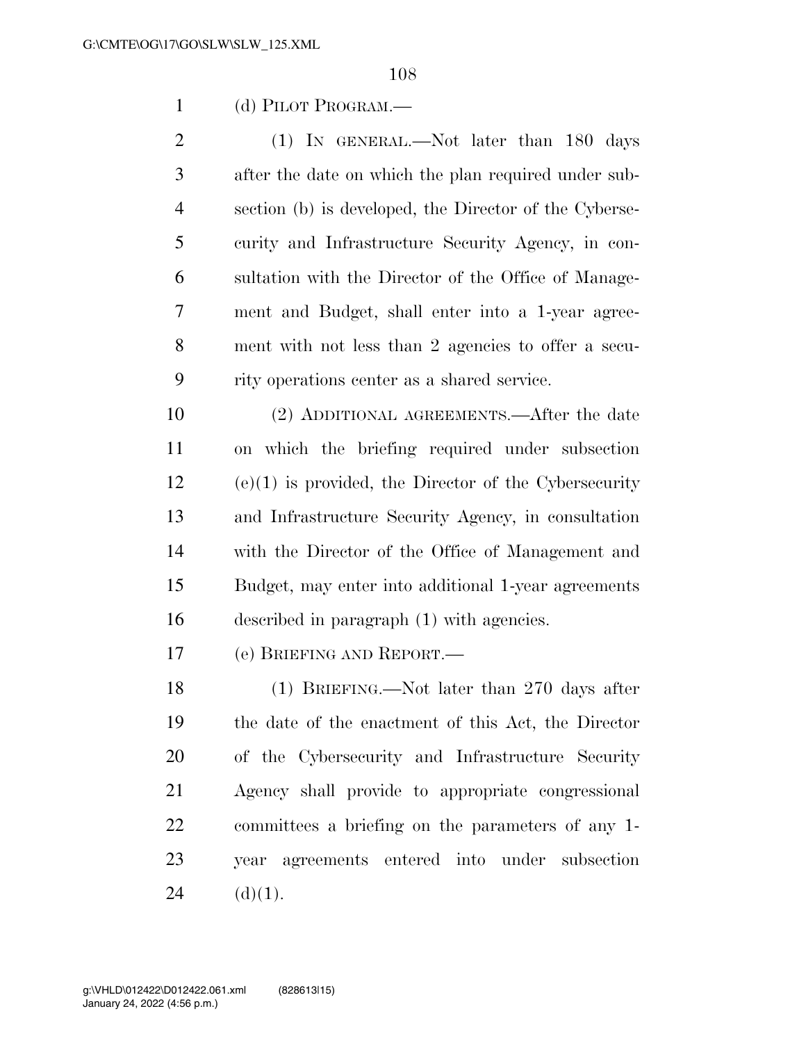(d) PILOT PROGRAM.—

(1) IN GENERAL.—Not later than 180 days after the date on which the plan required under subsection (b) is developed, the Director of the Cybersecurity and Infrastructure Security Agency, in consultation with the Director of the Office of Management and Budget, shall enter into a 1-year agreement with not less than 2 agencies to offer a security operations center as a shared service.

(2) ADDITIONAL AGREEMENTS.—After the date on which the briefing required under subsection (e)(1) is provided, the Director of the Cybersecurity and Infrastructure Security Agency, in consultation with the Director of the Office of Management and Budget, may enter into additional 1-year agreements described in paragraph (1) with agencies.

(e) BRIEFING AND REPORT.—

(1) BRIEFING.—Not later than 270 days after the date of the enactment of this Act, the Director of the Cybersecurity and Infrastructure Security Agency shall provide to appropriate congressional committees a briefing on the parameters of any 1-year agreements entered into under subsection (d)(1).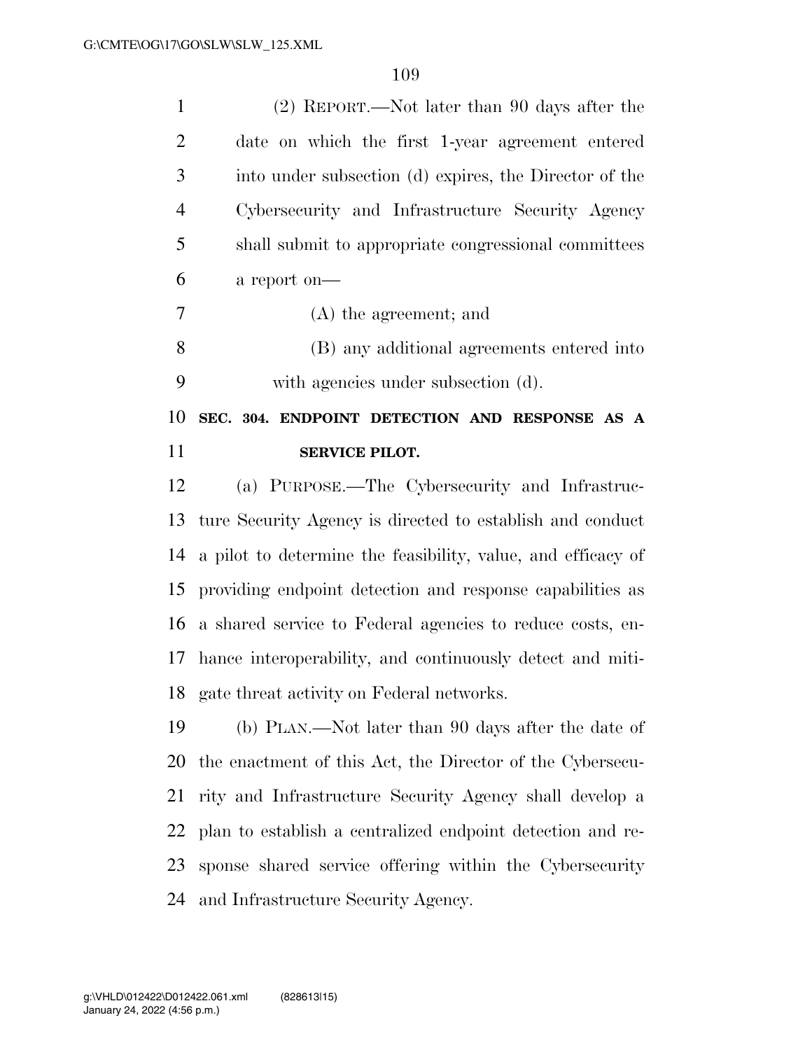(2) REPORT.—Not later than 90 days after the date on which the first 1-year agreement entered into under subsection (d) expires, the Director of the Cybersecurity and Infrastructure Security Agency shall submit to appropriate congressional committees a report on—

(A) the agreement; and

(B) any additional agreements entered into with agencies under subsection (d).

## SEC. 304. ENDPOINT DETECTION AND RESPONSE AS A SERVICE PILOT.

(a) PURPOSE.—The Cybersecurity and Infrastructure Security Agency is directed to establish and conduct a pilot to determine the feasibility, value, and efficacy of providing endpoint detection and response capabilities as a shared service to Federal agencies to reduce costs, enhance interoperability, and continuously detect and mitigate threat activity on Federal networks.

(b) PLAN.—Not later than 90 days after the date of the enactment of this Act, the Director of the Cybersecurity and Infrastructure Security Agency shall develop a plan to establish a centralized endpoint detection and response shared service offering within the Cybersecurity and Infrastructure Security Agency.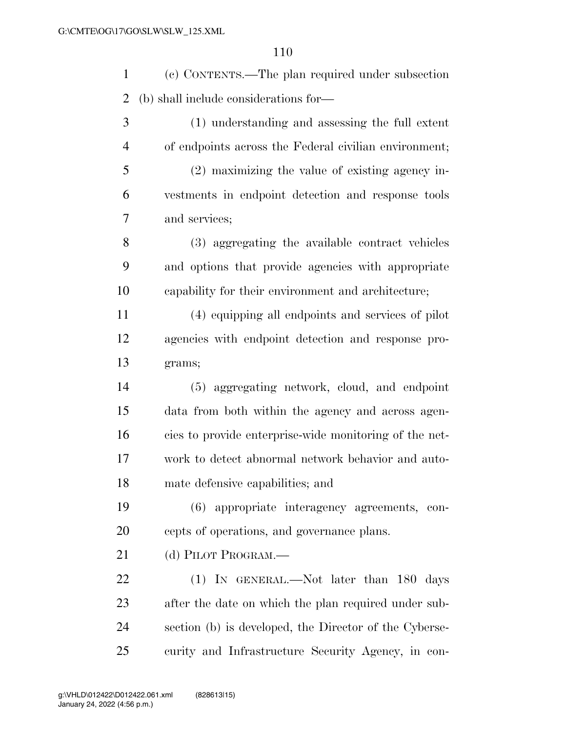(c) CONTENTS.—The plan required under subsection (b) shall include considerations for—

(1) understanding and assessing the full extent of endpoints across the Federal civilian environment;

(2) maximizing the value of existing agency investments in endpoint detection and response tools and services;

(3) aggregating the available contract vehicles and options that provide agencies with appropriate capability for their environment and architecture;

(4) equipping all endpoints and services of pilot agencies with endpoint detection and response programs;

(5) aggregating network, cloud, and endpoint data from both within the agency and across agencies to provide enterprise-wide monitoring of the network to detect abnormal network behavior and automate defensive capabilities; and

(6) appropriate interagency agreements, concepts of operations, and governance plans.

(d) PILOT PROGRAM.—

(1) IN GENERAL.—Not later than 180 days after the date on which the plan required under subsection (b) is developed, the Director of the Cybersecurity and Infrastructure Security Agency, in con-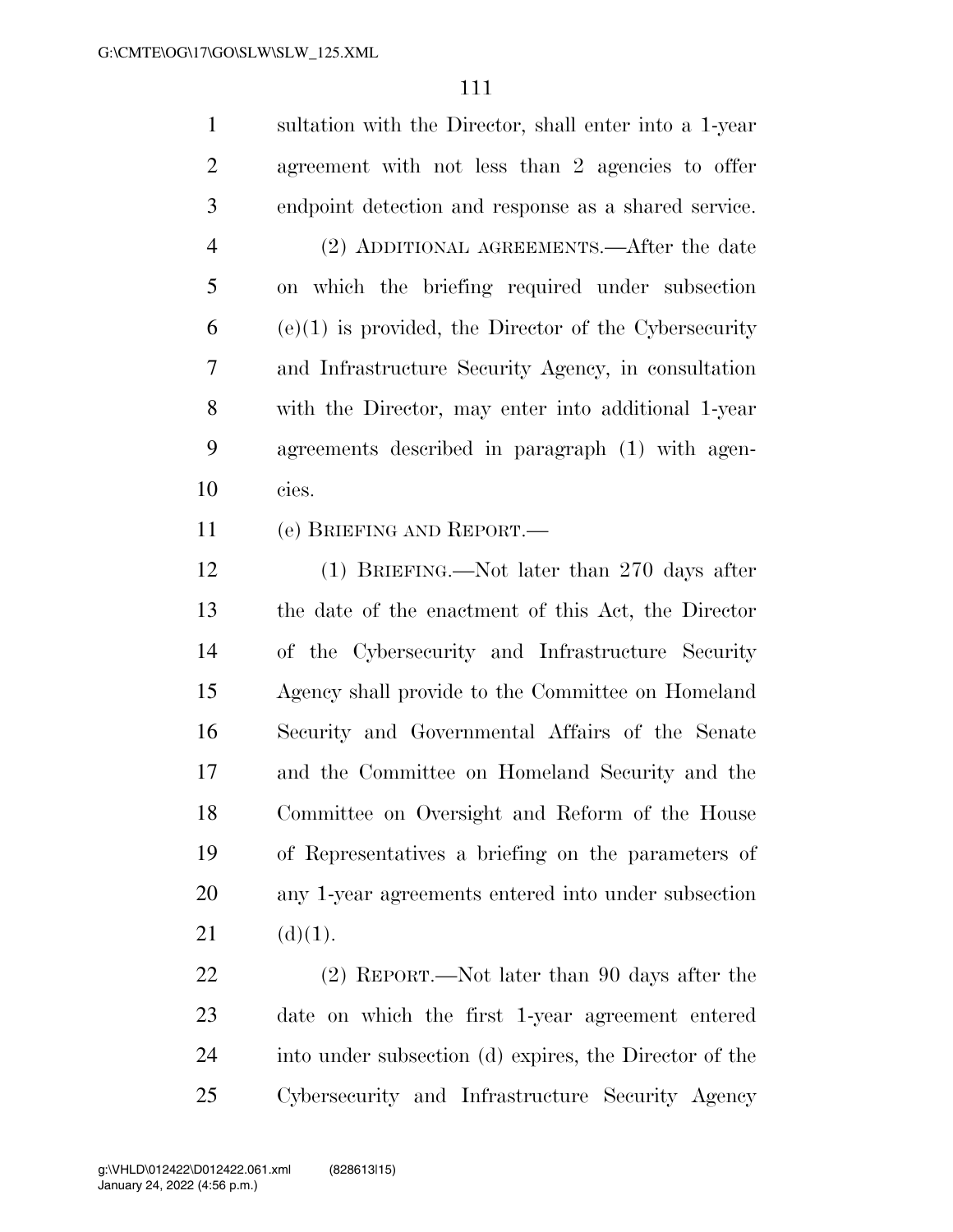sultation with the Director, shall enter into a 1-year agreement with not less than 2 agencies to offer endpoint detection and response as a shared service.

(2) ADDITIONAL AGREEMENTS.—After the date on which the briefing required under subsection (e)(1) is provided, the Director of the Cybersecurity and Infrastructure Security Agency, in consultation with the Director, may enter into additional 1-year agreements described in paragraph (1) with agencies.

(e) BRIEFING AND REPORT.—

(1) BRIEFING.—Not later than 270 days after the date of the enactment of this Act, the Director of the Cybersecurity and Infrastructure Security Agency shall provide to the Committee on Homeland Security and Governmental Affairs of the Senate and the Committee on Homeland Security and the Committee on Oversight and Reform of the House of Representatives a briefing on the parameters of any 1-year agreements entered into under subsection (d)(1).

(2) REPORT.—Not later than 90 days after the date on which the first 1-year agreement entered into under subsection (d) expires, the Director of the Cybersecurity and Infrastructure Security Agency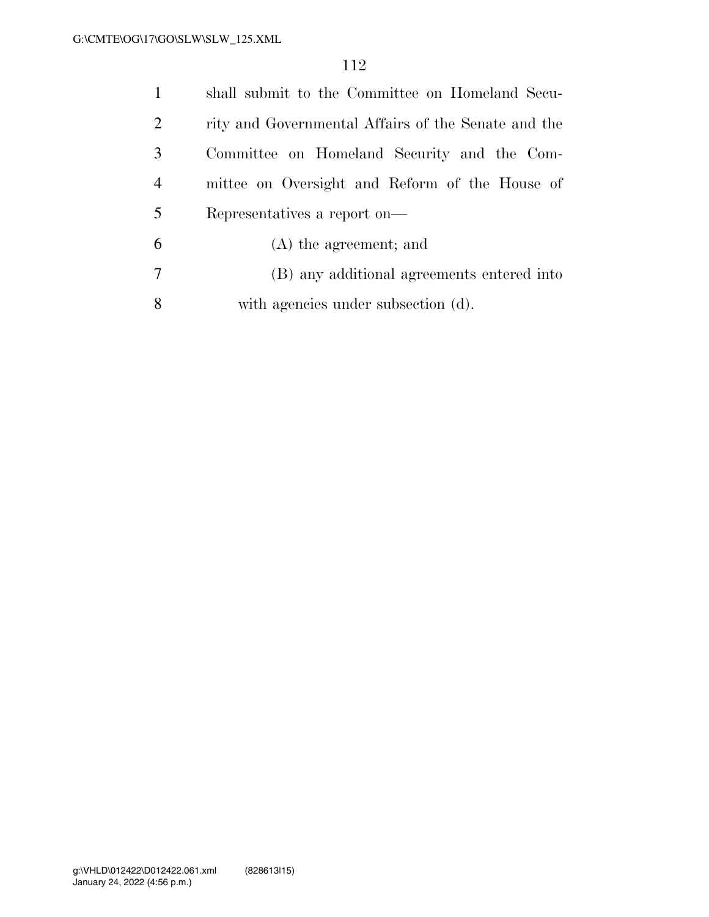shall submit to the Committee on Homeland Security and Governmental Affairs of the Senate and the Committee on Homeland Security and the Committee on Oversight and Reform of the House of Representatives a report on—

(A) the agreement; and

(B) any additional agreements entered into with agencies under subsection (d).